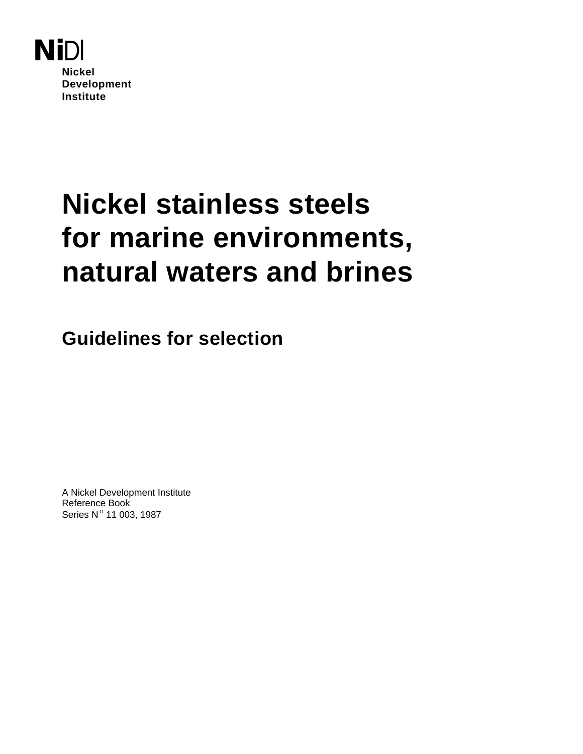**NiDI**

**Nickel Development Institute**

# Nickel stainless steels for marine environments, natural waters and brines

## Guidelines for selection

A Nickel Development Institute
Reference Book
Series Nº 11 003, 1987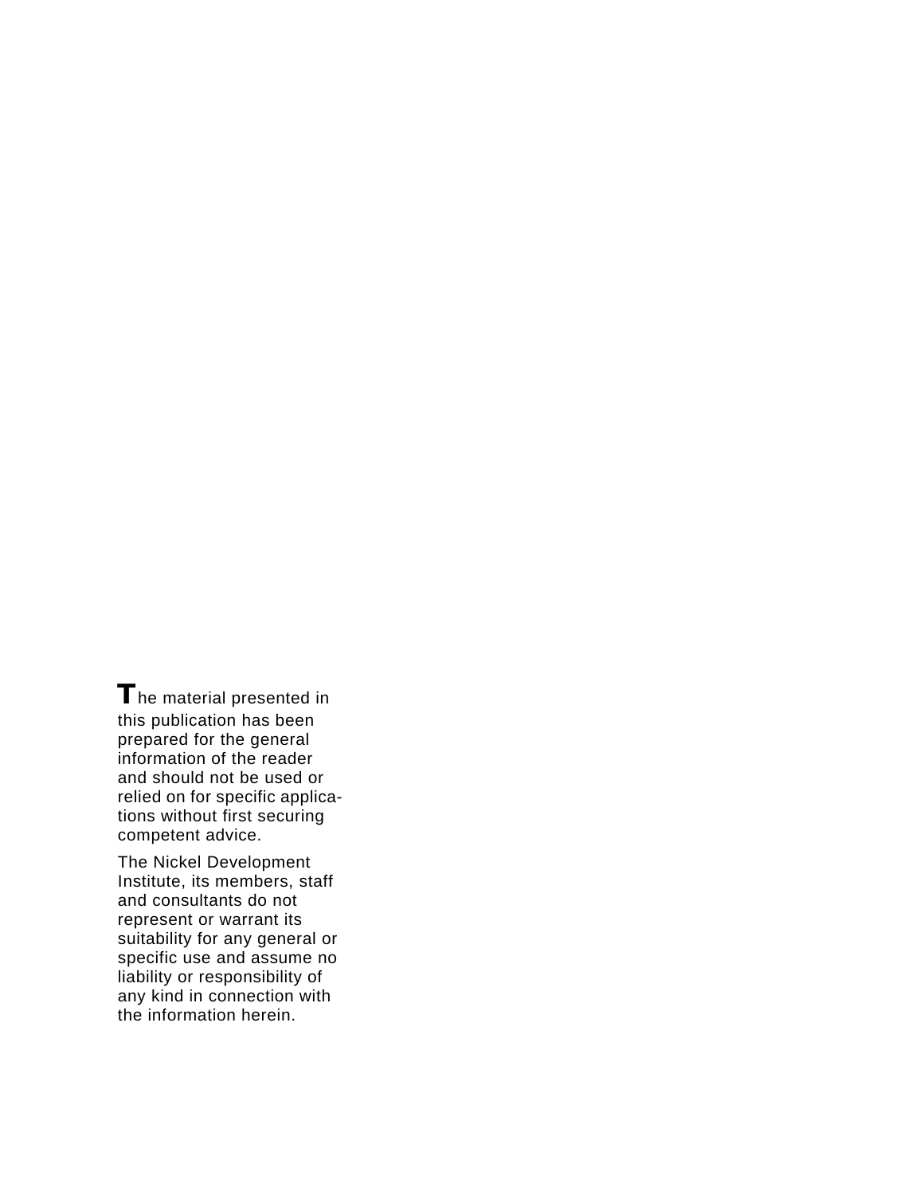The material presented in this publication has been prepared for the general information of the reader and should not be used or relied on for specific applications without first securing competent advice.

The Nickel Development Institute, its members, staff and consultants do not represent or warrant its suitability for any general or specific use and assume no liability or responsibility of any kind in connection with the information herein.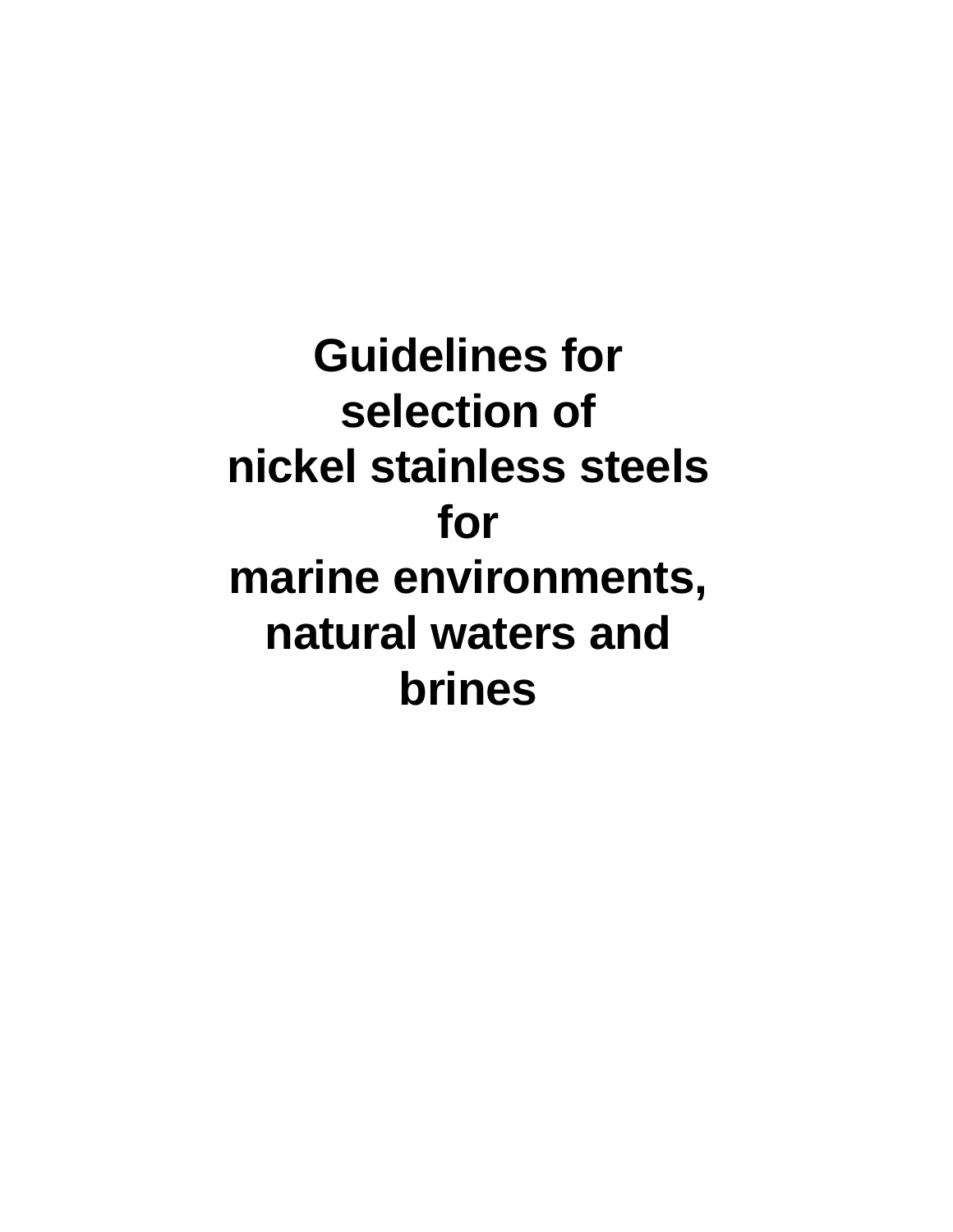# Guidelines for selection of nickel stainless steels for marine environments, natural waters and brines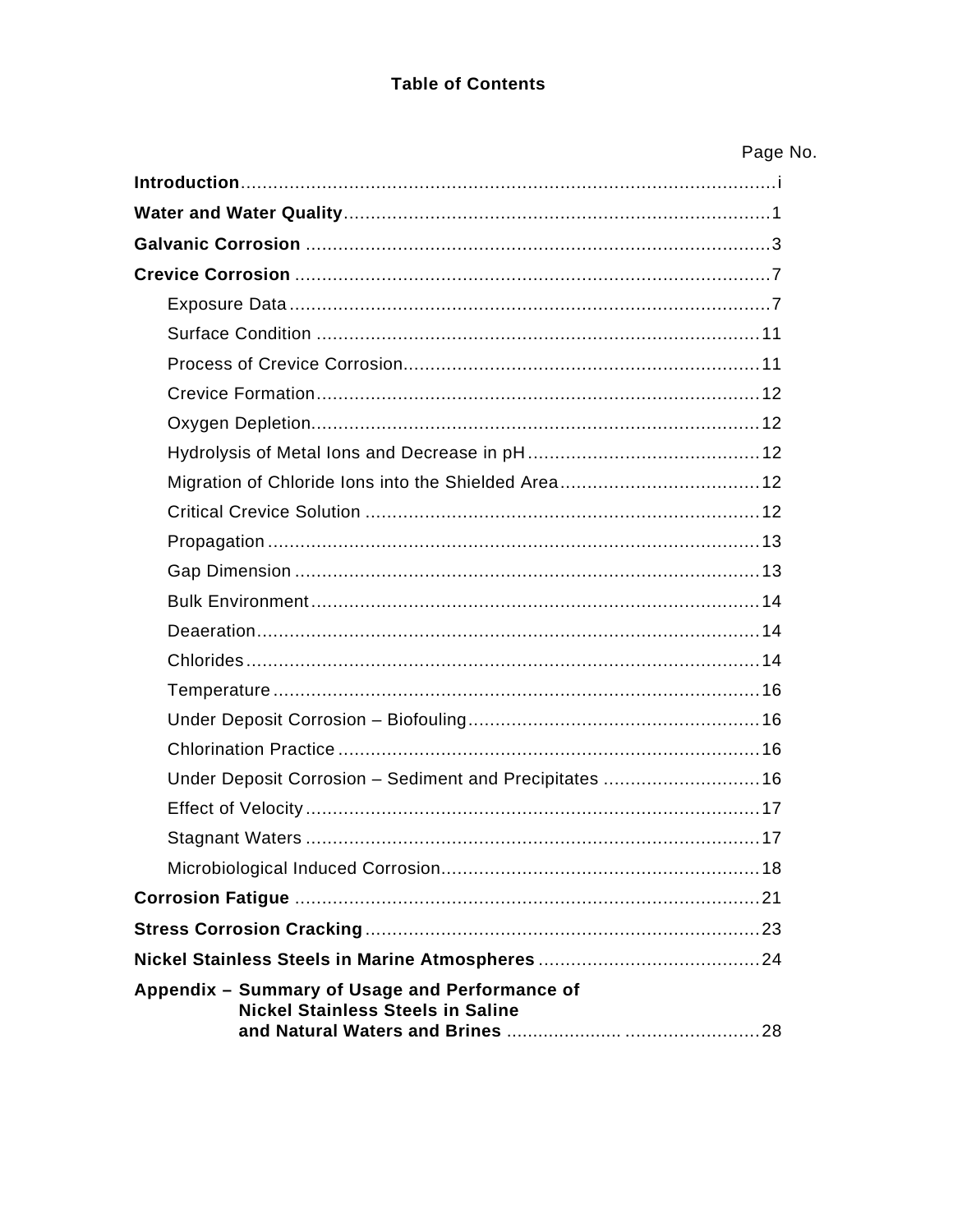# Table of Contents

| | Page No. |
|---|---|
| **Introduction** | i |
| **Water and Water Quality** | 1 |
| **Galvanic Corrosion** | 3 |
| **Crevice Corrosion** | 7 |
| Exposure Data | 7 |
| Surface Condition | 11 |
| Process of Crevice Corrosion | 11 |
| Crevice Formation | 12 |
| Oxygen Depletion | 12 |
| Hydrolysis of Metal Ions and Decrease in pH | 12 |
| Migration of Chloride Ions into the Shielded Area | 12 |
| Critical Crevice Solution | 12 |
| Propagation | 13 |
| Gap Dimension | 13 |
| Bulk Environment | 14 |
| Deaeration | 14 |
| Chlorides | 14 |
| Temperature | 16 |
| Under Deposit Corrosion – Biofouling | 16 |
| Chlorination Practice | 16 |
| Under Deposit Corrosion – Sediment and Precipitates | 16 |
| Effect of Velocity | 17 |
| Stagnant Waters | 17 |
| Microbiological Induced Corrosion | 18 |
| **Corrosion Fatigue** | 21 |
| **Stress Corrosion Cracking** | 23 |
| **Nickel Stainless Steels in Marine Atmospheres** | 24 |
| **Appendix – Summary of Usage and Performance of Nickel Stainless Steels in Saline and Natural Waters and Brines** | 28 |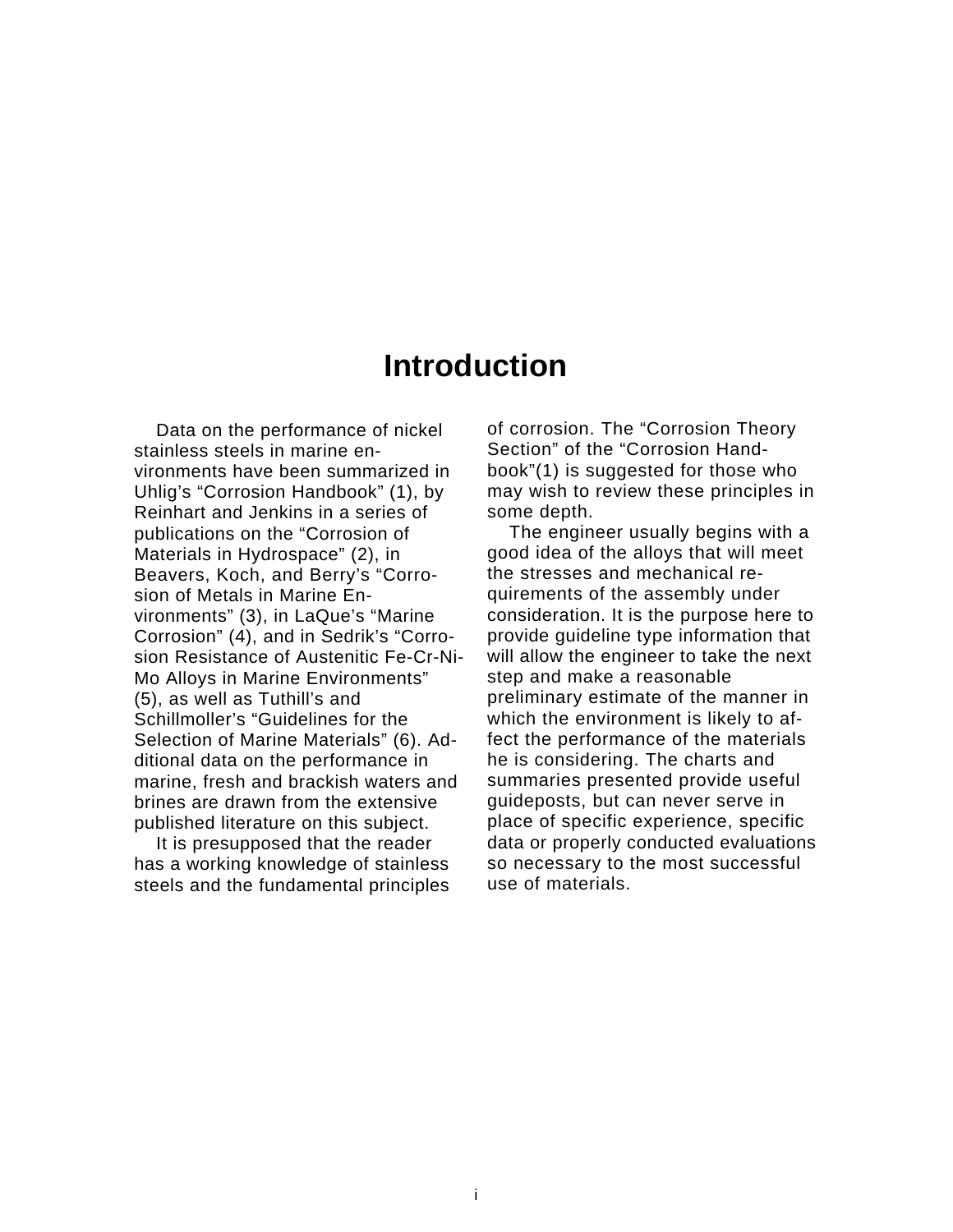# Introduction

Data on the performance of nickel stainless steels in marine environments have been summarized in Uhlig's "Corrosion Handbook" (1), by Reinhart and Jenkins in a series of publications on the "Corrosion of Materials in Hydrospace" (2), in Beavers, Koch, and Berry's "Corrosion of Metals in Marine Environments" (3), in LaQue's "Marine Corrosion" (4), and in Sedrik's "Corrosion Resistance of Austenitic Fe-Cr-Ni-Mo Alloys in Marine Environments" (5), as well as Tuthill's and Schillmoller's "Guidelines for the Selection of Marine Materials" (6). Additional data on the performance in marine, fresh and brackish waters and brines are drawn from the extensive published literature on this subject.

It is presupposed that the reader has a working knowledge of stainless steels and the fundamental principles of corrosion. The "Corrosion Theory Section" of the "Corrosion Handbook"(1) is suggested for those who may wish to review these principles in some depth.

The engineer usually begins with a good idea of the alloys that will meet the stresses and mechanical requirements of the assembly under consideration. It is the purpose here to provide guideline type information that will allow the engineer to take the next step and make a reasonable preliminary estimate of the manner in which the environment is likely to affect the performance of the materials he is considering. The charts and summaries presented provide useful guideposts, but can never serve in place of specific experience, specific data or properly conducted evaluations so necessary to the most successful use of materials.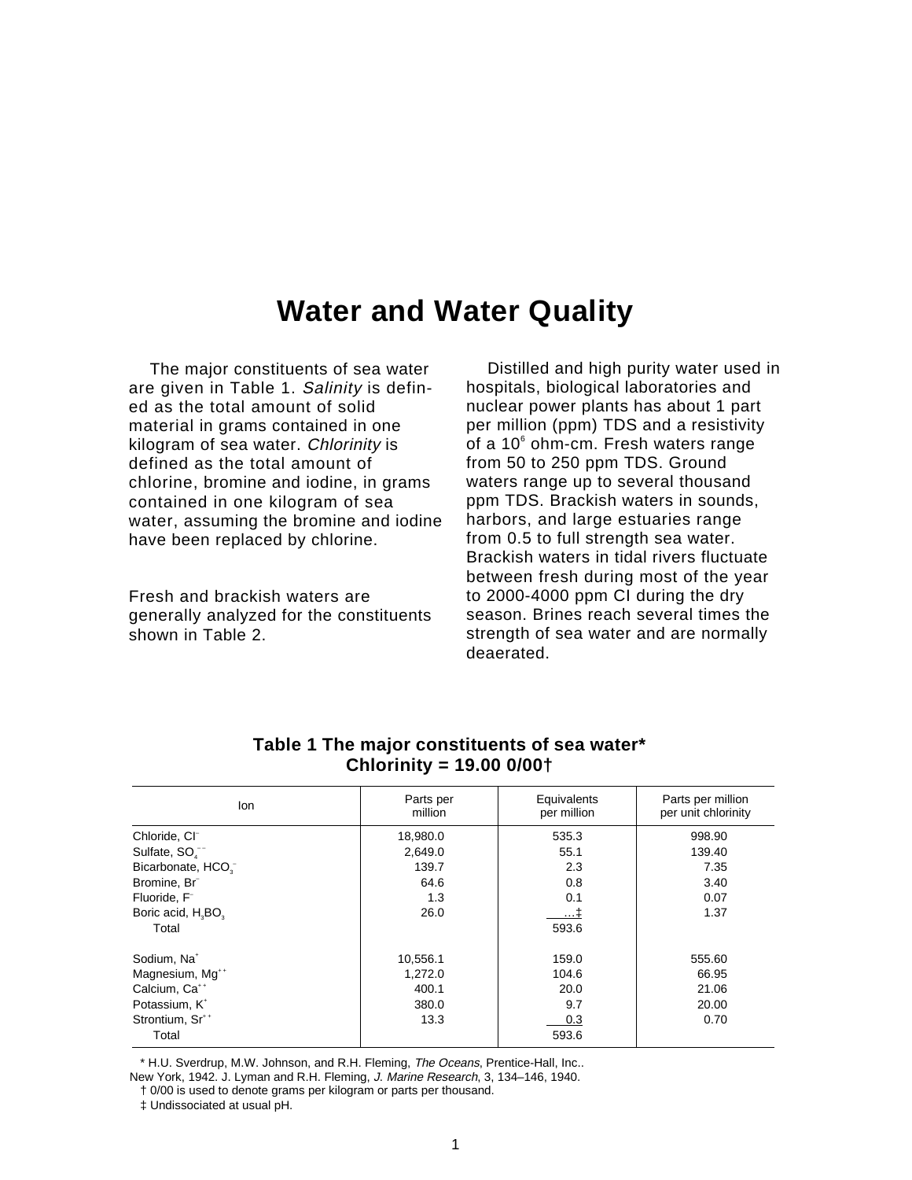# Water and Water Quality

The major constituents of sea water are given in Table 1. *Salinity* is defined as the total amount of solid material in grams contained in one kilogram of sea water. *Chlorinity* is defined as the total amount of chlorine, bromine and iodine, in grams contained in one kilogram of sea water, assuming the bromine and iodine have been replaced by chlorine.

Fresh and brackish waters are generally analyzed for the constituents shown in Table 2.

Distilled and high purity water used in hospitals, biological laboratories and nuclear power plants has about 1 part per million (ppm) TDS and a resistivity of a $10^6$ ohm-cm. Fresh waters range from 50 to 250 ppm TDS. Ground waters range up to several thousand ppm TDS. Brackish waters in sounds, harbors, and large estuaries range from 0.5 to full strength sea water. Brackish waters in tidal rivers fluctuate between fresh during most of the year to 2000-4000 ppm CI during the dry season. Brines reach several times the strength of sea water and are normally deaerated.

**Table 1 The major constituents of sea water\***
**Chlorinity = 19.00 0/00†**

| Ion | Parts per million | Equivalents per million | Parts per million per unit chlorinity |
|---|---|---|---|
| Chloride, $Cl^-$ | 18,980.0 | 535.3 | 998.90 |
| Sulfate, $SO_4^{--}$ | 2,649.0 | 55.1 | 139.40 |
| Bicarbonate, $HCO_3^-$ | 139.7 | 2.3 | 7.35 |
| Bromine, $Br^-$ | 64.6 | 0.8 | 3.40 |
| Fluoride, $F^-$ | 1.3 | 0.1 | 0.07 |
| Boric acid, $H_3BO_3$ | 26.0 | …‡ | 1.37 |
| Total | | 593.6 | |
| Sodium, $Na^+$ | 10,556.1 | 159.0 | 555.60 |
| Magnesium, $Mg^{++}$ | 1,272.0 | 104.6 | 66.95 |
| Calcium, $Ca^{++}$ | 400.1 | 20.0 | 21.06 |
| Potassium, $K^+$ | 380.0 | 9.7 | 20.00 |
| Strontium, $Sr^{++}$ | 13.3 | 0.3 | 0.70 |
| Total | | 593.6 | |

\* H.U. Sverdrup, M.W. Johnson, and R.H. Fleming, *The Oceans*, Prentice-Hall, Inc.. New York, 1942. J. Lyman and R.H. Fleming, *J. Marine Research*, 3, 134–146, 1940.

† 0/00 is used to denote grams per kilogram or parts per thousand.

‡ Undissociated at usual pH.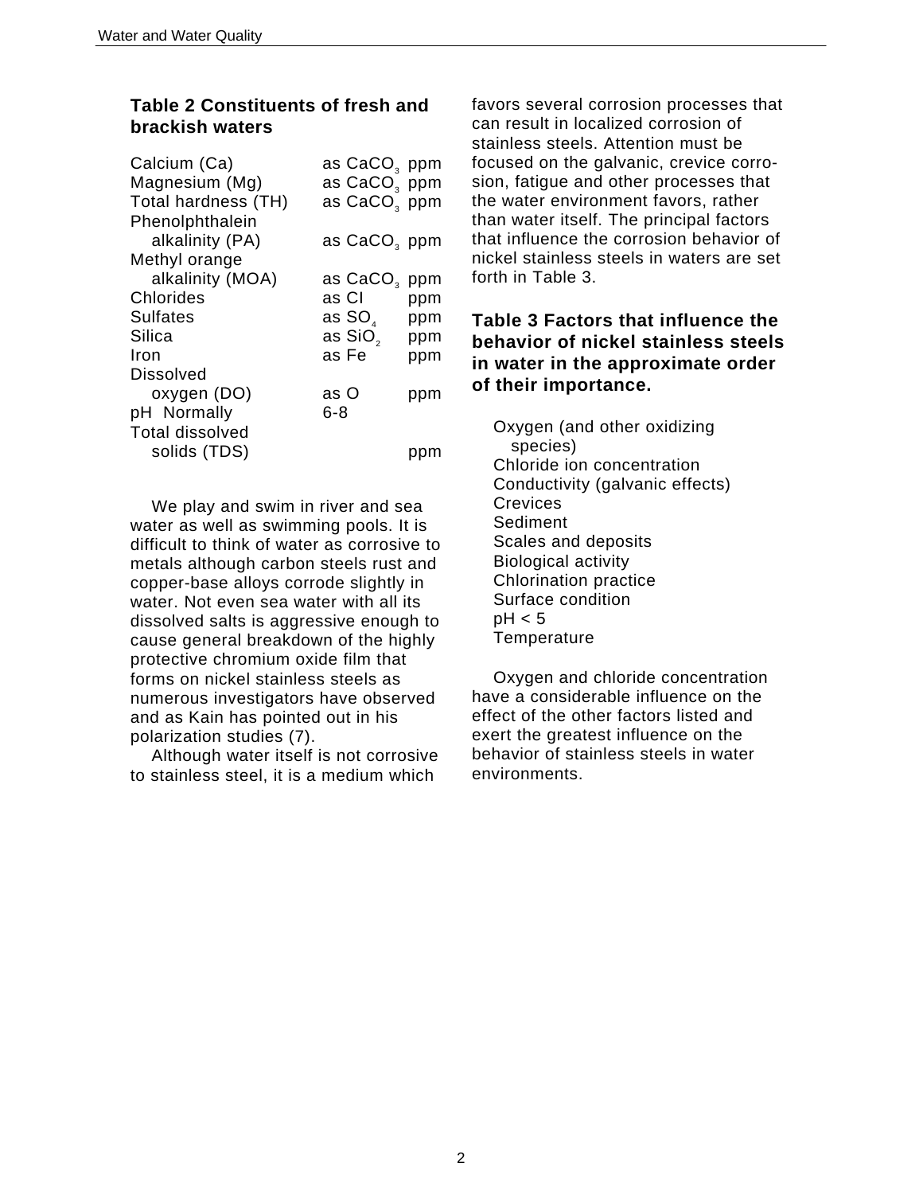**Table 2 Constituents of fresh and brackish waters**

| | | |
|---|---|---|
| Calcium (Ca) | as $CaCO_3$ | ppm |
| Magnesium (Mg) | as $CaCO_3$ | ppm |
| Total hardness (TH) | as $CaCO_3$ | ppm |
| Phenolphthalein alkalinity (PA) | as $CaCO_3$ | ppm |
| Methyl orange alkalinity (MOA) | as $CaCO_3$ | ppm |
| Chlorides | as Cl | ppm |
| Sulfates | as $SO_4$ | ppm |
| Silica | as $SiO_2$ | ppm |
| Iron | as Fe | ppm |
| Dissolved oxygen (DO) | as O | ppm |
| pH Normally | 6-8 | |
| Total dissolved solids (TDS) | | ppm |

We play and swim in river and sea water as well as swimming pools. It is difficult to think of water as corrosive to metals although carbon steels rust and copper-base alloys corrode slightly in water. Not even sea water with all its dissolved salts is aggressive enough to cause general breakdown of the highly protective chromium oxide film that forms on nickel stainless steels as numerous investigators have observed and as Kain has pointed out in his polarization studies (7).

Although water itself is not corrosive to stainless steel, it is a medium which favors several corrosion processes that can result in localized corrosion of stainless steels. Attention must be focused on the galvanic, crevice corrosion, fatigue and other processes that the water environment favors, rather than water itself. The principal factors that influence the corrosion behavior of nickel stainless steels in waters are set forth in Table 3.

**Table 3 Factors that influence the behavior of nickel stainless steels in water in the approximate order of their importance.**

- Oxygen (and other oxidizing species)
- Chloride ion concentration
- Conductivity (galvanic effects)
- Crevices
- Sediment
- Scales and deposits
- Biological activity
- Chlorination practice
- Surface condition
- pH < 5
- Temperature

Oxygen and chloride concentration have a considerable influence on the effect of the other factors listed and exert the greatest influence on the behavior of stainless steels in water environments.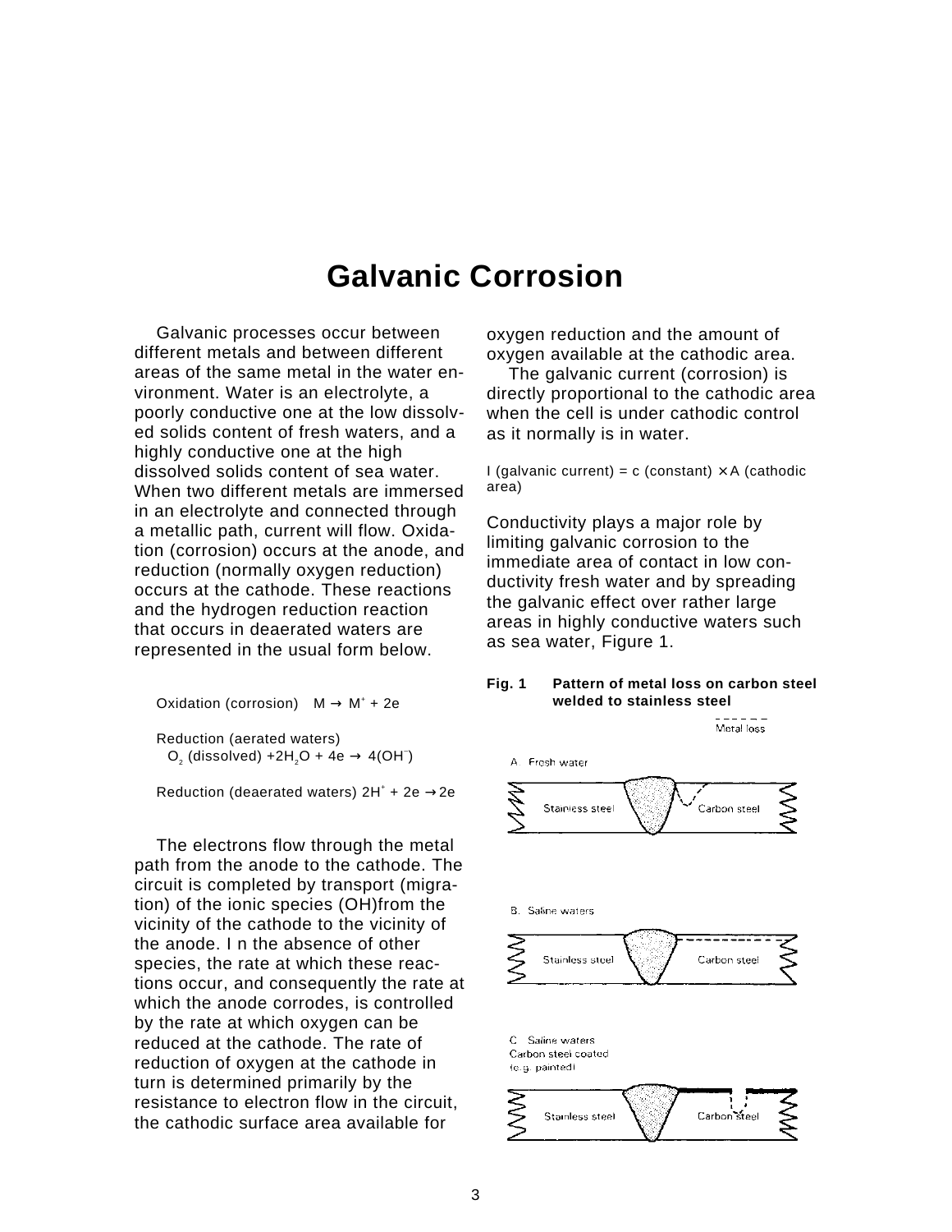# Galvanic Corrosion

Galvanic processes occur between different metals and between different areas of the same metal in the water environment. Water is an electrolyte, a poorly conductive one at the low dissolved solids content of fresh waters, and a highly conductive one at the high dissolved solids content of sea water. When two different metals are immersed in an electrolyte and connected through a metallic path, current will flow. Oxidation (corrosion) occurs at the anode, and reduction (normally oxygen reduction) occurs at the cathode. These reactions and the hydrogen reduction reaction that occurs in deaerated waters are represented in the usual form below.

Oxidation (corrosion) $M \rightarrow M^{+} + 2e$

Reduction (aerated waters)
$O_2$ (dissolved) $+ 2H_2O + 4e \rightarrow 4(OH^{-})$

Reduction (deaerated waters) $2H^{+} + 2e \rightarrow 2e$

The electrons flow through the metal path from the anode to the cathode. The circuit is completed by transport (migration) of the ionic species (OH)from the vicinity of the cathode to the vicinity of the anode. I n the absence of other species, the rate at which these reactions occur, and consequently the rate at which the anode corrodes, is controlled by the rate at which oxygen can be reduced at the cathode. The rate of reduction of oxygen at the cathode in turn is determined primarily by the resistance to electron flow in the circuit, the cathodic surface area available for oxygen reduction and the amount of oxygen available at the cathodic area.

The galvanic current (corrosion) is directly proportional to the cathodic area when the cell is under cathodic control as it normally is in water.

I (galvanic current) = c (constant) $\times$ A (cathodic area)

Conductivity plays a major role by limiting galvanic corrosion to the immediate area of contact in low conductivity fresh water and by spreading the galvanic effect over rather large areas in highly conductive waters such as sea water, Figure 1.

**Fig. 1 Pattern of metal loss on carbon steel welded to stainless steel**

Metal loss

A. Fresh water

Stainless steel | Carbon steel

B. Saline waters

Stainless steel | Carbon steel

C. Saline waters
Carbon steel coated (e.g. painted)

Stainless steel | Carbon steel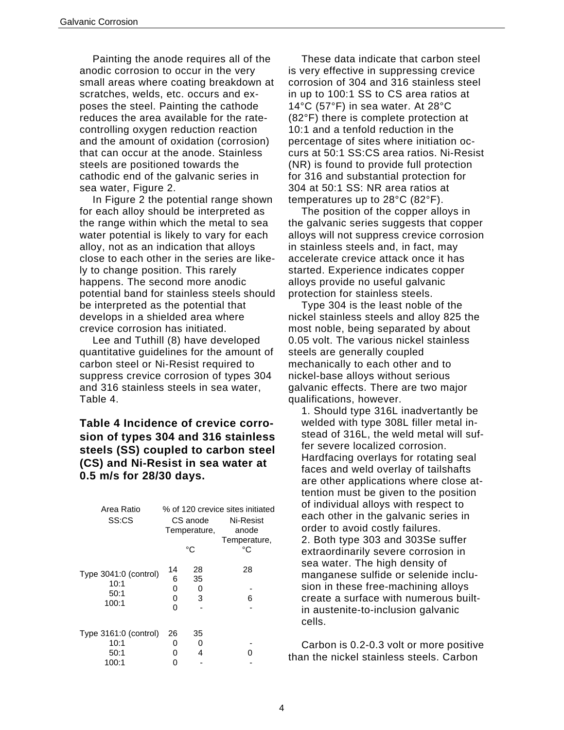Painting the anode requires all of the anodic corrosion to occur in the very small areas where coating breakdown at scratches, welds, etc. occurs and exposes the steel. Painting the cathode reduces the area available for the rate-controlling oxygen reduction reaction and the amount of oxidation (corrosion) that can occur at the anode. Stainless steels are positioned towards the cathodic end of the galvanic series in sea water, Figure 2.

In Figure 2 the potential range shown for each alloy should be interpreted as the range within which the metal to sea water potential is likely to vary for each alloy, not as an indication that alloys close to each other in the series are likely to change position. This rarely happens. The second more anodic potential band for stainless steels should be interpreted as the potential that develops in a shielded area where crevice corrosion has initiated.

Lee and Tuthill (8) have developed quantitative guidelines for the amount of carbon steel or Ni-Resist required to suppress crevice corrosion of types 304 and 316 stainless steels in sea water, Table 4.

**Table 4 Incidence of crevice corrosion of types 304 and 316 stainless steels (SS) coupled to carbon steel (CS) and Ni-Resist in sea water at 0.5 m/s for 28/30 days.**

| Area Ratio SS:CS | % of 120 crevice sites initiated | | |
|---|---|---|---|
| | CS anode Temperature, °C | | Ni-Resist anode Temperature, °C |
| | 14 | 28 | 28 |
| Type 304 1:0 (control) | 6 | 35 | |
| 10:1 | 0 | 0 | - |
| 50:1 | 0 | 3 | 6 |
| 100:1 | 0 | - | - |
| Type 316 1:0 (control) | 26 | 35 | |
| 10:1 | 0 | 0 | - |
| 50:1 | 0 | 4 | 0 |
| 100:1 | 0 | - | - |

These data indicate that carbon steel is very effective in suppressing crevice corrosion of 304 and 316 stainless steel in up to 100:1 SS to CS area ratios at 14°C (57°F) in sea water. At 28°C (82°F) there is complete protection at 10:1 and a tenfold reduction in the percentage of sites where initiation occurs at 50:1 SS:CS area ratios. Ni-Resist (NR) is found to provide full protection for 316 and substantial protection for 304 at 50:1 SS: NR area ratios at temperatures up to 28°C (82°F).

The position of the copper alloys in the galvanic series suggests that copper alloys will not suppress crevice corrosion in stainless steels and, in fact, may accelerate crevice attack once it has started. Experience indicates copper alloys provide no useful galvanic protection for stainless steels.

Type 304 is the least noble of the nickel stainless steels and alloy 825 the most noble, being separated by about 0.05 volt. The various nickel stainless steels are generally coupled mechanically to each other and to nickel-base alloys without serious galvanic effects. There are two major qualifications, however.

1. Should type 316L inadvertantly be welded with type 308L filler metal instead of 316L, the weld metal will suffer severe localized corrosion. Hardfacing overlays for rotating seal faces and weld overlay of tailshafts are other applications where close attention must be given to the position of individual alloys with respect to each other in the galvanic series in order to avoid costly failures.
2. Both type 303 and 303Se suffer extraordinarily severe corrosion in sea water. The high density of manganese sulfide or selenide inclusion in these free-machining alloys create a surface with numerous built-in austenite-to-inclusion galvanic cells.

Carbon is 0.2-0.3 volt or more positive than the nickel stainless steels. Carbon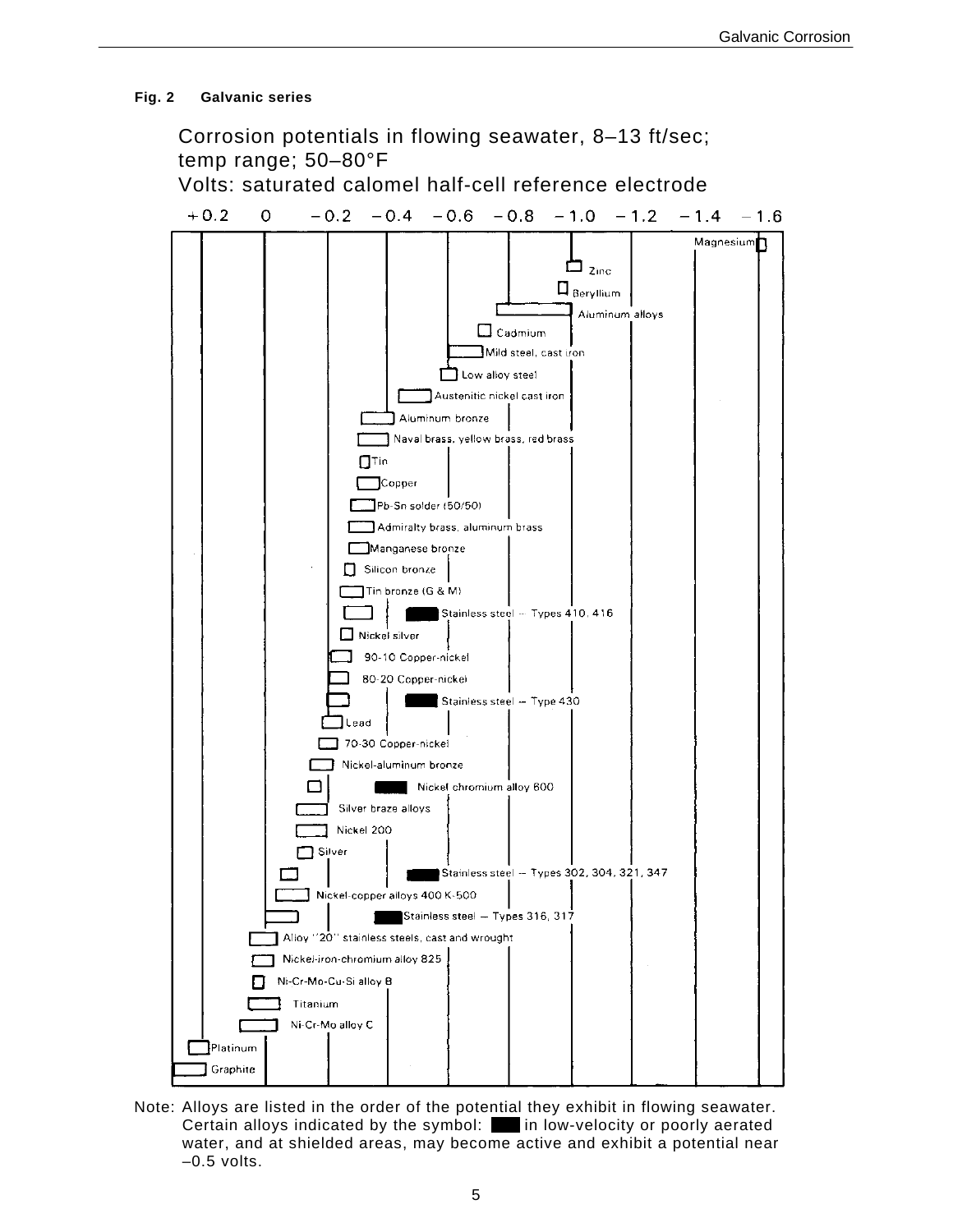**Fig. 2 Galvanic series**

Corrosion potentials in flowing seawater, 8–13 ft/sec; temp range; 50–80°F
Volts: saturated calomel half-cell reference electrode

+0.2 0 −0.2 −0.4 −0.6 −0.8 −1.0 −1.2 −1.4 −1.6

- Magnesium
- Zinc
- Beryllium
- Aluminum alloys
- Cadmium
- Mild steel, cast iron
- Low alloy steel
- Austenitic nickel cast iron
- Aluminum bronze
- Naval brass, yellow brass, red brass
- Tin
- Copper
- Pb-Sn solder (50/50)
- Admiralty brass, aluminum brass
- Manganese bronze
- Silicon bronze
- Tin bronze (G & M)
- Stainless steel – Types 410, 416
- Nickel silver
- 90-10 Copper-nickel
- 80-20 Copper-nickel
- Stainless steel – Type 430
- Lead
- 70-30 Copper-nickel
- Nickel-aluminum bronze
- Nickel chromium alloy 600
- Silver braze alloys
- Nickel 200
- Silver
- Stainless steel – Types 302, 304, 321, 347
- Nickel-copper alloys 400 K-500
- Stainless steel – Types 316, 317
- Alloy "20" stainless steels, cast and wrought
- Nickel-iron-chromium alloy 825
- Ni-Cr-Mo-Cu-Si alloy B
- Titanium
- Ni-Cr-Mo alloy C
- Platinum
- Graphite

Note: Alloys are listed in the order of the potential they exhibit in flowing seawater. Certain alloys indicated by the symbol: ■ in low-velocity or poorly aerated water, and at shielded areas, may become active and exhibit a potential near −0.5 volts.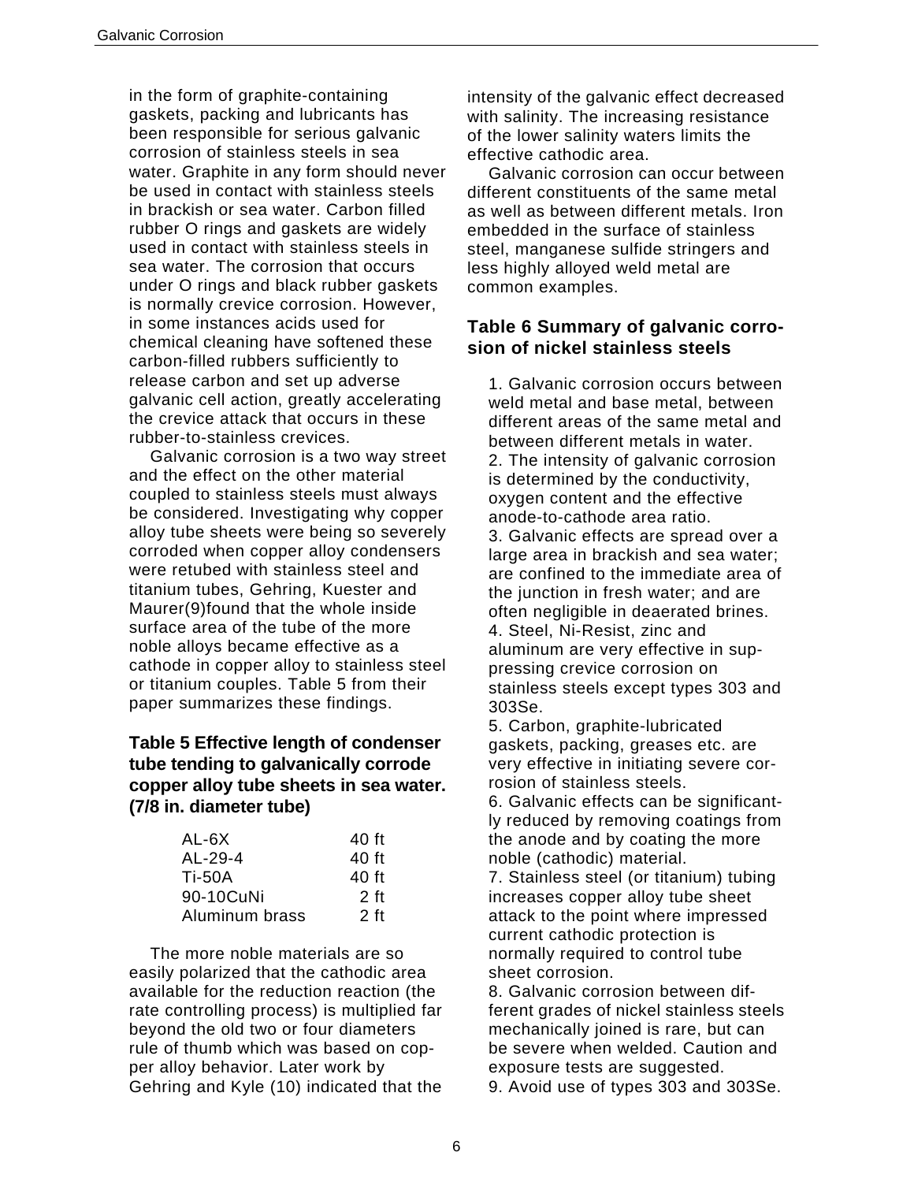in the form of graphite-containing gaskets, packing and lubricants has been responsible for serious galvanic corrosion of stainless steels in sea water. Graphite in any form should never be used in contact with stainless steels in brackish or sea water. Carbon filled rubber O rings and gaskets are widely used in contact with stainless steels in sea water. The corrosion that occurs under O rings and black rubber gaskets is normally crevice corrosion. However, in some instances acids used for chemical cleaning have softened these carbon-filled rubbers sufficiently to release carbon and set up adverse galvanic cell action, greatly accelerating the crevice attack that occurs in these rubber-to-stainless crevices.

Galvanic corrosion is a two way street and the effect on the other material coupled to stainless steels must always be considered. Investigating why copper alloy tube sheets were being so severely corroded when copper alloy condensers were retubed with stainless steel and titanium tubes, Gehring, Kuester and Maurer(9)found that the whole inside surface area of the tube of the more noble alloys became effective as a cathode in copper alloy to stainless steel or titanium couples. Table 5 from their paper summarizes these findings.

### Table 5 Effective length of condenser tube tending to galvanically corrode copper alloy tube sheets in sea water. (7/8 in. diameter tube)

| Material | Length |
|---|---|
| AL-6X | 40 ft |
| AL-29-4 | 40 ft |
| Ti-50A | 40 ft |
| 90-10CuNi | 2 ft |
| Aluminum brass | 2 ft |

The more noble materials are so easily polarized that the cathodic area available for the reduction reaction (the rate controlling process) is multiplied far beyond the old two or four diameters rule of thumb which was based on copper alloy behavior. Later work by Gehring and Kyle (10) indicated that the intensity of the galvanic effect decreased with salinity. The increasing resistance of the lower salinity waters limits the effective cathodic area.

Galvanic corrosion can occur between different constituents of the same metal as well as between different metals. Iron embedded in the surface of stainless steel, manganese sulfide stringers and less highly alloyed weld metal are common examples.

### Table 6 Summary of galvanic corrosion of nickel stainless steels

1. Galvanic corrosion occurs between weld metal and base metal, between different areas of the same metal and between different metals in water.
2. The intensity of galvanic corrosion is determined by the conductivity, oxygen content and the effective anode-to-cathode area ratio.
3. Galvanic effects are spread over a large area in brackish and sea water; are confined to the immediate area of the junction in fresh water; and are often negligible in deaerated brines.
4. Steel, Ni-Resist, zinc and aluminum are very effective in suppressing crevice corrosion on stainless steels except types 303 and 303Se.
5. Carbon, graphite-lubricated gaskets, packing, greases etc. are very effective in initiating severe corrosion of stainless steels.
6. Galvanic effects can be significantly reduced by removing coatings from the anode and by coating the more noble (cathodic) material.
7. Stainless steel (or titanium) tubing increases copper alloy tube sheet attack to the point where impressed current cathodic protection is normally required to control tube sheet corrosion.
8. Galvanic corrosion between different grades of nickel stainless steels mechanically joined is rare, but can be severe when welded. Caution and exposure tests are suggested.
9. Avoid use of types 303 and 303Se.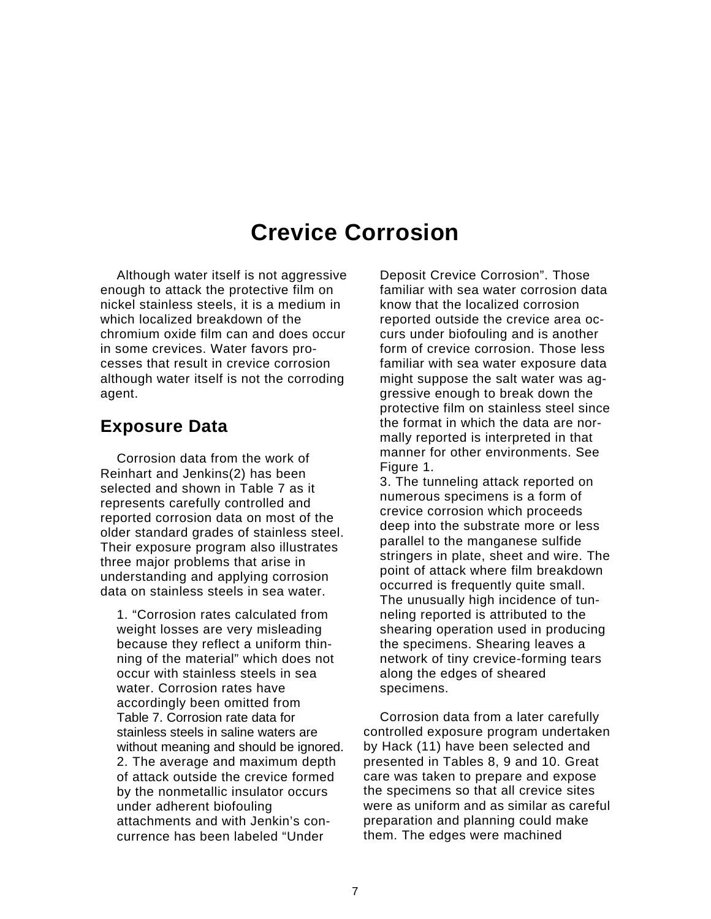# Crevice Corrosion

Although water itself is not aggressive enough to attack the protective film on nickel stainless steels, it is a medium in which localized breakdown of the chromium oxide film can and does occur in some crevices. Water favors processes that result in crevice corrosion although water itself is not the corroding agent.

## Exposure Data

Corrosion data from the work of Reinhart and Jenkins(2) has been selected and shown in Table 7 as it represents carefully controlled and reported corrosion data on most of the older standard grades of stainless steel. Their exposure program also illustrates three major problems that arise in understanding and applying corrosion data on stainless steels in sea water.

1. "Corrosion rates calculated from weight losses are very misleading because they reflect a uniform thinning of the material" which does not occur with stainless steels in sea water. Corrosion rates have accordingly been omitted from Table 7. Corrosion rate data for stainless steels in saline waters are without meaning and should be ignored.
2. The average and maximum depth of attack outside the crevice formed by the nonmetallic insulator occurs under adherent biofouling attachments and with Jenkin's concurrence has been labeled "Under Deposit Crevice Corrosion". Those familiar with sea water corrosion data know that the localized corrosion reported outside the crevice area occurs under biofouling and is another form of crevice corrosion. Those less familiar with sea water exposure data might suppose the salt water was aggressive enough to break down the protective film on stainless steel since the format in which the data are normally reported is interpreted in that manner for other environments. See Figure 1.
3. The tunneling attack reported on numerous specimens is a form of crevice corrosion which proceeds deep into the substrate more or less parallel to the manganese sulfide stringers in plate, sheet and wire. The point of attack where film breakdown occurred is frequently quite small. The unusually high incidence of tunneling reported is attributed to the shearing operation used in producing the specimens. Shearing leaves a network of tiny crevice-forming tears along the edges of sheared specimens.

Corrosion data from a later carefully controlled exposure program undertaken by Hack (11) have been selected and presented in Tables 8, 9 and 10. Great care was taken to prepare and expose the specimens so that all crevice sites were as uniform and as similar as careful preparation and planning could make them. The edges were machined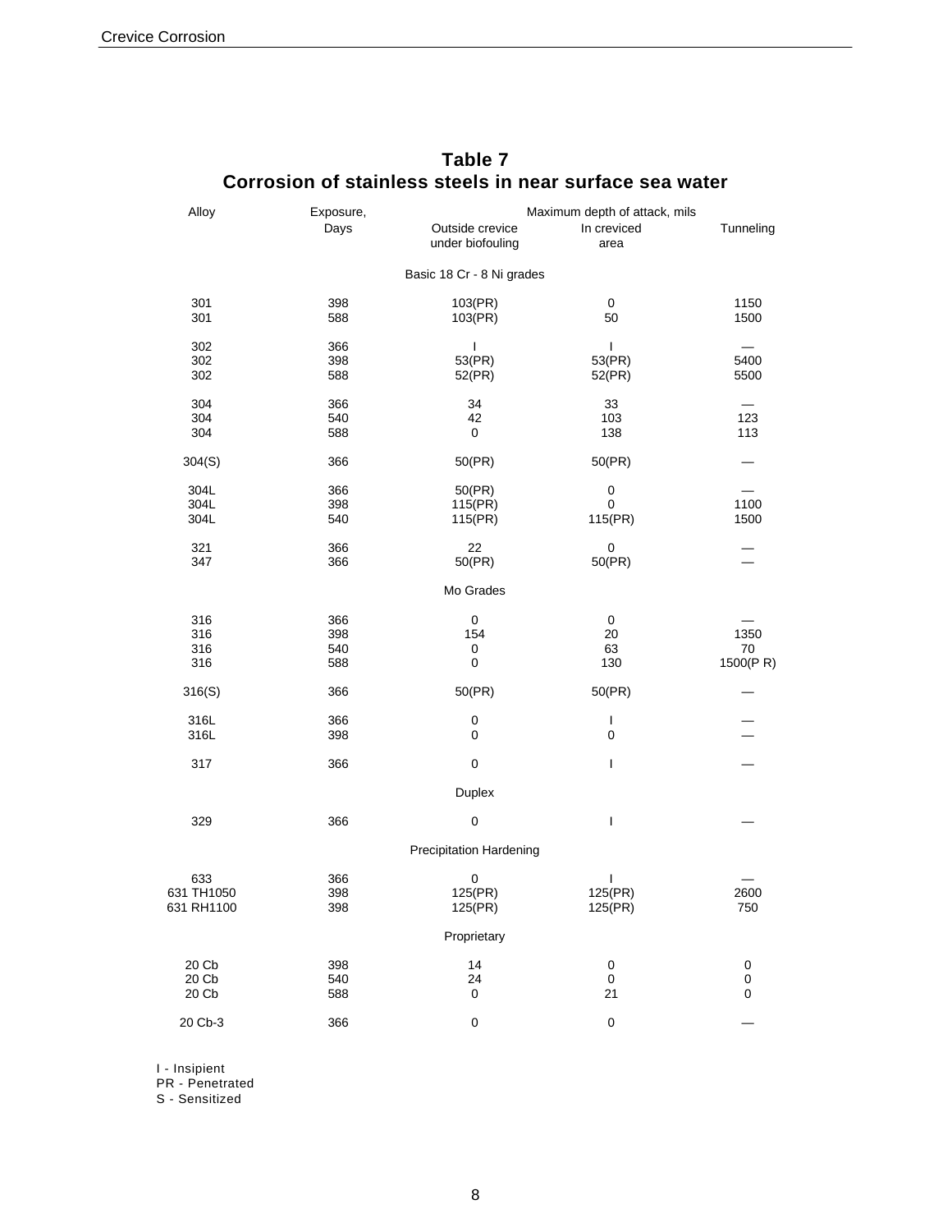## Table 7
## Corrosion of stainless steels in near surface sea water

| Alloy | Exposure, Days | Maximum depth of attack, mils | | |
|---|---|---|---|---|
| | | Outside crevice under biofouling | In creviced area | Tunneling |
| | | Basic 18 Cr - 8 Ni grades | | |
| 301 | 398 | 103(PR) | 0 | 1150 |
| 301 | 588 | 103(PR) | 50 | 1500 |
| 302 | 366 | I | I | — |
| 302 | 398 | 53(PR) | 53(PR) | 5400 |
| 302 | 588 | 52(PR) | 52(PR) | 5500 |
| 304 | 366 | 34 | 33 | — |
| 304 | 540 | 42 | 103 | 123 |
| 304 | 588 | 0 | 138 | 113 |
| 304(S) | 366 | 50(PR) | 50(PR) | — |
| 304L | 366 | 50(PR) | 0 | — |
| 304L | 398 | 115(PR) | 0 | 1100 |
| 304L | 540 | 115(PR) | 115(PR) | 1500 |
| 321 | 366 | 22 | 0 | — |
| 347 | 366 | 50(PR) | 50(PR) | — |
| | | Mo Grades | | |
| 316 | 366 | 0 | 0 | — |
| 316 | 398 | 154 | 20 | 1350 |
| 316 | 540 | 0 | 63 | 70 |
| 316 | 588 | 0 | 130 | 1500(P R) |
| 316(S) | 366 | 50(PR) | 50(PR) | — |
| 316L | 366 | 0 | I | — |
| 316L | 398 | 0 | 0 | — |
| 317 | 366 | 0 | I | — |
| | | Duplex | | |
| 329 | 366 | 0 | I | — |
| | | Precipitation Hardening | | |
| 633 | 366 | 0 | I | — |
| 631 TH1050 | 398 | 125(PR) | 125(PR) | 2600 |
| 631 RH1100 | 398 | 125(PR) | 125(PR) | 750 |
| | | Proprietary | | |
| 20 Cb | 398 | 14 | 0 | 0 |
| 20 Cb | 540 | 24 | 0 | 0 |
| 20 Cb | 588 | 0 | 21 | 0 |
| 20 Cb-3 | 366 | 0 | 0 | — |

I - Insipient
PR - Penetrated
S - Sensitized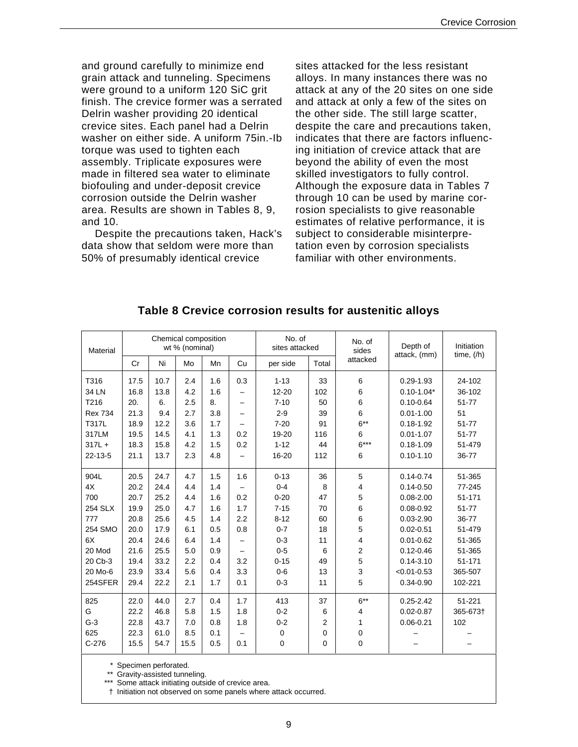and ground carefully to minimize end grain attack and tunneling. Specimens were ground to a uniform 120 SiC grit finish. The crevice former was a serrated Delrin washer providing 20 identical crevice sites. Each panel had a Delrin washer on either side. A uniform 75in.-Ib torque was used to tighten each assembly. Triplicate exposures were made in filtered sea water to eliminate biofouling and under-deposit crevice corrosion outside the Delrin washer area. Results are shown in Tables 8, 9, and 10.

Despite the precautions taken, Hack's data show that seldom were more than 50% of presumably identical crevice sites attacked for the less resistant alloys. In many instances there was no attack at any of the 20 sites on one side and attack at only a few of the sites on the other side. The still large scatter, despite the care and precautions taken, indicates that there are factors influencing initiation of crevice attack that are beyond the ability of even the most skilled investigators to fully control. Although the exposure data in Tables 7 through 10 can be used by marine corrosion specialists to give reasonable estimates of relative performance, it is subject to considerable misinterpretation even by corrosion specialists familiar with other environments.

**Table 8 Crevice corrosion results for austenitic alloys**

| Material | Chemical composition wt % (nominal) | | | | | No. of sites attacked | | No. of sides attacked | Depth of attack, (mm) | Initiation time, (/h) |
|---|---|---|---|---|---|---|---|---|---|---|
| | Cr | Ni | Mo | Mn | Cu | per side | Total | | | |
| T316 | 17.5 | 10.7 | 2.4 | 1.6 | 0.3 | 1-13 | 33 | 6 | 0.29-1.93 | 24-102 |
| 34 LN | 16.8 | 13.8 | 4.2 | 1.6 | – | 12-20 | 102 | 6 | 0.10-1.04* | 36-102 |
| T216 | 20. | 6. | 2.5 | 8. | – | 7-10 | 50 | 6 | 0.10-0.64 | 51-77 |
| Rex 734 | 21.3 | 9.4 | 2.7 | 3.8 | – | 2-9 | 39 | 6 | 0.01-1.00 | 51 |
| T317L | 18.9 | 12.2 | 3.6 | 1.7 | – | 7-20 | 91 | 6** | 0.18-1.92 | 51-77 |
| 317LM | 19.5 | 14.5 | 4.1 | 1.3 | 0.2 | 19-20 | 116 | 6 | 0.01-1.07 | 51-77 |
| 317L + | 18.3 | 15.8 | 4.2 | 1.5 | 0.2 | 1-12 | 44 | 6*** | 0.18-1.09 | 51-479 |
| 22-13-5 | 21.1 | 13.7 | 2.3 | 4.8 | – | 16-20 | 112 | 6 | 0.10-1.10 | 36-77 |
| 904L | 20.5 | 24.7 | 4.7 | 1.5 | 1.6 | 0-13 | 36 | 5 | 0.14-0.74 | 51-365 |
| 4X | 20.2 | 24.4 | 4.4 | 1.4 | – | 0-4 | 8 | 4 | 0.14-0.50 | 77-245 |
| 700 | 20.7 | 25.2 | 4.4 | 1.6 | 0.2 | 0-20 | 47 | 5 | 0.08-2.00 | 51-171 |
| 254 SLX | 19.9 | 25.0 | 4.7 | 1.6 | 1.7 | 7-15 | 70 | 6 | 0.08-0.92 | 51-77 |
| 777 | 20.8 | 25.6 | 4.5 | 1.4 | 2.2 | 8-12 | 60 | 6 | 0.03-2.90 | 36-77 |
| 254 SMO | 20.0 | 17.9 | 6.1 | 0.5 | 0.8 | 0-7 | 18 | 5 | 0.02-0.51 | 51-479 |
| 6X | 20.4 | 24.6 | 6.4 | 1.4 | – | 0-3 | 11 | 4 | 0.01-0.62 | 51-365 |
| 20 Mod | 21.6 | 25.5 | 5.0 | 0.9 | – | 0-5 | 6 | 2 | 0.12-0.46 | 51-365 |
| 20 Cb-3 | 19.4 | 33.2 | 2.2 | 0.4 | 3.2 | 0-15 | 49 | 5 | 0.14-3.10 | 51-171 |
| 20 Mo-6 | 23.9 | 33.4 | 5.6 | 0.4 | 3.3 | 0-6 | 13 | 3 | <0.01-0.53 | 365-507 |
| 254SFER | 29.4 | 22.2 | 2.1 | 1.7 | 0.1 | 0-3 | 11 | 5 | 0.34-0.90 | 102-221 |
| 825 | 22.0 | 44.0 | 2.7 | 0.4 | 1.7 | 413 | 37 | 6** | 0.25-2.42 | 51-221 |
| G | 22.2 | 46.8 | 5.8 | 1.5 | 1.8 | 0-2 | 6 | 4 | 0.02-0.87 | 365-673† |
| G-3 | 22.8 | 43.7 | 7.0 | 0.8 | 1.8 | 0-2 | 2 | 1 | 0.06-0.21 | 102 |
| 625 | 22.3 | 61.0 | 8.5 | 0.1 | – | 0 | 0 | 0 | – | – |
| C-276 | 15.5 | 54.7 | 15.5 | 0.5 | 0.1 | 0 | 0 | 0 | – | – |

\* Specimen perforated.
\*\* Gravity-assisted tunneling.
\*\*\* Some attack initiating outside of crevice area.
† Initiation not observed on some panels where attack occurred.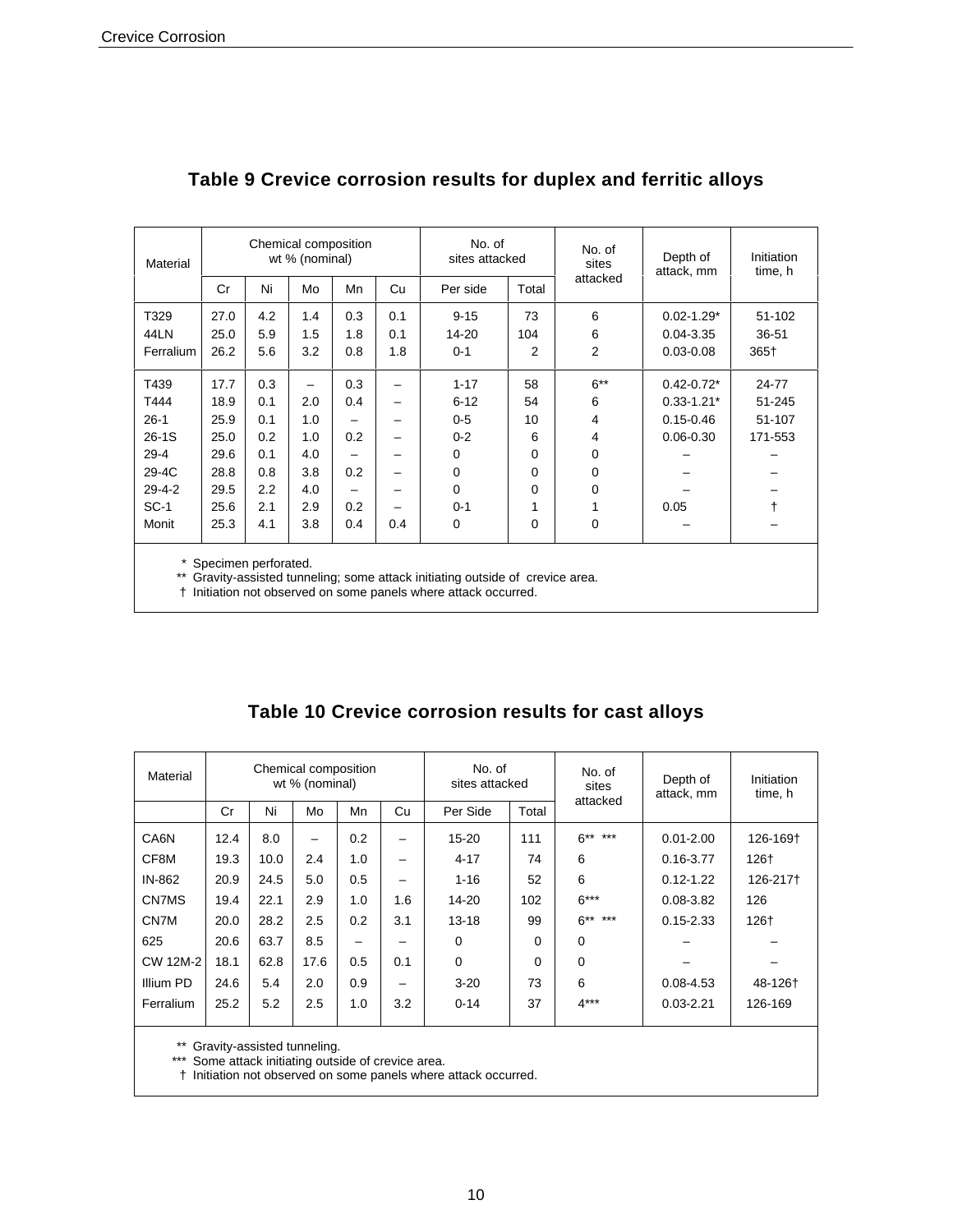## Table 9 Crevice corrosion results for duplex and ferritic alloys

| Material | Chemical composition wt % (nominal) | | | | | No. of sites attacked | | No. of sites attacked | Depth of attack, mm | Initiation time, h |
|---|---|---|---|---|---|---|---|---|---|---|
| | Cr | Ni | Mo | Mn | Cu | Per side | Total | | | |
| T329 | 27.0 | 4.2 | 1.4 | 0.3 | 0.1 | 9-15 | 73 | 6 | 0.02-1.29* | 51-102 |
| 44LN | 25.0 | 5.9 | 1.5 | 1.8 | 0.1 | 14-20 | 104 | 6 | 0.04-3.35 | 36-51 |
| Ferralium | 26.2 | 5.6 | 3.2 | 0.8 | 1.8 | 0-1 | 2 | 2 | 0.03-0.08 | 365† |
| T439 | 17.7 | 0.3 | – | 0.3 | – | 1-17 | 58 | 6** | 0.42-0.72* | 24-77 |
| T444 | 18.9 | 0.1 | 2.0 | 0.4 | – | 6-12 | 54 | 6 | 0.33-1.21* | 51-245 |
| 26-1 | 25.9 | 0.1 | 1.0 | – | – | 0-5 | 10 | 4 | 0.15-0.46 | 51-107 |
| 26-1S | 25.0 | 0.2 | 1.0 | 0.2 | – | 0-2 | 6 | 4 | 0.06-0.30 | 171-553 |
| 29-4 | 29.6 | 0.1 | 4.0 | – | – | 0 | 0 | 0 | – | – |
| 29-4C | 28.8 | 0.8 | 3.8 | 0.2 | – | 0 | 0 | 0 | – | – |
| 29-4-2 | 29.5 | 2.2 | 4.0 | – | – | 0 | 0 | 0 | – | – |
| SC-1 | 25.6 | 2.1 | 2.9 | 0.2 | – | 0-1 | 1 | 1 | 0.05 | † |
| Monit | 25.3 | 4.1 | 3.8 | 0.4 | 0.4 | 0 | 0 | 0 | – | – |

\* Specimen perforated.
** Gravity-assisted tunneling; some attack initiating outside of crevice area.
† Initiation not observed on some panels where attack occurred.

## Table 10 Crevice corrosion results for cast alloys

| Material | Chemical composition wt % (nominal) | | | | | No. of sites attacked | | No. of sites attacked | Depth of attack, mm | Initiation time, h |
|---|---|---|---|---|---|---|---|---|---|---|
| | Cr | Ni | Mo | Mn | Cu | Per Side | Total | | | |
| CA6N | 12.4 | 8.0 | – | 0.2 | – | 15-20 | 111 | 6** *** | 0.01-2.00 | 126-169† |
| CF8M | 19.3 | 10.0 | 2.4 | 1.0 | – | 4-17 | 74 | 6 | 0.16-3.77 | 126† |
| IN-862 | 20.9 | 24.5 | 5.0 | 0.5 | – | 1-16 | 52 | 6 | 0.12-1.22 | 126-217† |
| CN7MS | 19.4 | 22.1 | 2.9 | 1.0 | 1.6 | 14-20 | 102 | 6*** | 0.08-3.82 | 126 |
| CN7M | 20.0 | 28.2 | 2.5 | 0.2 | 3.1 | 13-18 | 99 | 6** *** | 0.15-2.33 | 126† |
| 625 | 20.6 | 63.7 | 8.5 | – | – | 0 | 0 | 0 | – | – |
| CW 12M-2 | 18.1 | 62.8 | 17.6 | 0.5 | 0.1 | 0 | 0 | 0 | – | – |
| Illium PD | 24.6 | 5.4 | 2.0 | 0.9 | – | 3-20 | 73 | 6 | 0.08-4.53 | 48-126† |
| Ferralium | 25.2 | 5.2 | 2.5 | 1.0 | 3.2 | 0-14 | 37 | 4*** | 0.03-2.21 | 126-169 |

** Gravity-assisted tunneling.
*** Some attack initiating outside of crevice area.
† Initiation not observed on some panels where attack occurred.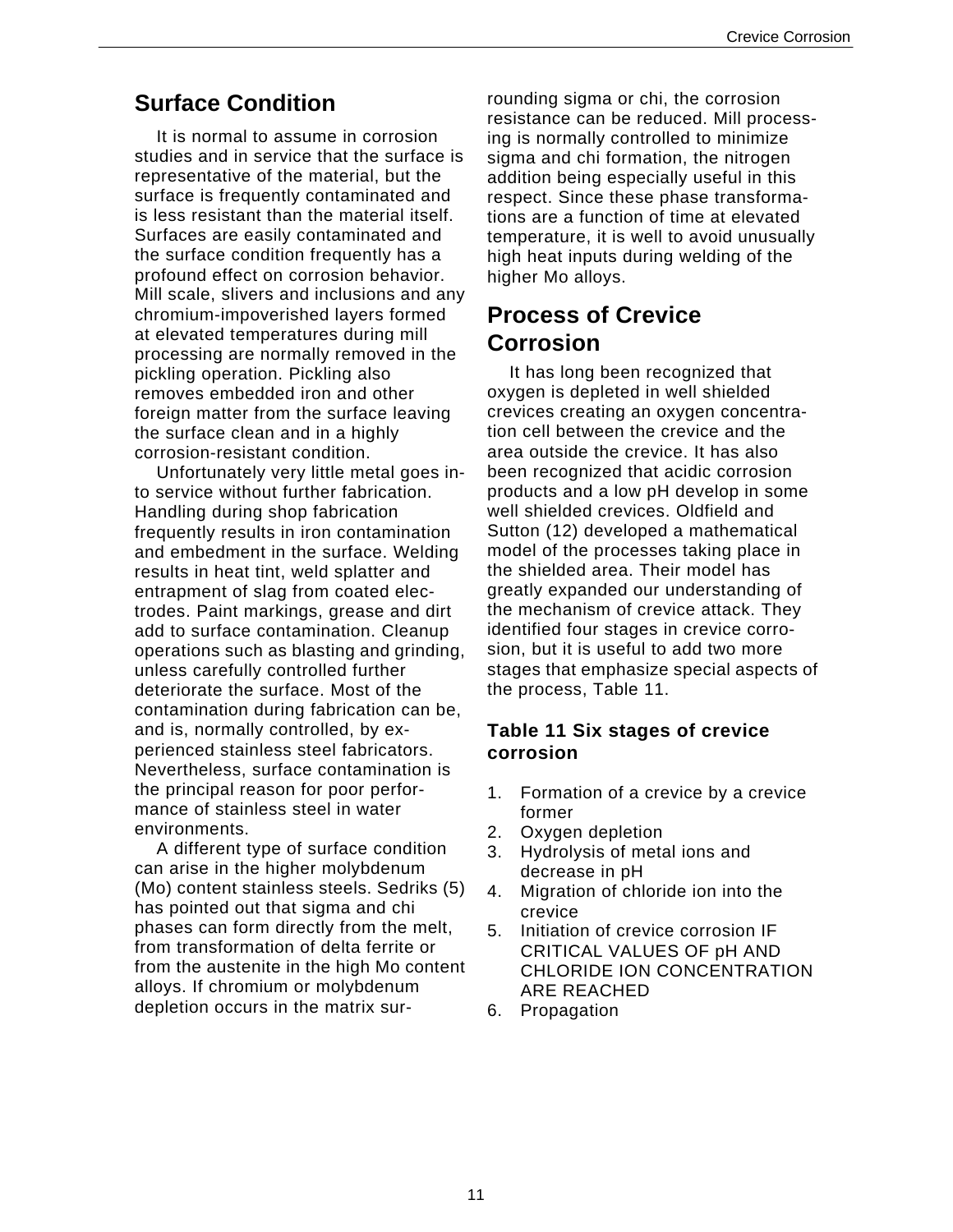## Surface Condition

It is normal to assume in corrosion studies and in service that the surface is representative of the material, but the surface is frequently contaminated and is less resistant than the material itself. Surfaces are easily contaminated and the surface condition frequently has a profound effect on corrosion behavior. Mill scale, slivers and inclusions and any chromium-impoverished layers formed at elevated temperatures during mill processing are normally removed in the pickling operation. Pickling also removes embedded iron and other foreign matter from the surface leaving the surface clean and in a highly corrosion-resistant condition.

Unfortunately very little metal goes into service without further fabrication. Handling during shop fabrication frequently results in iron contamination and embedment in the surface. Welding results in heat tint, weld splatter and entrapment of slag from coated electrodes. Paint markings, grease and dirt add to surface contamination. Cleanup operations such as blasting and grinding, unless carefully controlled further deteriorate the surface. Most of the contamination during fabrication can be, and is, normally controlled, by experienced stainless steel fabricators. Nevertheless, surface contamination is the principal reason for poor performance of stainless steel in water environments.

A different type of surface condition can arise in the higher molybdenum (Mo) content stainless steels. Sedriks (5) has pointed out that sigma and chi phases can form directly from the melt, from transformation of delta ferrite or from the austenite in the high Mo content alloys. If chromium or molybdenum depletion occurs in the matrix surrounding sigma or chi, the corrosion resistance can be reduced. Mill processing is normally controlled to minimize sigma and chi formation, the nitrogen addition being especially useful in this respect. Since these phase transformations are a function of time at elevated temperature, it is well to avoid unusually high heat inputs during welding of the higher Mo alloys.

## Process of Crevice Corrosion

It has long been recognized that oxygen is depleted in well shielded crevices creating an oxygen concentration cell between the crevice and the area outside the crevice. It has also been recognized that acidic corrosion products and a low pH develop in some well shielded crevices. Oldfield and Sutton (12) developed a mathematical model of the processes taking place in the shielded area. Their model has greatly expanded our understanding of the mechanism of crevice attack. They identified four stages in crevice corrosion, but it is useful to add two more stages that emphasize special aspects of the process, Table 11.

**Table 11 Six stages of crevice corrosion**

1. Formation of a crevice by a crevice former
2. Oxygen depletion
3. Hydrolysis of metal ions and decrease in pH
4. Migration of chloride ion into the crevice
5. Initiation of crevice corrosion IF CRITICAL VALUES OF pH AND CHLORIDE ION CONCENTRATION ARE REACHED
6. Propagation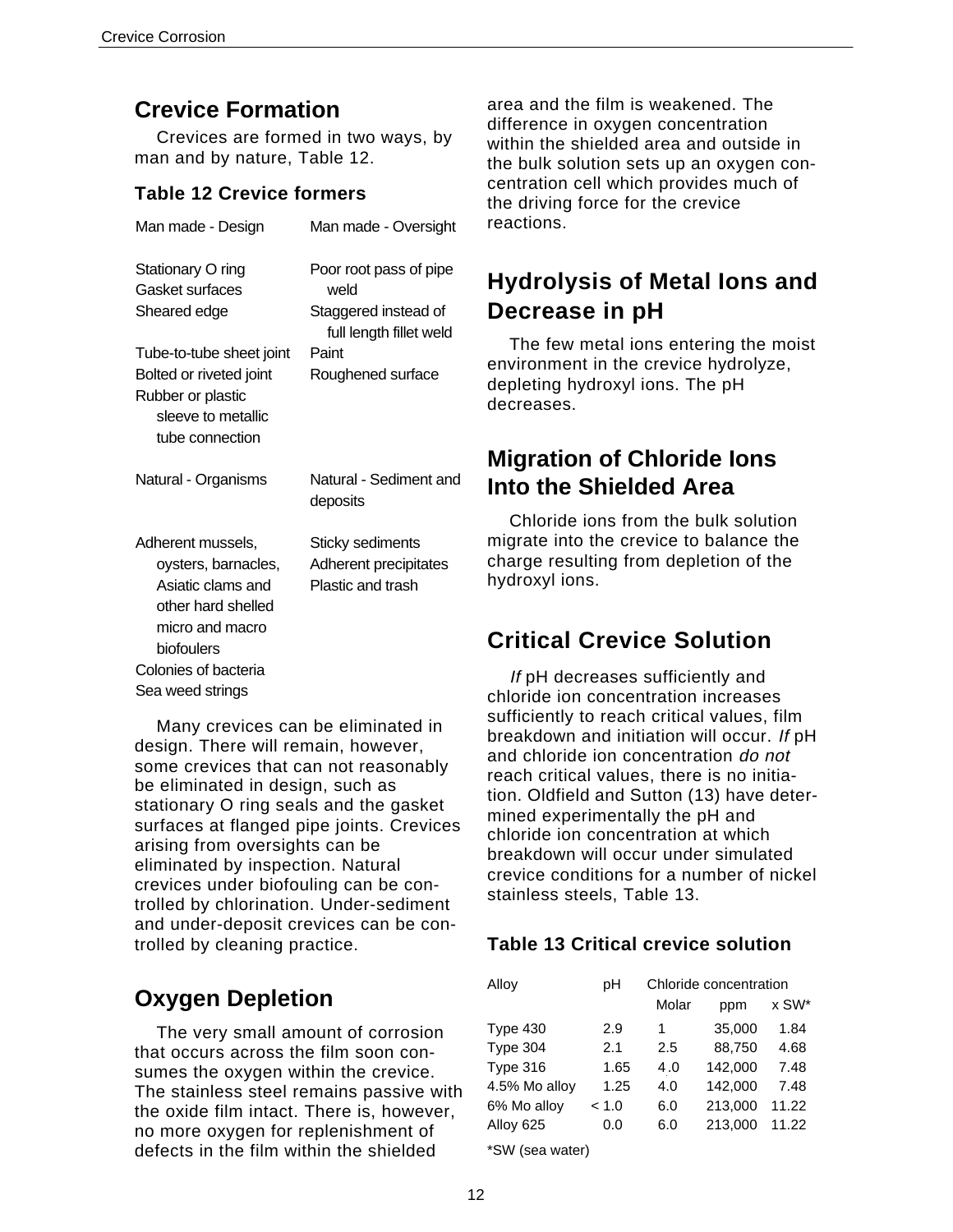## Crevice Formation

Crevices are formed in two ways, by man and by nature, Table 12.

### Table 12 Crevice formers

| Man made - Design | Man made - Oversight |
|---|---|
| Stationary O ring | Poor root pass of pipe weld |
| Gasket surfaces | |
| Sheared edge | Staggered instead of full length fillet weld |
| Tube-to-tube sheet joint | Paint |
| Bolted or riveted joint | Roughened surface |
| Rubber or plastic sleeve to metallic tube connection | |
| **Natural - Organisms** | **Natural - Sediment and deposits** |
| Adherent mussels, oysters, barnacles, Asiatic clams and other hard shelled micro and macro biofoulers | Sticky sediments |
| | Adherent precipitates |
| | Plastic and trash |
| Colonies of bacteria | |
| Sea weed strings | |

Many crevices can be eliminated in design. There will remain, however, some crevices that can not reasonably be eliminated in design, such as stationary O ring seals and the gasket surfaces at flanged pipe joints. Crevices arising from oversights can be eliminated by inspection. Natural crevices under biofouling can be controlled by chlorination. Under-sediment and under-deposit crevices can be controlled by cleaning practice.

## Oxygen Depletion

The very small amount of corrosion that occurs across the film soon consumes the oxygen within the crevice. The stainless steel remains passive with the oxide film intact. There is, however, no more oxygen for replenishment of defects in the film within the shielded area and the film is weakened. The difference in oxygen concentration within the shielded area and outside in the bulk solution sets up an oxygen concentration cell which provides much of the driving force for the crevice reactions.

## Hydrolysis of Metal Ions and Decrease in pH

The few metal ions entering the moist environment in the crevice hydrolyze, depleting hydroxyl ions. The pH decreases.

## Migration of Chloride Ions Into the Shielded Area

Chloride ions from the bulk solution migrate into the crevice to balance the charge resulting from depletion of the hydroxyl ions.

## Critical Crevice Solution

*If* pH decreases sufficiently and chloride ion concentration increases sufficiently to reach critical values, film breakdown and initiation will occur. *If* pH and chloride ion concentration *do not* reach critical values, there is no initiation. Oldfield and Sutton (13) have determined experimentally the pH and chloride ion concentration at which breakdown will occur under simulated crevice conditions for a number of nickel stainless steels, Table 13.

### Table 13 Critical crevice solution

| Alloy | pH | Chloride concentration | | |
|---|---|---|---|---|
| | | Molar | ppm | x SW* |
| Type 430 | 2.9 | 1 | 35,000 | 1.84 |
| Type 304 | 2.1 | 2.5 | 88,750 | 4.68 |
| Type 316 | 1.65 | 4.0 | 142,000 | 7.48 |
| 4.5% Mo alloy | 1.25 | 4.0 | 142,000 | 7.48 |
| 6% Mo alloy | < 1.0 | 6.0 | 213,000 | 11.22 |
| Alloy 625 | 0.0 | 6.0 | 213,000 | 11.22 |

*SW (sea water)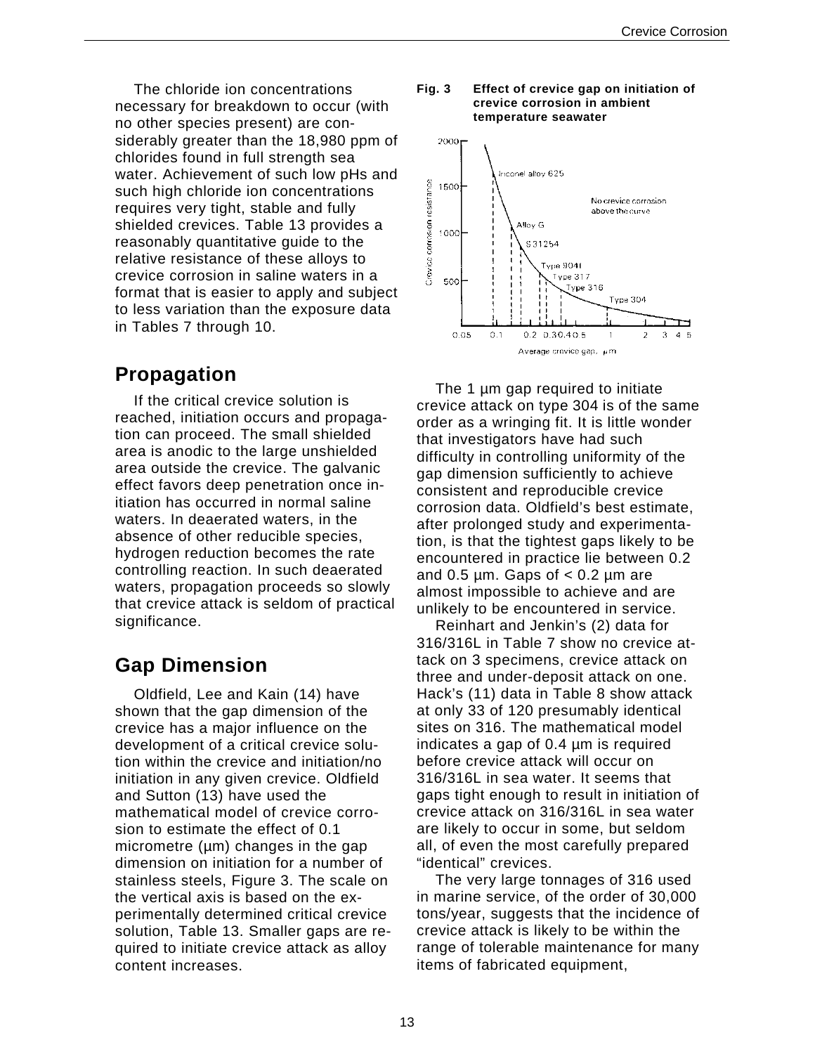The chloride ion concentrations necessary for breakdown to occur (with no other species present) are considerably greater than the 18,980 ppm of chlorides found in full strength sea water. Achievement of such low pHs and such high chloride ion concentrations requires very tight, stable and fully shielded crevices. Table 13 provides a reasonably quantitative guide to the relative resistance of these alloys to crevice corrosion in saline waters in a format that is easier to apply and subject to less variation than the exposure data in Tables 7 through 10.

## Propagation

If the critical crevice solution is reached, initiation occurs and propagation can proceed. The small shielded area is anodic to the large unshielded area outside the crevice. The galvanic effect favors deep penetration once initiation has occurred in normal saline waters. In deaerated waters, in the absence of other reducible species, hydrogen reduction becomes the rate controlling reaction. In such deaerated waters, propagation proceeds so slowly that crevice attack is seldom of practical significance.

## Gap Dimension

Oldfield, Lee and Kain (14) have shown that the gap dimension of the crevice has a major influence on the development of a critical crevice solution within the crevice and initiation/no initiation in any given crevice. Oldfield and Sutton (13) have used the mathematical model of crevice corrosion to estimate the effect of 0.1 micrometre (μm) changes in the gap dimension on initiation for a number of stainless steels, Figure 3. The scale on the vertical axis is based on the experimentally determined critical crevice solution, Table 13. Smaller gaps are required to initiate crevice attack as alloy content increases.

**Fig. 3 Effect of crevice gap on initiation of crevice corrosion in ambient temperature seawater**

The 1 μm gap required to initiate crevice attack on type 304 is of the same order as a wringing fit. It is little wonder that investigators have had such difficulty in controlling uniformity of the gap dimension sufficiently to achieve consistent and reproducible crevice corrosion data. Oldfield's best estimate, after prolonged study and experimentation, is that the tightest gaps likely to be encountered in practice lie between 0.2 and 0.5 μm. Gaps of < 0.2 μm are almost impossible to achieve and are unlikely to be encountered in service.

Reinhart and Jenkin's (2) data for 316/316L in Table 7 show no crevice attack on 3 specimens, crevice attack on three and under-deposit attack on one. Hack's (11) data in Table 8 show attack at only 33 of 120 presumably identical sites on 316. The mathematical model indicates a gap of 0.4 μm is required before crevice attack will occur on 316/316L in sea water. It seems that gaps tight enough to result in initiation of crevice attack on 316/316L in sea water are likely to occur in some, but seldom all, of even the most carefully prepared "identical" crevices.

The very large tonnages of 316 used in marine service, of the order of 30,000 tons/year, suggests that the incidence of crevice attack is likely to be within the range of tolerable maintenance for many items of fabricated equipment,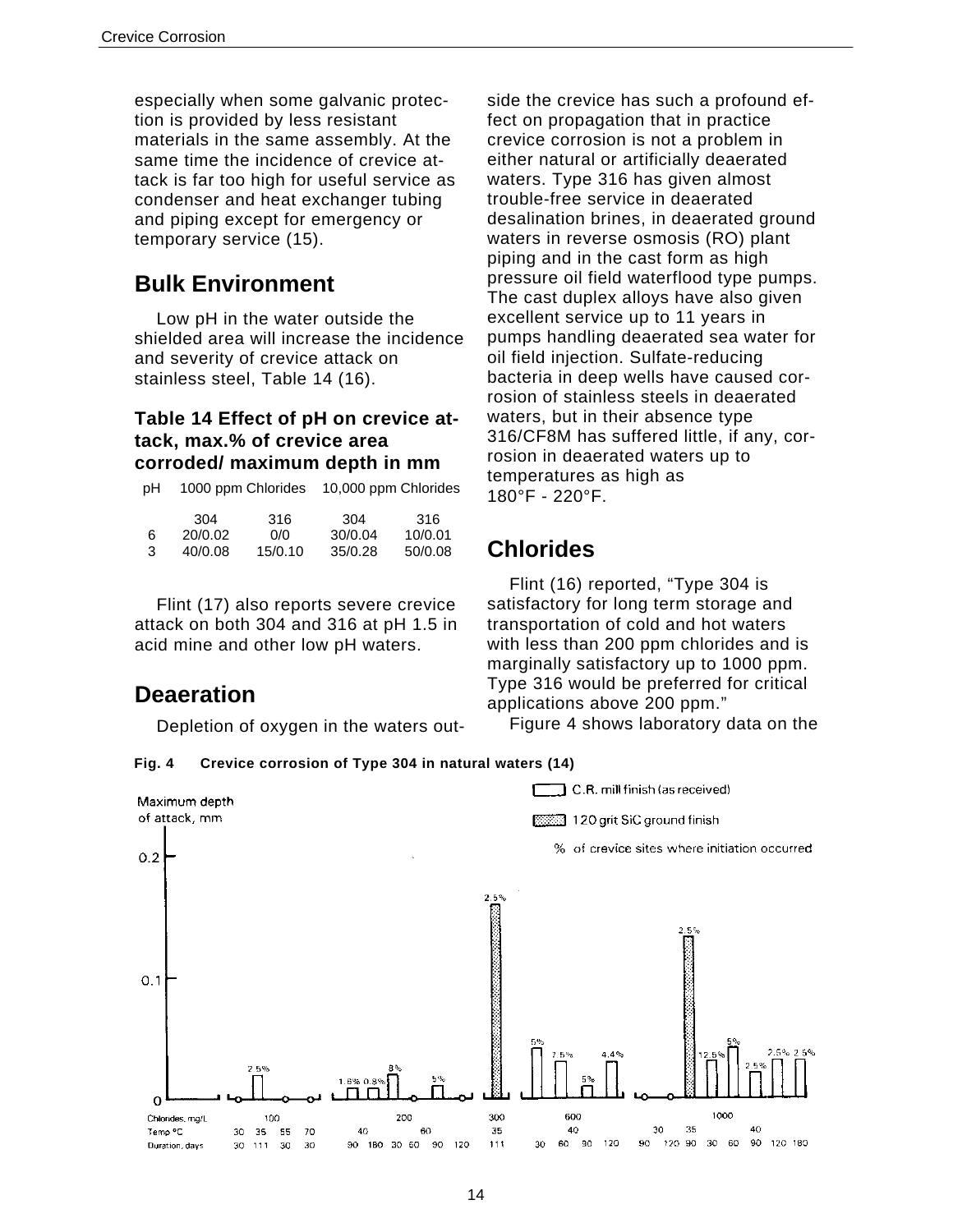especially when some galvanic protection is provided by less resistant materials in the same assembly. At the same time the incidence of crevice attack is far too high for useful service as condenser and heat exchanger tubing and piping except for emergency or temporary service (15).

## Bulk Environment

Low pH in the water outside the shielded area will increase the incidence and severity of crevice attack on stainless steel, Table 14 (16).

### Table 14 Effect of pH on crevice attack, max.% of crevice area corroded/ maximum depth in mm

| pH | 1000 ppm Chlorides | | 10,000 ppm Chlorides | |
|---|---|---|---|---|
| | 304 | 316 | 304 | 316 |
| 6 | 20/0.02 | 0/0 | 30/0.04 | 10/0.01 |
| 3 | 40/0.08 | 15/0.10 | 35/0.28 | 50/0.08 |

Flint (17) also reports severe crevice attack on both 304 and 316 at pH 1.5 in acid mine and other low pH waters.

## Deaeration

Depletion of oxygen in the waters outside the crevice has such a profound effect on propagation that in practice crevice corrosion is not a problem in either natural or artificially deaerated waters. Type 316 has given almost trouble-free service in deaerated desalination brines, in deaerated ground waters in reverse osmosis (RO) plant piping and in the cast form as high pressure oil field waterflood type pumps. The cast duplex alloys have also given excellent service up to 11 years in pumps handling deaerated sea water for oil field injection. Sulfate-reducing bacteria in deep wells have caused corrosion of stainless steels in deaerated waters, but in their absence type 316/CF8M has suffered little, if any, corrosion in deaerated waters up to temperatures as high as 180°F - 220°F.

## Chlorides

Flint (16) reported, "Type 304 is satisfactory for long term storage and transportation of cold and hot waters with less than 200 ppm chlorides and is marginally satisfactory up to 1000 ppm. Type 316 would be preferred for critical applications above 200 ppm."

Figure 4 shows laboratory data on the

**Fig. 4 Crevice corrosion of Type 304 in natural waters (14)**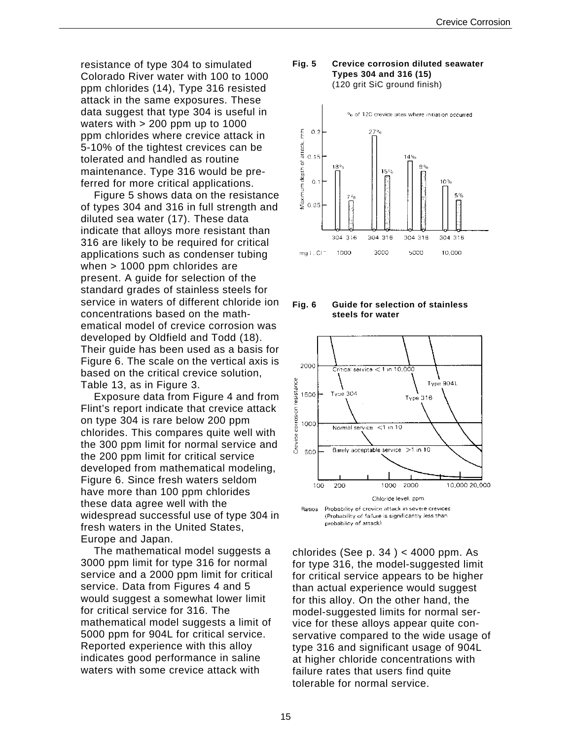resistance of type 304 to simulated Colorado River water with 100 to 1000 ppm chlorides (14), Type 316 resisted attack in the same exposures. These data suggest that type 304 is useful in waters with > 200 ppm up to 1000 ppm chlorides where crevice attack in 5-10% of the tightest crevices can be tolerated and handled as routine maintenance. Type 316 would be preferred for more critical applications.

Figure 5 shows data on the resistance of types 304 and 316 in full strength and diluted sea water (17). These data indicate that alloys more resistant than 316 are likely to be required for critical applications such as condenser tubing when > 1000 ppm chlorides are present. A guide for selection of the standard grades of stainless steels for service in waters of different chloride ion concentrations based on the mathematical model of crevice corrosion was developed by Oldfield and Todd (18). Their guide has been used as a basis for Figure 6. The scale on the vertical axis is based on the critical crevice solution, Table 13, as in Figure 3.

Exposure data from Figure 4 and from Flint's report indicate that crevice attack on type 304 is rare below 200 ppm chlorides. This compares quite well with the 300 ppm limit for normal service and the 200 ppm limit for critical service developed from mathematical modeling, Figure 6. Since fresh waters seldom have more than 100 ppm chlorides these data agree well with the widespread successful use of type 304 in fresh waters in the United States, Europe and Japan.

The mathematical model suggests a 3000 ppm limit for type 316 for normal service and a 2000 ppm limit for critical service. Data from Figures 4 and 5 would suggest a somewhat lower limit for critical service for 316. The mathematical model suggests a limit of 5000 ppm for 904L for critical service. Reported experience with this alloy indicates good performance in saline waters with some crevice attack with chlorides (See p. 34 ) < 4000 ppm. As for type 316, the model-suggested limit for critical service appears to be higher than actual experience would suggest for this alloy. On the other hand, the model-suggested limits for normal service for these alloys appear quite conservative compared to the wide usage of type 316 and significant usage of 904L at higher chloride concentrations with failure rates that users find quite tolerable for normal service.

**Fig. 5 Crevice corrosion diluted seawater Types 304 and 316 (15)**
(120 grit SiC ground finish)

**Fig. 6 Guide for selection of stainless steels for water**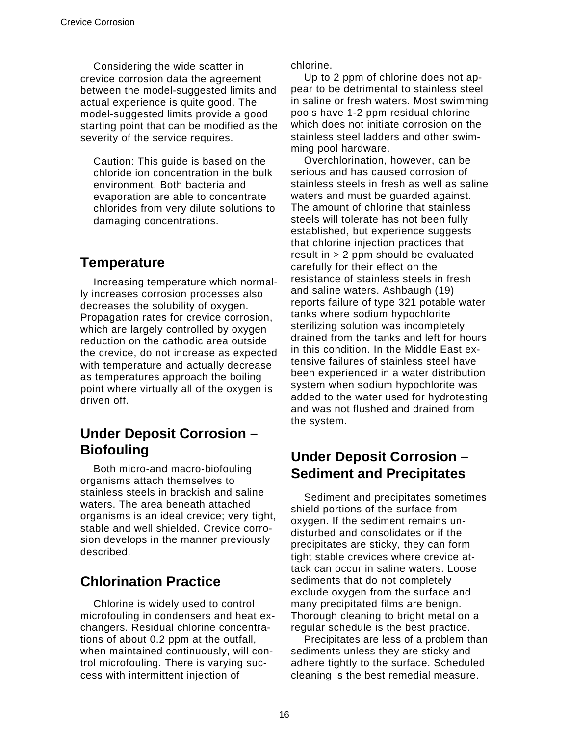Considering the wide scatter in crevice corrosion data the agreement between the model-suggested limits and actual experience is quite good. The model-suggested limits provide a good starting point that can be modified as the severity of the service requires.

Caution: This guide is based on the chloride ion concentration in the bulk environment. Both bacteria and evaporation are able to concentrate chlorides from very dilute solutions to damaging concentrations.

## Temperature

Increasing temperature which normally increases corrosion processes also decreases the solubility of oxygen. Propagation rates for crevice corrosion, which are largely controlled by oxygen reduction on the cathodic area outside the crevice, do not increase as expected with temperature and actually decrease as temperatures approach the boiling point where virtually all of the oxygen is driven off.

## Under Deposit Corrosion – Biofouling

Both micro-and macro-biofouling organisms attach themselves to stainless steels in brackish and saline waters. The area beneath attached organisms is an ideal crevice; very tight, stable and well shielded. Crevice corrosion develops in the manner previously described.

## Chlorination Practice

Chlorine is widely used to control microfouling in condensers and heat exchangers. Residual chlorine concentrations of about 0.2 ppm at the outfall, when maintained continuously, will control microfouling. There is varying success with intermittent injection of chlorine.

Up to 2 ppm of chlorine does not appear to be detrimental to stainless steel in saline or fresh waters. Most swimming pools have 1-2 ppm residual chlorine which does not initiate corrosion on the stainless steel ladders and other swimming pool hardware.

Overchlorination, however, can be serious and has caused corrosion of stainless steels in fresh as well as saline waters and must be guarded against. The amount of chlorine that stainless steels will tolerate has not been fully established, but experience suggests that chlorine injection practices that result in > 2 ppm should be evaluated carefully for their effect on the resistance of stainless steels in fresh and saline waters. Ashbaugh (19) reports failure of type 321 potable water tanks where sodium hypochlorite sterilizing solution was incompletely drained from the tanks and left for hours in this condition. In the Middle East extensive failures of stainless steel have been experienced in a water distribution system when sodium hypochlorite was added to the water used for hydrotesting and was not flushed and drained from the system.

## Under Deposit Corrosion – Sediment and Precipitates

Sediment and precipitates sometimes shield portions of the surface from oxygen. If the sediment remains undisturbed and consolidates or if the precipitates are sticky, they can form tight stable crevices where crevice attack can occur in saline waters. Loose sediments that do not completely exclude oxygen from the surface and many precipitated films are benign. Thorough cleaning to bright metal on a regular schedule is the best practice.

Precipitates are less of a problem than sediments unless they are sticky and adhere tightly to the surface. Scheduled cleaning is the best remedial measure.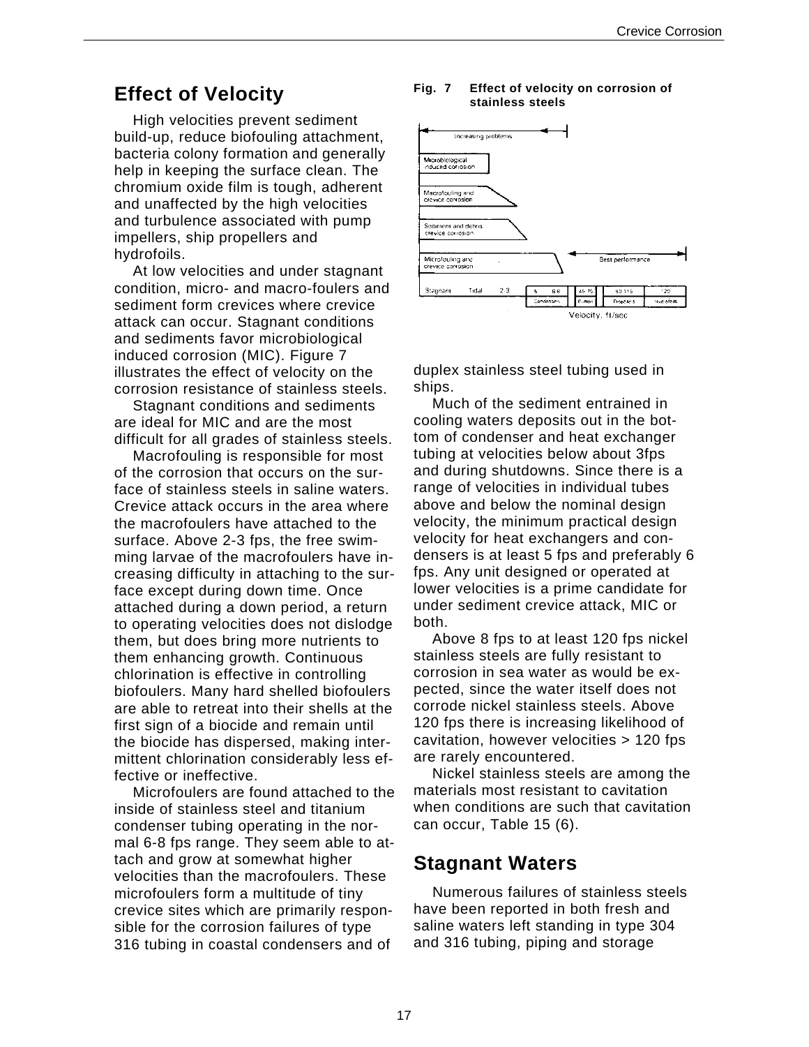## Effect of Velocity

High velocities prevent sediment build-up, reduce biofouling attachment, bacteria colony formation and generally help in keeping the surface clean. The chromium oxide film is tough, adherent and unaffected by the high velocities and turbulence associated with pump impellers, ship propellers and hydrofoils.

At low velocities and under stagnant condition, micro- and macro-foulers and sediment form crevices where crevice attack can occur. Stagnant conditions and sediments favor microbiological induced corrosion (MIC). Figure 7 illustrates the effect of velocity on the corrosion resistance of stainless steels.

Stagnant conditions and sediments are ideal for MIC and are the most difficult for all grades of stainless steels.

Macrofouling is responsible for most of the corrosion that occurs on the surface of stainless steels in saline waters. Crevice attack occurs in the area where the macrofoulers have attached to the surface. Above 2-3 fps, the free swimming larvae of the macrofoulers have increasing difficulty in attaching to the surface except during down time. Once attached during a down period, a return to operating velocities does not dislodge them, but does bring more nutrients to them enhancing growth. Continuous chlorination is effective in controlling biofoulers. Many hard shelled biofoulers are able to retreat into their shells at the first sign of a biocide and remain until the biocide has dispersed, making intermittent chlorination considerably less effective or ineffective.

Microfoulers are found attached to the inside of stainless steel and titanium condenser tubing operating in the normal 6-8 fps range. They seem able to attach and grow at somewhat higher velocities than the macrofoulers. These microfoulers form a multitude of tiny crevice sites which are primarily responsible for the corrosion failures of type 316 tubing in coastal condensers and of duplex stainless steel tubing used in ships.

**Fig. 7 Effect of velocity on corrosion of stainless steels**

Much of the sediment entrained in cooling waters deposits out in the bottom of condenser and heat exchanger tubing at velocities below about 3fps and during shutdowns. Since there is a range of velocities in individual tubes above and below the nominal design velocity, the minimum practical design velocity for heat exchangers and condensers is at least 5 fps and preferably 6 fps. Any unit designed or operated at lower velocities is a prime candidate for under sediment crevice attack, MIC or both.

Above 8 fps to at least 120 fps nickel stainless steels are fully resistant to corrosion in sea water as would be expected, since the water itself does not corrode nickel stainless steels. Above 120 fps there is increasing likelihood of cavitation, however velocities > 120 fps are rarely encountered.

Nickel stainless steels are among the materials most resistant to cavitation when conditions are such that cavitation can occur, Table 15 (6).

## Stagnant Waters

Numerous failures of stainless steels have been reported in both fresh and saline waters left standing in type 304 and 316 tubing, piping and storage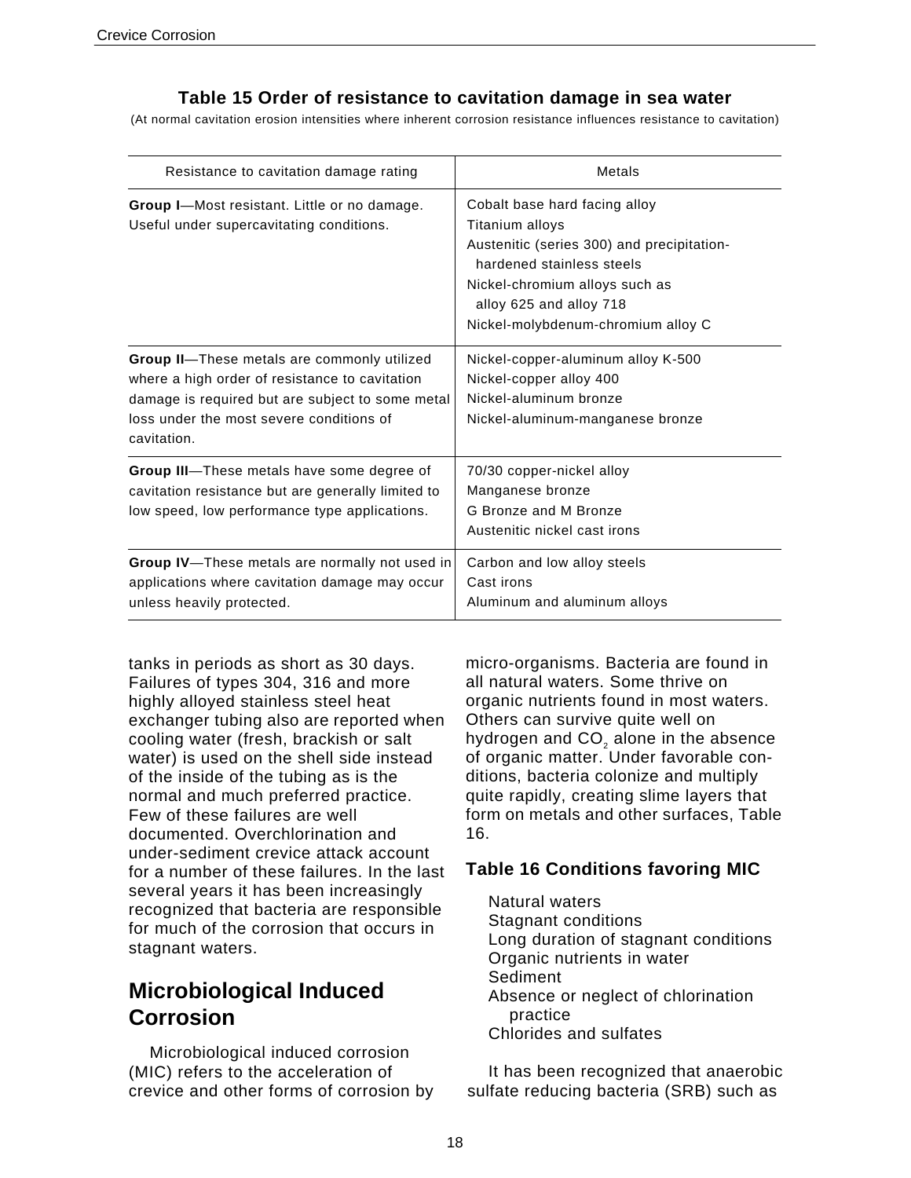**Table 15 Order of resistance to cavitation damage in sea water**

(At normal cavitation erosion intensities where inherent corrosion resistance influences resistance to cavitation)

| Resistance to cavitation damage rating | Metals |
|---|---|
| **Group I**—Most resistant. Little or no damage. Useful under supercavitating conditions. | Cobalt base hard facing alloy<br>Titanium alloys<br>Austenitic (series 300) and precipitation-hardened stainless steels<br>Nickel-chromium alloys such as alloy 625 and alloy 718<br>Nickel-molybdenum-chromium alloy C |
| **Group II**—These metals are commonly utilized where a high order of resistance to cavitation damage is required but are subject to some metal loss under the most severe conditions of cavitation. | Nickel-copper-aluminum alloy K-500<br>Nickel-copper alloy 400<br>Nickel-aluminum bronze<br>Nickel-aluminum-manganese bronze |
| **Group III**—These metals have some degree of cavitation resistance but are generally limited to low speed, low performance type applications. | 70/30 copper-nickel alloy<br>Manganese bronze<br>G Bronze and M Bronze<br>Austenitic nickel cast irons |
| **Group IV**—These metals are normally not used in applications where cavitation damage may occur unless heavily protected. | Carbon and low alloy steels<br>Cast irons<br>Aluminum and aluminum alloys |

tanks in periods as short as 30 days. Failures of types 304, 316 and more highly alloyed stainless steel heat exchanger tubing also are reported when cooling water (fresh, brackish or salt water) is used on the shell side instead of the inside of the tubing as is the normal and much preferred practice. Few of these failures are well documented. Overchlorination and under-sediment crevice attack account for a number of these failures. In the last several years it has been increasingly recognized that bacteria are responsible for much of the corrosion that occurs in stagnant waters.

## Microbiological Induced Corrosion

Microbiological induced corrosion (MIC) refers to the acceleration of crevice and other forms of corrosion by micro-organisms. Bacteria are found in all natural waters. Some thrive on organic nutrients found in most waters. Others can survive quite well on hydrogen and $CO_2$ alone in the absence of organic matter. Under favorable conditions, bacteria colonize and multiply quite rapidly, creating slime layers that form on metals and other surfaces, Table 16.

**Table 16 Conditions favoring MIC**

- Natural waters
- Stagnant conditions
- Long duration of stagnant conditions
- Organic nutrients in water
- Sediment
- Absence or neglect of chlorination practice
- Chlorides and sulfates

It has been recognized that anaerobic sulfate reducing bacteria (SRB) such as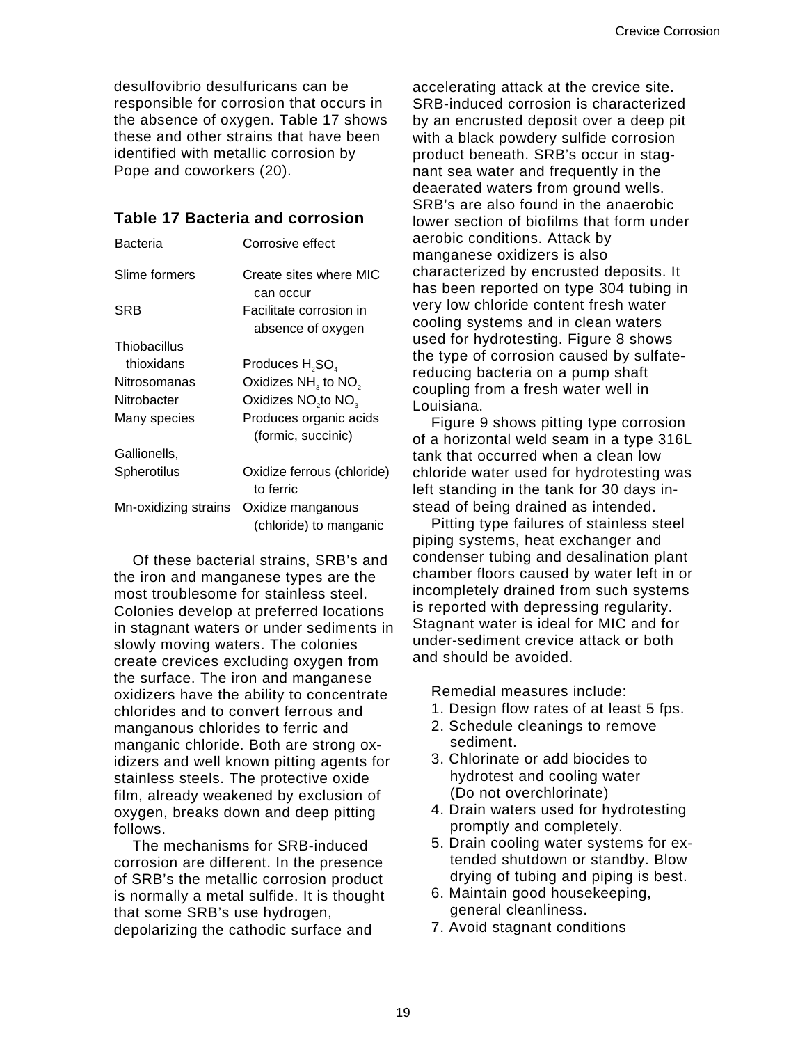desulfovibrio desulfuricans can be responsible for corrosion that occurs in the absence of oxygen. Table 17 shows these and other strains that have been identified with metallic corrosion by Pope and coworkers (20).

### Table 17 Bacteria and corrosion

| Bacteria | Corrosive effect |
| --- | --- |
| Slime formers | Create sites where MIC can occur |
| SRB | Facilitate corrosion in absence of oxygen |
| Thiobacillus thioxidans | Produces $H_2SO_4$ |
| Nitrosomanas | Oxidizes $NH_3$ to $NO_2$ |
| Nitrobacter | Oxidizes $NO_2$ to $NO_3$ |
| Many species | Produces organic acids (formic, succinic) |
| Gallionells, Spherotilus | Oxidize ferrous (chloride) to ferric |
| Mn-oxidizing strains | Oxidize manganous (chloride) to manganic |

Of these bacterial strains, SRB's and the iron and manganese types are the most troublesome for stainless steel. Colonies develop at preferred locations in stagnant waters or under sediments in slowly moving waters. The colonies create crevices excluding oxygen from the surface. The iron and manganese oxidizers have the ability to concentrate chlorides and to convert ferrous and manganous chlorides to ferric and manganic chloride. Both are strong oxidizers and well known pitting agents for stainless steels. The protective oxide film, already weakened by exclusion of oxygen, breaks down and deep pitting follows.

The mechanisms for SRB-induced corrosion are different. In the presence of SRB's the metallic corrosion product is normally a metal sulfide. It is thought that some SRB's use hydrogen, depolarizing the cathodic surface and accelerating attack at the crevice site. SRB-induced corrosion is characterized by an encrusted deposit over a deep pit with a black powdery sulfide corrosion product beneath. SRB's occur in stagnant sea water and frequently in the deaerated waters from ground wells. SRB's are also found in the anaerobic lower section of biofilms that form under aerobic conditions. Attack by manganese oxidizers is also characterized by encrusted deposits. It has been reported on type 304 tubing in very low chloride content fresh water cooling systems and in clean waters used for hydrotesting. Figure 8 shows the type of corrosion caused by sulfate-reducing bacteria on a pump shaft coupling from a fresh water well in Louisiana.

Figure 9 shows pitting type corrosion of a horizontal weld seam in a type 316L tank that occurred when a clean low chloride water used for hydrotesting was left standing in the tank for 30 days instead of being drained as intended.

Pitting type failures of stainless steel piping systems, heat exchanger and condenser tubing and desalination plant chamber floors caused by water left in or incompletely drained from such systems is reported with depressing regularity. Stagnant water is ideal for MIC and for under-sediment crevice attack or both and should be avoided.

Remedial measures include:

1. Design flow rates of at least 5 fps.
2. Schedule cleanings to remove sediment.
3. Chlorinate or add biocides to hydrotest and cooling water (Do not overchlorinate)
4. Drain waters used for hydrotesting promptly and completely.
5. Drain cooling water systems for extended shutdown or standby. Blow drying of tubing and piping is best.
6. Maintain good housekeeping, general cleanliness.
7. Avoid stagnant conditions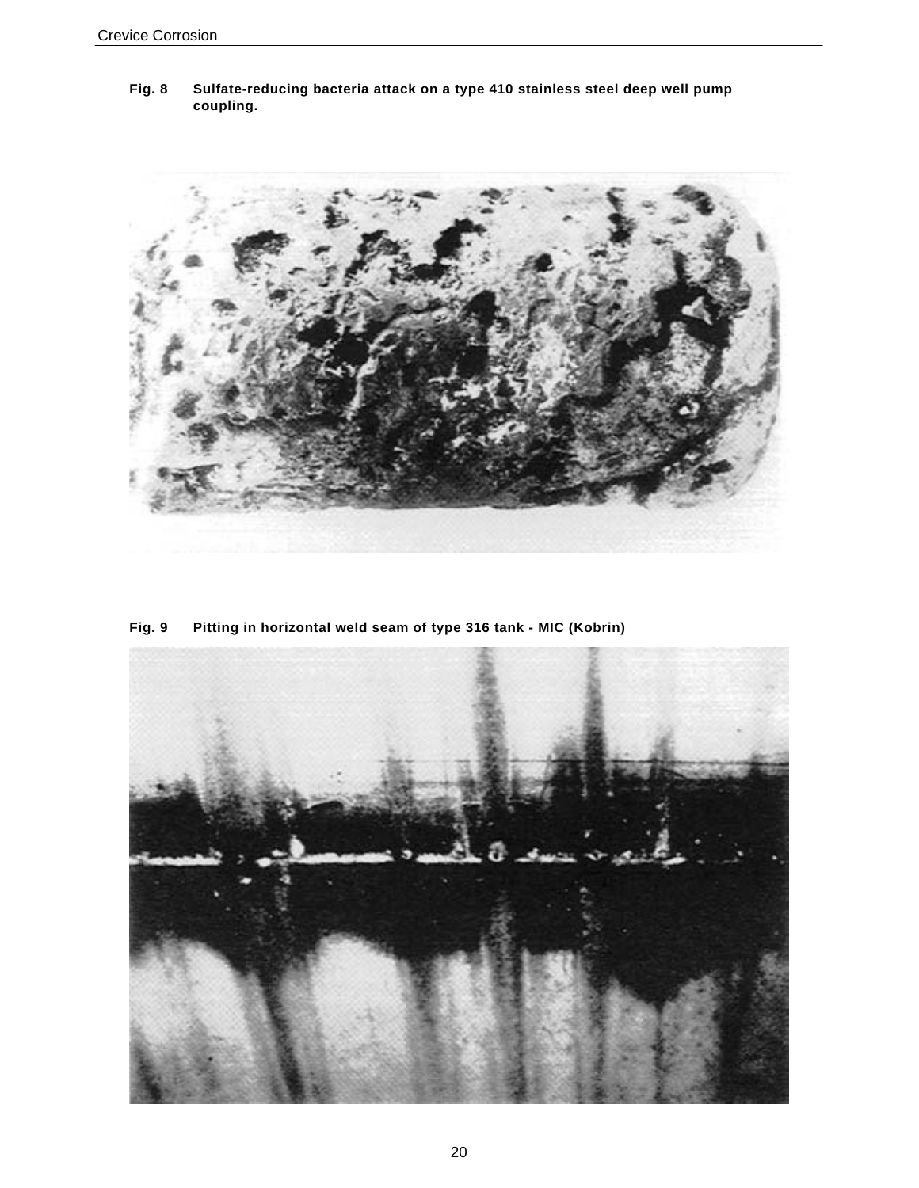**Fig. 8 Sulfate-reducing bacteria attack on a type 410 stainless steel deep well pump coupling.**

**Fig. 9 Pitting in horizontal weld seam of type 316 tank - MIC (Kobrin)**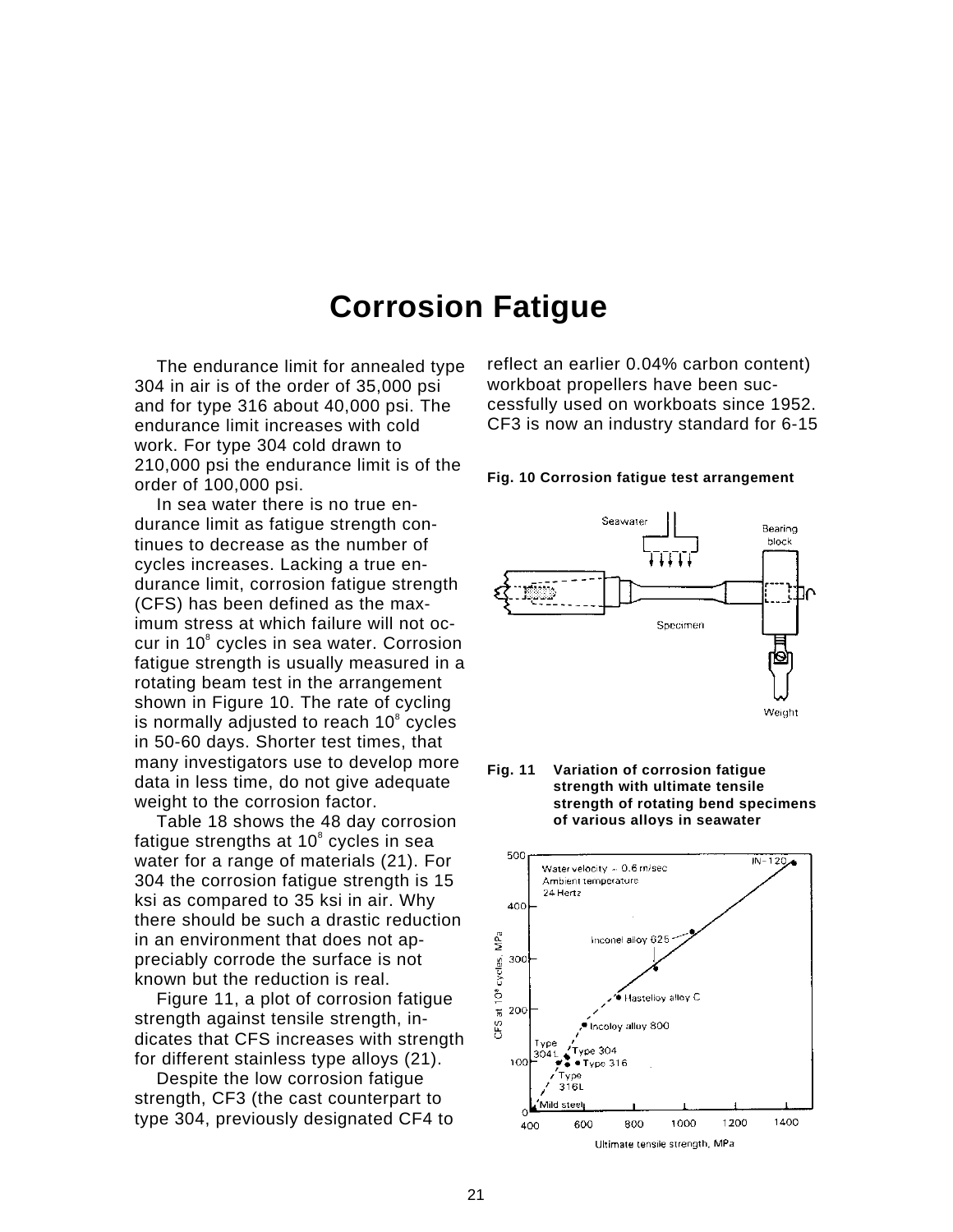# Corrosion Fatigue

The endurance limit for annealed type 304 in air is of the order of 35,000 psi and for type 316 about 40,000 psi. The endurance limit increases with cold work. For type 304 cold drawn to 210,000 psi the endurance limit is of the order of 100,000 psi.

In sea water there is no true endurance limit as fatigue strength continues to decrease as the number of cycles increases. Lacking a true endurance limit, corrosion fatigue strength (CFS) has been defined as the maximum stress at which failure will not occur in $10^8$ cycles in sea water. Corrosion fatigue strength is usually measured in a rotating beam test in the arrangement shown in Figure 10. The rate of cycling is normally adjusted to reach $10^8$ cycles in 50-60 days. Shorter test times, that many investigators use to develop more data in less time, do not give adequate weight to the corrosion factor.

Table 18 shows the 48 day corrosion fatigue strengths at $10^8$ cycles in sea water for a range of materials (21). For 304 the corrosion fatigue strength is 15 ksi as compared to 35 ksi in air. Why there should be such a drastic reduction in an environment that does not appreciably corrode the surface is not known but the reduction is real.

Figure 11, a plot of corrosion fatigue strength against tensile strength, indicates that CFS increases with strength for different stainless type alloys (21).

Despite the low corrosion fatigue strength, CF3 (the cast counterpart to type 304, previously designated CF4 to reflect an earlier 0.04% carbon content) workboat propellers have been successfully used on workboats since 1952. CF3 is now an industry standard for 6-15

**Fig. 10 Corrosion fatigue test arrangement**

**Fig. 11 Variation of corrosion fatigue strength with ultimate tensile strength of rotating bend specimens of various alloys in seawater**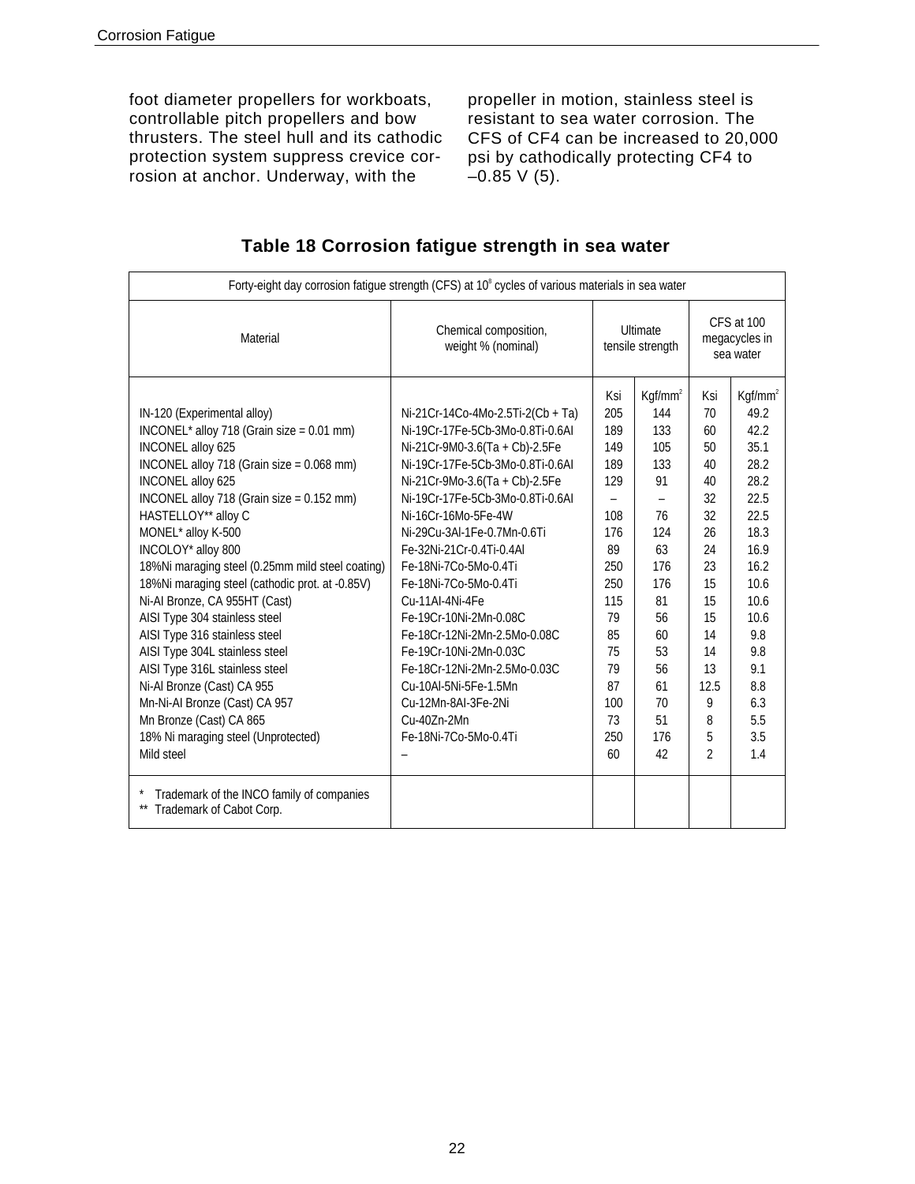foot diameter propellers for workboats, controllable pitch propellers and bow thrusters. The steel hull and its cathodic protection system suppress crevice corrosion at anchor. Underway, with the propeller in motion, stainless steel is resistant to sea water corrosion. The CFS of CF4 can be increased to 20,000 psi by cathodically protecting CF4 to –0.85 V (5).

## Table 18 Corrosion fatigue strength in sea water

| Forty-eight day corrosion fatigue strength (CFS) at $10^8$ cycles of various materials in sea water | | | | | |
|---|---|---|---|---|---|
| Material | Chemical composition, weight % (nominal) | Ultimate tensile strength | | CFS at 100 megacycles in sea water | |
| | | Ksi | Kgf/mm$^2$ | Ksi | Kgf/mm$^2$ |
| IN-120 (Experimental alloy) | Ni-21Cr-14Co-4Mo-2.5Ti-2(Cb + Ta) | 205 | 144 | 70 | 49.2 |
| INCONEL* alloy 718 (Grain size = 0.01 mm) | Ni-19Cr-17Fe-5Cb-3Mo-0.8Ti-0.6Al | 189 | 133 | 60 | 42.2 |
| INCONEL alloy 625 | Ni-21Cr-9M0-3.6(Ta + Cb)-2.5Fe | 149 | 105 | 50 | 35.1 |
| INCONEL alloy 718 (Grain size = 0.068 mm) | Ni-19Cr-17Fe-5Cb-3Mo-0.8Ti-0.6Al | 189 | 133 | 40 | 28.2 |
| INCONEL alloy 625 | Ni-21Cr-9Mo-3.6(Ta + Cb)-2.5Fe | 129 | 91 | 40 | 28.2 |
| INCONEL alloy 718 (Grain size = 0.152 mm) | Ni-19Cr-17Fe-5Cb-3Mo-0.8Ti-0.6Al | – | – | 32 | 22.5 |
| HASTELLOY** alloy C | Ni-16Cr-16Mo-5Fe-4W | 108 | 76 | 32 | 22.5 |
| MONEL* alloy K-500 | Ni-29Cu-3Al-1Fe-0.7Mn-0.6Ti | 176 | 124 | 26 | 18.3 |
| INCOLOY* alloy 800 | Fe-32Ni-21Cr-0.4Ti-0.4Al | 89 | 63 | 24 | 16.9 |
| 18%Ni maraging steel (0.25mm mild steel coating) | Fe-18Ni-7Co-5Mo-0.4Ti | 250 | 176 | 23 | 16.2 |
| 18%Ni maraging steel (cathodic prot. at -0.85V) | Fe-18Ni-7Co-5Mo-0.4Ti | 250 | 176 | 15 | 10.6 |
| Ni-Al Bronze, CA 955HT (Cast) | Cu-11Al-4Ni-4Fe | 115 | 81 | 15 | 10.6 |
| AISI Type 304 stainless steel | Fe-19Cr-10Ni-2Mn-0.08C | 79 | 56 | 15 | 10.6 |
| AISI Type 316 stainless steel | Fe-18Cr-12Ni-2Mn-2.5Mo-0.08C | 85 | 60 | 14 | 9.8 |
| AISI Type 304L stainless steel | Fe-19Cr-10Ni-2Mn-0.03C | 75 | 53 | 14 | 9.8 |
| AISI Type 316L stainless steel | Fe-18Cr-12Ni-2Mn-2.5Mo-0.03C | 79 | 56 | 13 | 9.1 |
| Ni-Al Bronze (Cast) CA 955 | Cu-10Al-5Ni-5Fe-1.5Mn | 87 | 61 | 12.5 | 8.8 |
| Mn-Ni-Al Bronze (Cast) CA 957 | Cu-12Mn-8Al-3Fe-2Ni | 100 | 70 | 9 | 6.3 |
| Mn Bronze (Cast) CA 865 | Cu-40Zn-2Mn | 73 | 51 | 8 | 5.5 |
| 18% Ni maraging steel (Unprotected) | Fe-18Ni-7Co-5Mo-0.4Ti | 250 | 176 | 5 | 3.5 |
| Mild steel | – | 60 | 42 | 2 | 1.4 |
| * Trademark of the INCO family of companies<br>** Trademark of Cabot Corp. | | | | | |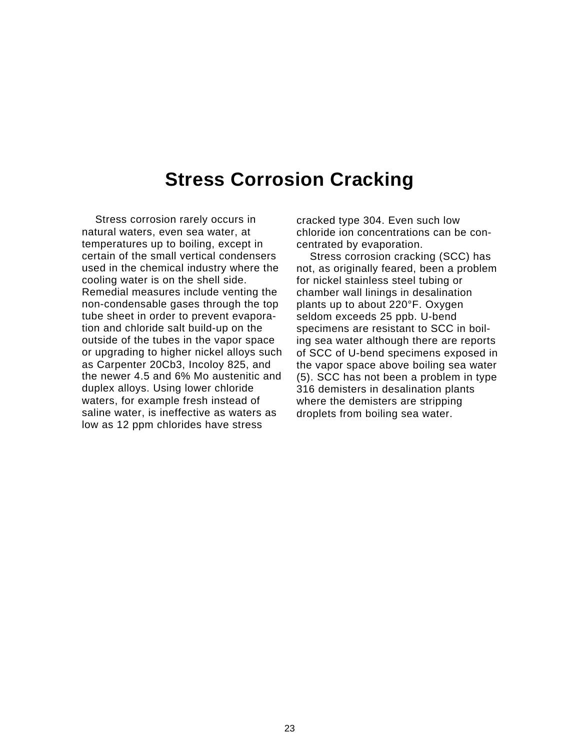# Stress Corrosion Cracking

Stress corrosion rarely occurs in natural waters, even sea water, at temperatures up to boiling, except in certain of the small vertical condensers used in the chemical industry where the cooling water is on the shell side. Remedial measures include venting the non-condensable gases through the top tube sheet in order to prevent evaporation and chloride salt build-up on the outside of the tubes in the vapor space or upgrading to higher nickel alloys such as Carpenter 20Cb3, Incoloy 825, and the newer 4.5 and 6% Mo austenitic and duplex alloys. Using lower chloride waters, for example fresh instead of saline water, is ineffective as waters as low as 12 ppm chlorides have stress cracked type 304. Even such low chloride ion concentrations can be concentrated by evaporation.

Stress corrosion cracking (SCC) has not, as originally feared, been a problem for nickel stainless steel tubing or chamber wall linings in desalination plants up to about 220°F. Oxygen seldom exceeds 25 ppb. U-bend specimens are resistant to SCC in boiling sea water although there are reports of SCC of U-bend specimens exposed in the vapor space above boiling sea water (5). SCC has not been a problem in type 316 demisters in desalination plants where the demisters are stripping droplets from boiling sea water.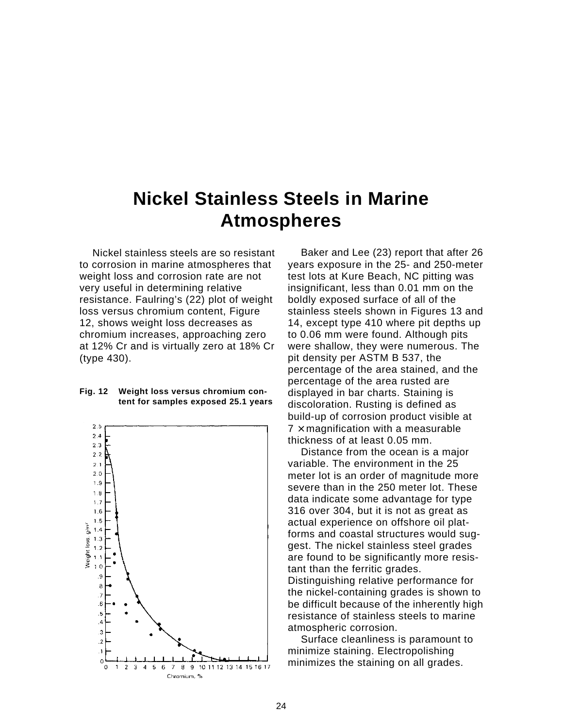# Nickel Stainless Steels in Marine Atmospheres

Nickel stainless steels are so resistant to corrosion in marine atmospheres that weight loss and corrosion rate are not very useful in determining relative resistance. Faulring's (22) plot of weight loss versus chromium content, Figure 12, shows weight loss decreases as chromium increases, approaching zero at 12% Cr and is virtually zero at 18% Cr (type 430).

**Fig. 12 Weight loss versus chromium content for samples exposed 25.1 years**

Baker and Lee (23) report that after 26 years exposure in the 25- and 250-meter test lots at Kure Beach, NC pitting was insignificant, less than 0.01 mm on the boldly exposed surface of all of the stainless steels shown in Figures 13 and 14, except type 410 where pit depths up to 0.06 mm were found. Although pits were shallow, they were numerous. The pit density per ASTM B 537, the percentage of the area stained, and the percentage of the area rusted are displayed in bar charts. Staining is discoloration. Rusting is defined as build-up of corrosion product visible at 7 × magnification with a measurable thickness of at least 0.05 mm.

Distance from the ocean is a major variable. The environment in the 25 meter lot is an order of magnitude more severe than in the 250 meter lot. These data indicate some advantage for type 316 over 304, but it is not as great as actual experience on offshore oil platforms and coastal structures would suggest. The nickel stainless steel grades are found to be significantly more resistant than the ferritic grades. Distinguishing relative performance for the nickel-containing grades is shown to be difficult because of the inherently high resistance of stainless steels to marine atmospheric corrosion.

Surface cleanliness is paramount to minimize staining. Electropolishing minimizes the staining on all grades.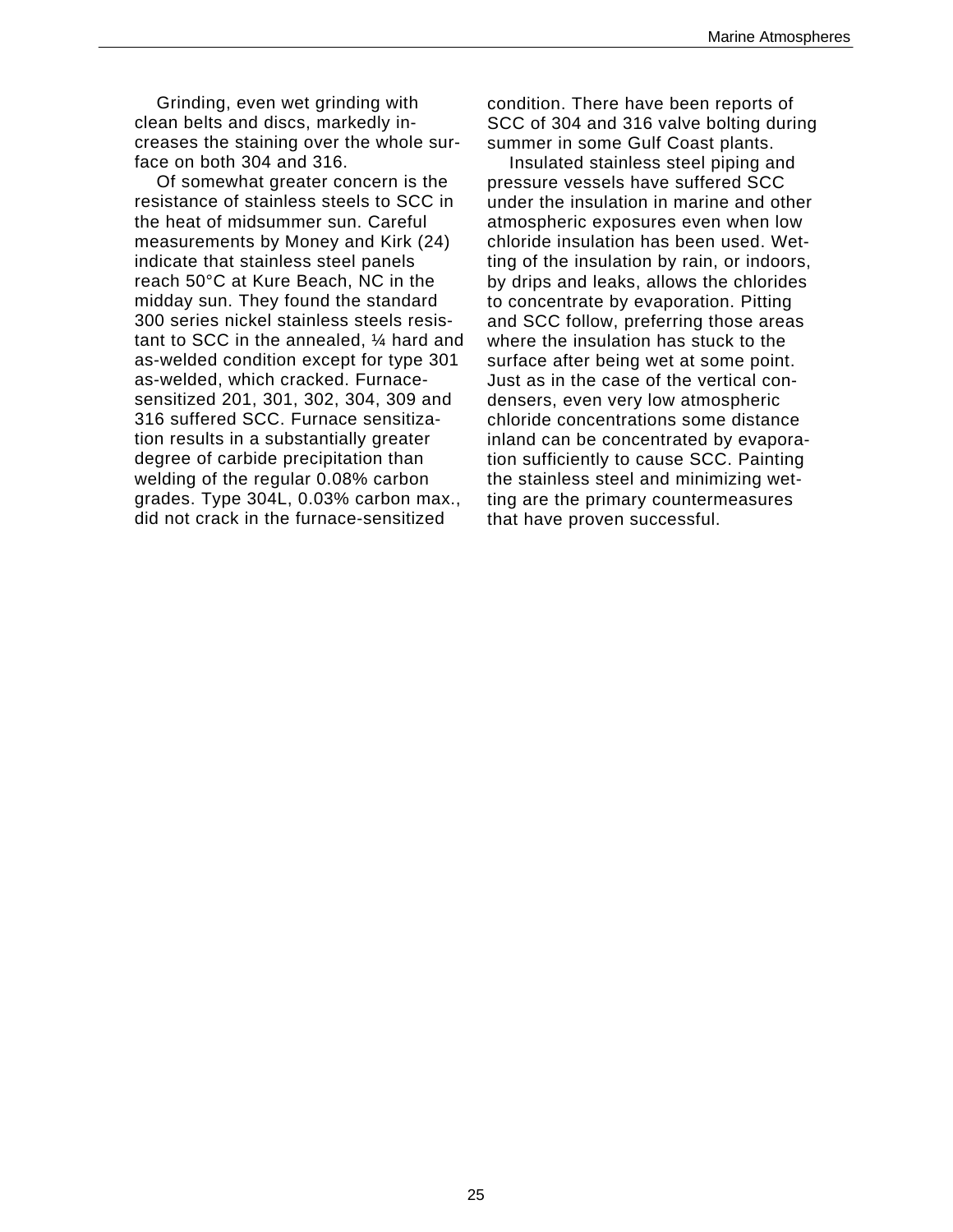Grinding, even wet grinding with clean belts and discs, markedly increases the staining over the whole surface on both 304 and 316.

Of somewhat greater concern is the resistance of stainless steels to SCC in the heat of midsummer sun. Careful measurements by Money and Kirk (24) indicate that stainless steel panels reach 50°C at Kure Beach, NC in the midday sun. They found the standard 300 series nickel stainless steels resistant to SCC in the annealed, ¼ hard and as-welded condition except for type 301 as-welded, which cracked. Furnace-sensitized 201, 301, 302, 304, 309 and 316 suffered SCC. Furnace sensitization results in a substantially greater degree of carbide precipitation than welding of the regular 0.08% carbon grades. Type 304L, 0.03% carbon max., did not crack in the furnace-sensitized condition. There have been reports of SCC of 304 and 316 valve bolting during summer in some Gulf Coast plants.

Insulated stainless steel piping and pressure vessels have suffered SCC under the insulation in marine and other atmospheric exposures even when low chloride insulation has been used. Wetting of the insulation by rain, or indoors, by drips and leaks, allows the chlorides to concentrate by evaporation. Pitting and SCC follow, preferring those areas where the insulation has stuck to the surface after being wet at some point. Just as in the case of the vertical condensers, even very low atmospheric chloride concentrations some distance inland can be concentrated by evaporation sufficiently to cause SCC. Painting the stainless steel and minimizing wetting are the primary countermeasures that have proven successful.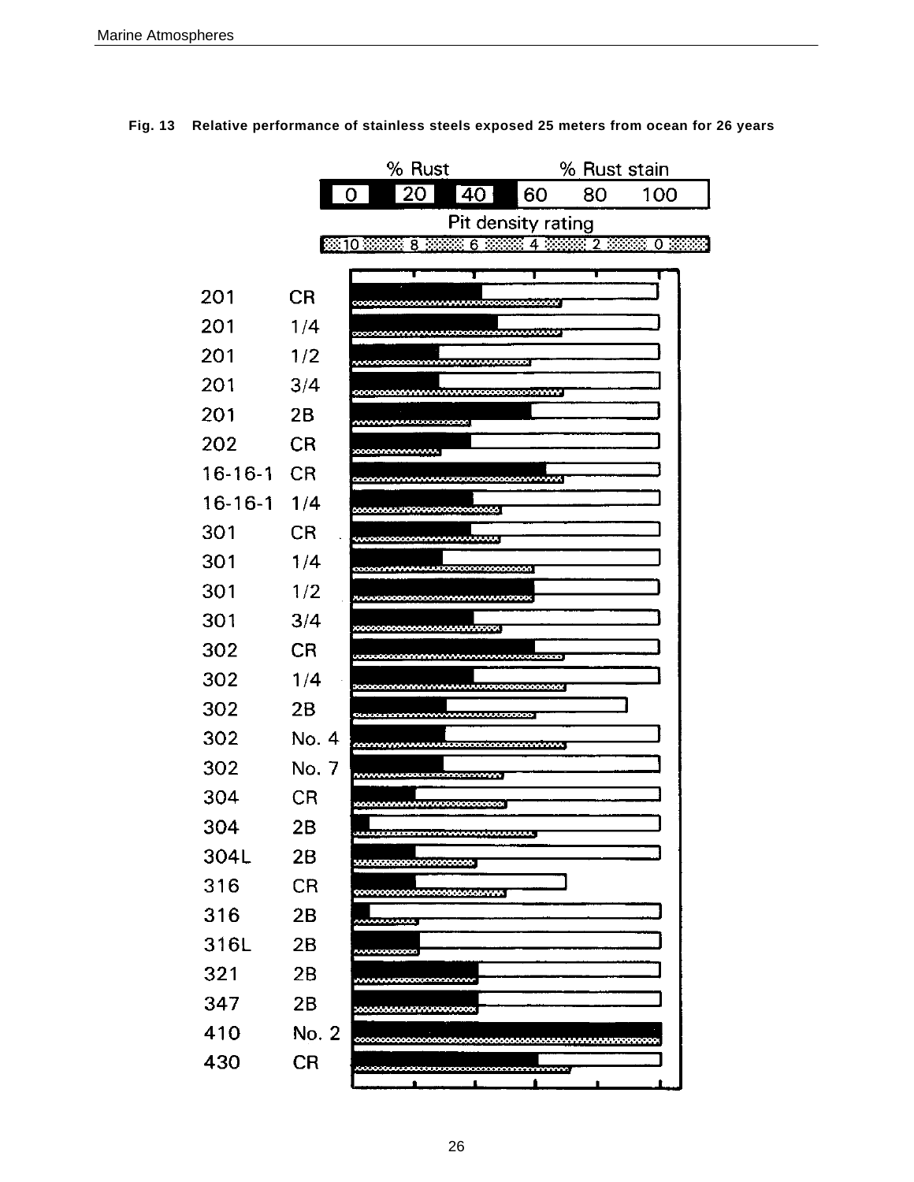**Fig. 13 Relative performance of stainless steels exposed 25 meters from ocean for 26 years**

% Rust | % Rust stain

0 | 20 | 40 | 60 | 80 | 100

Pit density rating

10 | 8 | 6 | 4 | 2 | 0

201 CR
201 1/4
201 1/2
201 3/4
201 2B
202 CR
16-16-1 CR
16-16-1 1/4
301 CR
301 1/4
301 1/2
301 3/4
302 CR
302 1/4
302 2B
302 No. 4
302 No. 7
304 CR
304 2B
304L 2B
316 CR
316 2B
316L 2B
321 2B
347 2B
410 No. 2
430 CR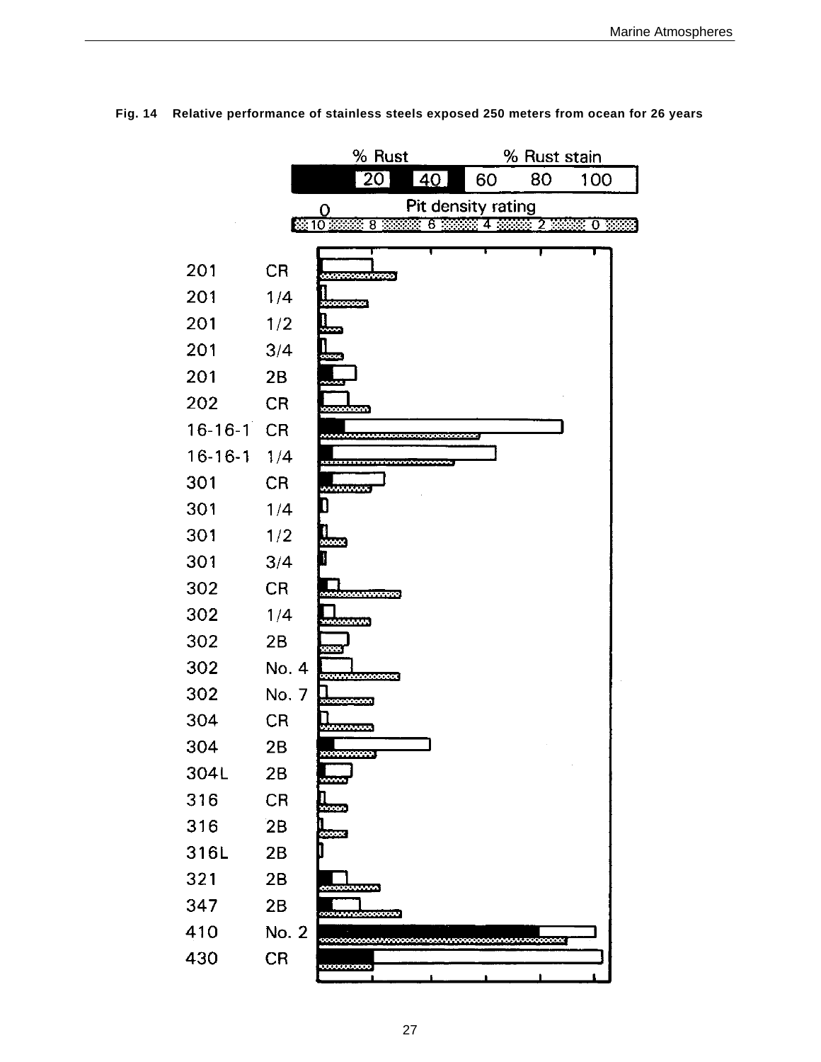**Fig. 14 Relative performance of stainless steels exposed 250 meters from ocean for 26 years**

% Rust | % Rust stain

20 40 60 80 100

Pit density rating

10 8 6 4 2 0

| | |
|---|---|
| 201 | CR |
| 201 | 1/4 |
| 201 | 1/2 |
| 201 | 3/4 |
| 201 | 2B |
| 202 | CR |
| 16-16-1 | CR |
| 16-16-1 | 1/4 |
| 301 | CR |
| 301 | 1/4 |
| 301 | 1/2 |
| 301 | 3/4 |
| 302 | CR |
| 302 | 1/4 |
| 302 | 2B |
| 302 | No. 4 |
| 302 | No. 7 |
| 304 | CR |
| 304 | 2B |
| 304L | 2B |
| 316 | CR |
| 316 | 2B |
| 316L | 2B |
| 321 | 2B |
| 347 | 2B |
| 410 | No. 2 |
| 430 | CR |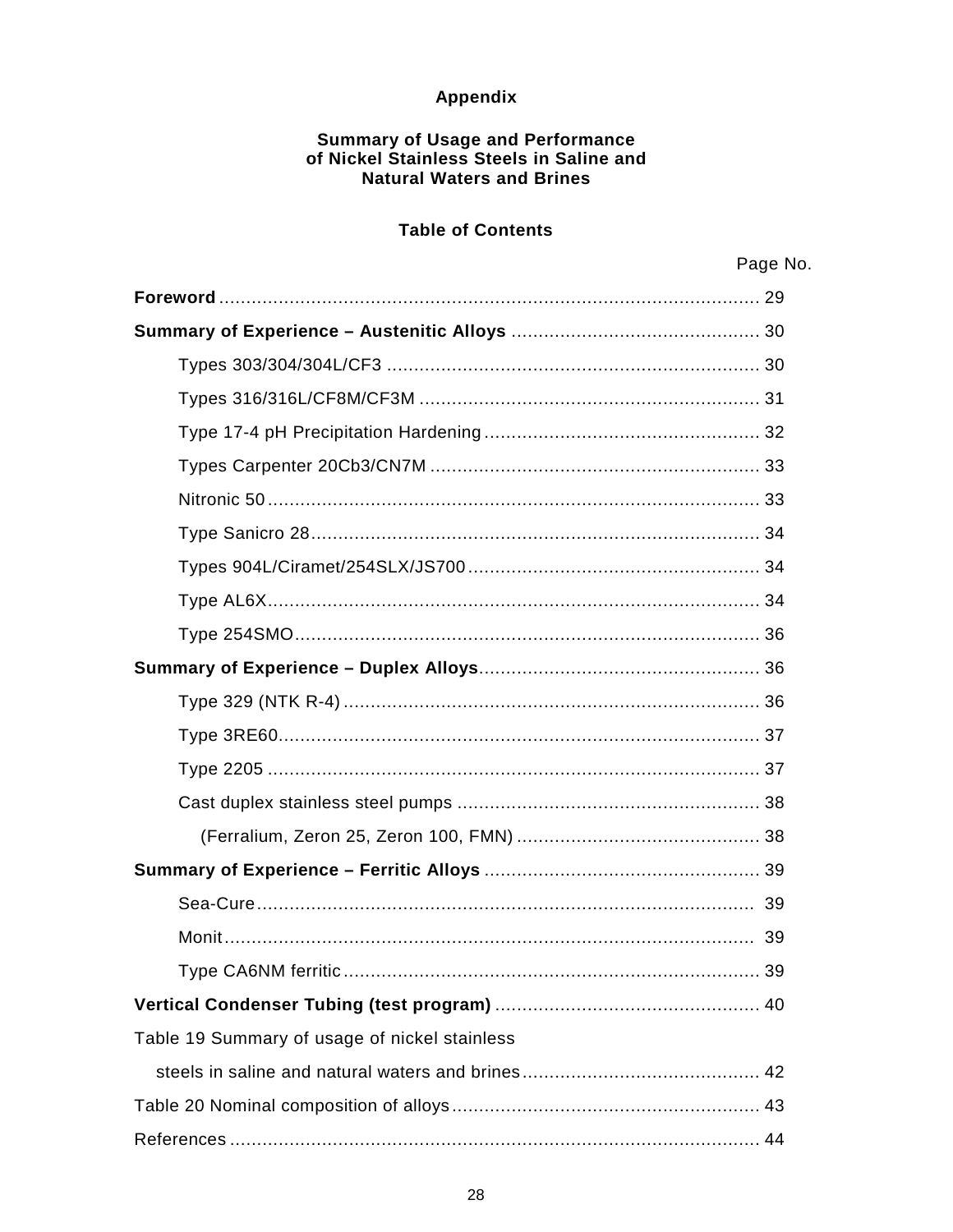## Appendix

## Summary of Usage and Performance of Nickel Stainless Steels in Saline and Natural Waters and Brines

### Table of Contents

| | Page No. |
|---|---|
| **Foreword** | 29 |
| **Summary of Experience – Austenitic Alloys** | 30 |
| Types 303/304/304L/CF3 | 30 |
| Types 316/316L/CF8M/CF3M | 31 |
| Type 17-4 pH Precipitation Hardening | 32 |
| Types Carpenter 20Cb3/CN7M | 33 |
| Nitronic 50 | 33 |
| Type Sanicro 28 | 34 |
| Types 904L/Ciramet/254SLX/JS700 | 34 |
| Type AL6X | 34 |
| Type 254SMO | 36 |
| **Summary of Experience – Duplex Alloys** | 36 |
| Type 329 (NTK R-4) | 36 |
| Type 3RE60 | 37 |
| Type 2205 | 37 |
| Cast duplex stainless steel pumps | 38 |
| (Ferralium, Zeron 25, Zeron 100, FMN) | 38 |
| **Summary of Experience – Ferritic Alloys** | 39 |
| Sea-Cure | 39 |
| Monit | 39 |
| Type CA6NM ferritic | 39 |
| **Vertical Condenser Tubing (test program)** | 40 |
| Table 19 Summary of usage of nickel stainless steels in saline and natural waters and brines | 42 |
| Table 20 Nominal composition of alloys | 43 |
| References | 44 |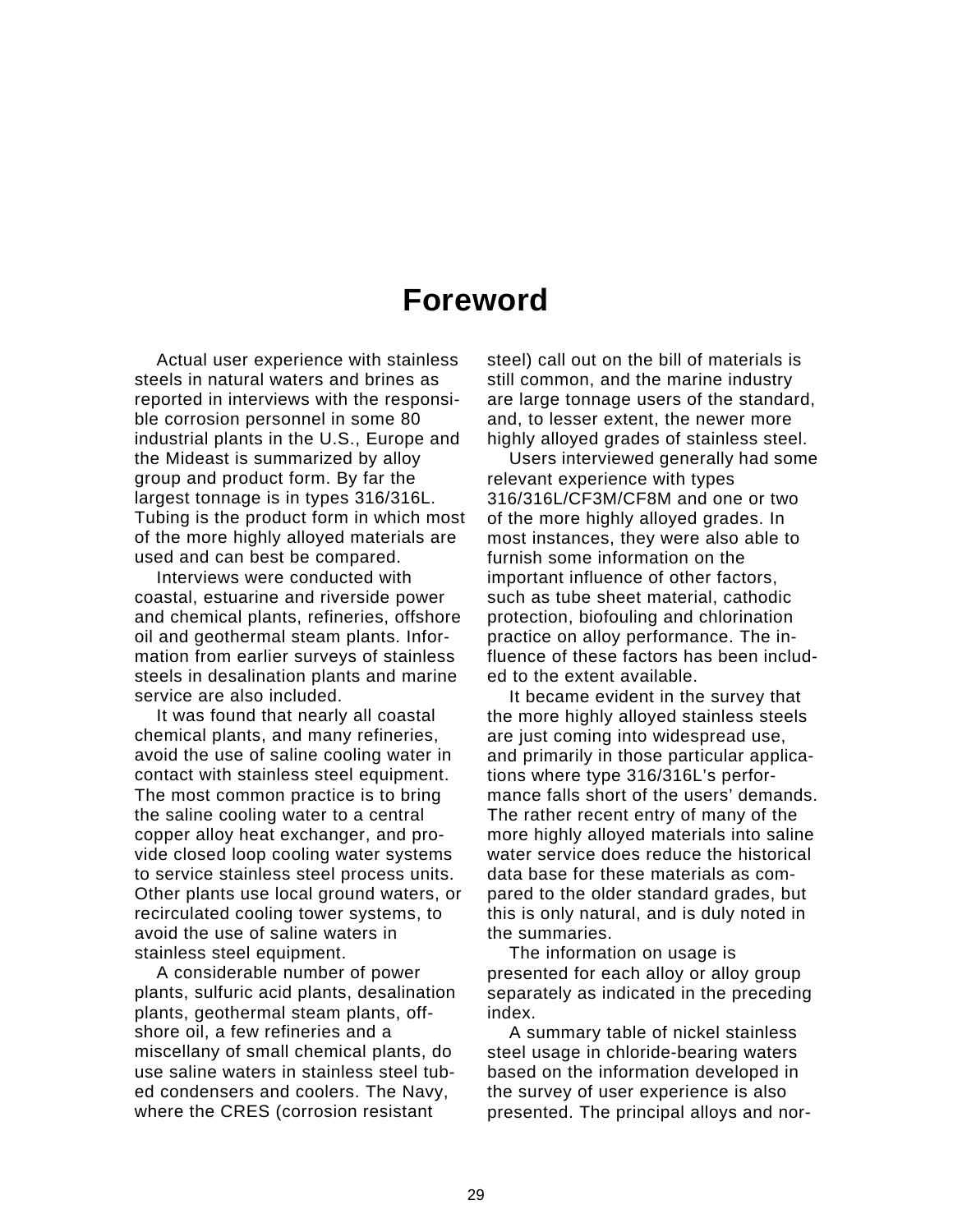# Foreword

Actual user experience with stainless steels in natural waters and brines as reported in interviews with the responsible corrosion personnel in some 80 industrial plants in the U.S., Europe and the Mideast is summarized by alloy group and product form. By far the largest tonnage is in types 316/316L. Tubing is the product form in which most of the more highly alloyed materials are used and can best be compared.

Interviews were conducted with coastal, estuarine and riverside power and chemical plants, refineries, offshore oil and geothermal steam plants. Information from earlier surveys of stainless steels in desalination plants and marine service are also included.

It was found that nearly all coastal chemical plants, and many refineries, avoid the use of saline cooling water in contact with stainless steel equipment. The most common practice is to bring the saline cooling water to a central copper alloy heat exchanger, and provide closed loop cooling water systems to service stainless steel process units. Other plants use local ground waters, or recirculated cooling tower systems, to avoid the use of saline waters in stainless steel equipment.

A considerable number of power plants, sulfuric acid plants, desalination plants, geothermal steam plants, offshore oil, a few refineries and a miscellany of small chemical plants, do use saline waters in stainless steel tubed condensers and coolers. The Navy, where the CRES (corrosion resistant steel) call out on the bill of materials is still common, and the marine industry are large tonnage users of the standard, and, to lesser extent, the newer more highly alloyed grades of stainless steel.

Users interviewed generally had some relevant experience with types 316/316L/CF3M/CF8M and one or two of the more highly alloyed grades. In most instances, they were also able to furnish some information on the important influence of other factors, such as tube sheet material, cathodic protection, biofouling and chlorination practice on alloy performance. The influence of these factors has been included to the extent available.

It became evident in the survey that the more highly alloyed stainless steels are just coming into widespread use, and primarily in those particular applications where type 316/316L's performance falls short of the users' demands. The rather recent entry of many of the more highly alloyed materials into saline water service does reduce the historical data base for these materials as compared to the older standard grades, but this is only natural, and is duly noted in the summaries.

The information on usage is presented for each alloy or alloy group separately as indicated in the preceding index.

A summary table of nickel stainless steel usage in chloride-bearing waters based on the information developed in the survey of user experience is also presented. The principal alloys and nor-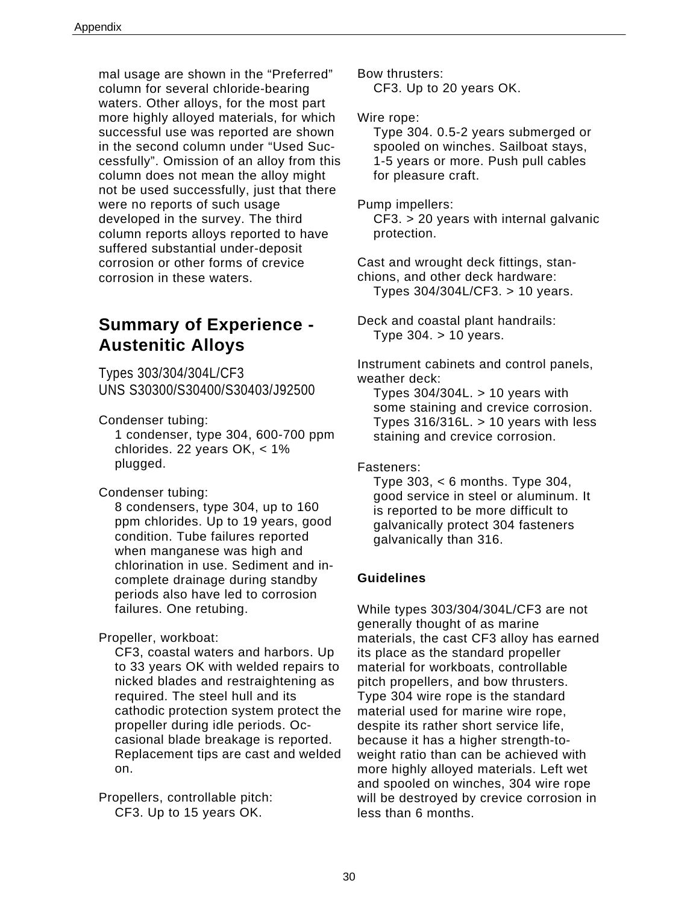mal usage are shown in the “Preferred” column for several chloride-bearing waters. Other alloys, for the most part more highly alloyed materials, for which successful use was reported are shown in the second column under “Used Successfully”. Omission of an alloy from this column does not mean the alloy might not be used successfully, just that there were no reports of such usage developed in the survey. The third column reports alloys reported to have suffered substantial under-deposit corrosion or other forms of crevice corrosion in these waters.

## Summary of Experience - Austenitic Alloys

### Types 303/304/304L/CF3 UNS S30300/S30400/S30403/J92500

Condenser tubing:
1 condenser, type 304, 600-700 ppm chlorides. 22 years OK, < 1% plugged.

Condenser tubing:
8 condensers, type 304, up to 160 ppm chlorides. Up to 19 years, good condition. Tube failures reported when manganese was high and chlorination in use. Sediment and incomplete drainage during standby periods also have led to corrosion failures. One retubing.

Propeller, workboat:
CF3, coastal waters and harbors. Up to 33 years OK with welded repairs to nicked blades and restraightening as required. The steel hull and its cathodic protection system protect the propeller during idle periods. Occasional blade breakage is reported. Replacement tips are cast and welded on.

Propellers, controllable pitch:
CF3. Up to 15 years OK.

Bow thrusters:
CF3. Up to 20 years OK.

Wire rope:
Type 304. 0.5-2 years submerged or spooled on winches. Sailboat stays, 1-5 years or more. Push pull cables for pleasure craft.

Pump impellers:
CF3. > 20 years with internal galvanic protection.

Cast and wrought deck fittings, stanchions, and other deck hardware:
Types 304/304L/CF3. > 10 years.

Deck and coastal plant handrails:
Type 304. > 10 years.

Instrument cabinets and control panels, weather deck:
Types 304/304L. > 10 years with some staining and crevice corrosion. Types 316/316L. > 10 years with less staining and crevice corrosion.

Fasteners:
Type 303, < 6 months. Type 304, good service in steel or aluminum. It is reported to be more difficult to galvanically protect 304 fasteners galvanically than 316.

#### Guidelines

While types 303/304/304L/CF3 are not generally thought of as marine materials, the cast CF3 alloy has earned its place as the standard propeller material for workboats, controllable pitch propellers, and bow thrusters. Type 304 wire rope is the standard material used for marine wire rope, despite its rather short service life, because it has a higher strength-to-weight ratio than can be achieved with more highly alloyed materials. Left wet and spooled on winches, 304 wire rope will be destroyed by crevice corrosion in less than 6 months.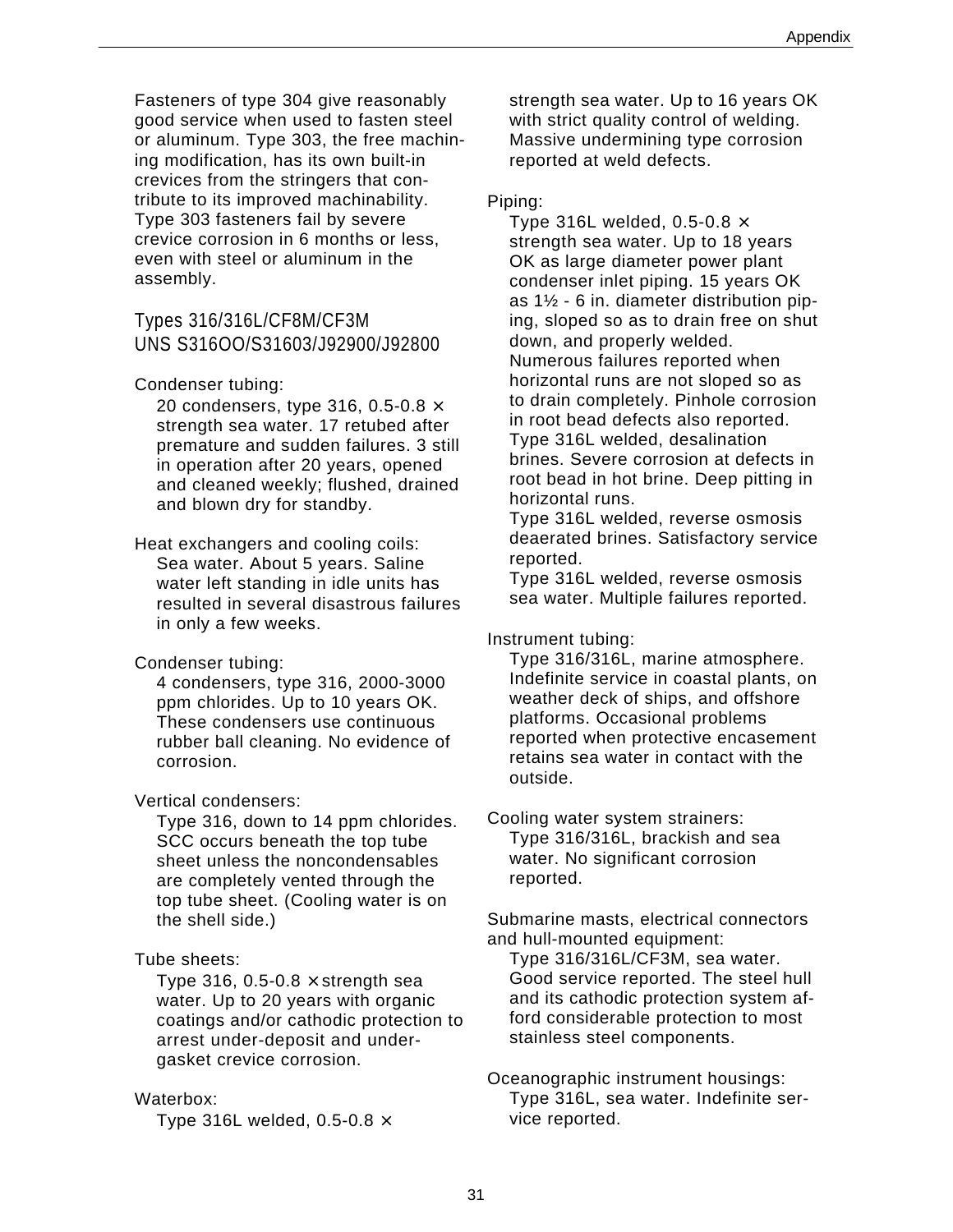Fasteners of type 304 give reasonably good service when used to fasten steel or aluminum. Type 303, the free machining modification, has its own built-in crevices from the stringers that contribute to its improved machinability. Type 303 fasteners fail by severe crevice corrosion in 6 months or less, even with steel or aluminum in the assembly.

## Types 316/316L/CF8M/CF3M UNS S316OO/S31603/J92900/J92800

Condener tubing:

20 condensers, type 316, 0.5-0.8 × strength sea water. 17 retubed after premature and sudden failures. 3 still in operation after 20 years, opened and cleaned weekly; flushed, drained and blown dry for standby.

Heat exchangers and cooling coils:

Sea water. About 5 years. Saline water left standing in idle units has resulted in several disastrous failures in only a few weeks.

Condenser tubing:

4 condensers, type 316, 2000-3000 ppm chlorides. Up to 10 years OK. These condensers use continuous rubber ball cleaning. No evidence of corrosion.

Vertical condensers:

Type 316, down to 14 ppm chlorides. SCC occurs beneath the top tube sheet unless the noncondensables are completely vented through the top tube sheet. (Cooling water is on the shell side.)

Tube sheets:

Type 316, 0.5-0.8 × strength sea water. Up to 20 years with organic coatings and/or cathodic protection to arrest under-deposit and under-gasket crevice corrosion.

Waterbox:

Type 316L welded, 0.5-0.8 × strength sea water. Up to 16 years OK with strict quality control of welding. Massive undermining type corrosion reported at weld defects.

Piping:

Type 316L welded, 0.5-0.8 × strength sea water. Up to 18 years OK as large diameter power plant condenser inlet piping. 15 years OK as 1½ - 6 in. diameter distribution piping, sloped so as to drain free on shut down, and properly welded. Numerous failures reported when horizontal runs are not sloped so as to drain completely. Pinhole corrosion in root bead defects also reported.
Type 316L welded, desalination brines. Severe corrosion at defects in root bead in hot brine. Deep pitting in horizontal runs.
Type 316L welded, reverse osmosis deaerated brines. Satisfactory service reported.
Type 316L welded, reverse osmosis sea water. Multiple failures reported.

Instrument tubing:

Type 316/316L, marine atmosphere. Indefinite service in coastal plants, on weather deck of ships, and offshore platforms. Occasional problems reported when protective encasement retains sea water in contact with the outside.

Cooling water system strainers:

Type 316/316L, brackish and sea water. No significant corrosion reported.

Submarine masts, electrical connectors and hull-mounted equipment:

Type 316/316L/CF3M, sea water. Good service reported. The steel hull and its cathodic protection system afford considerable protection to most stainless steel components.

Oceanographic instrument housings:

Type 316L, sea water. Indefinite service reported.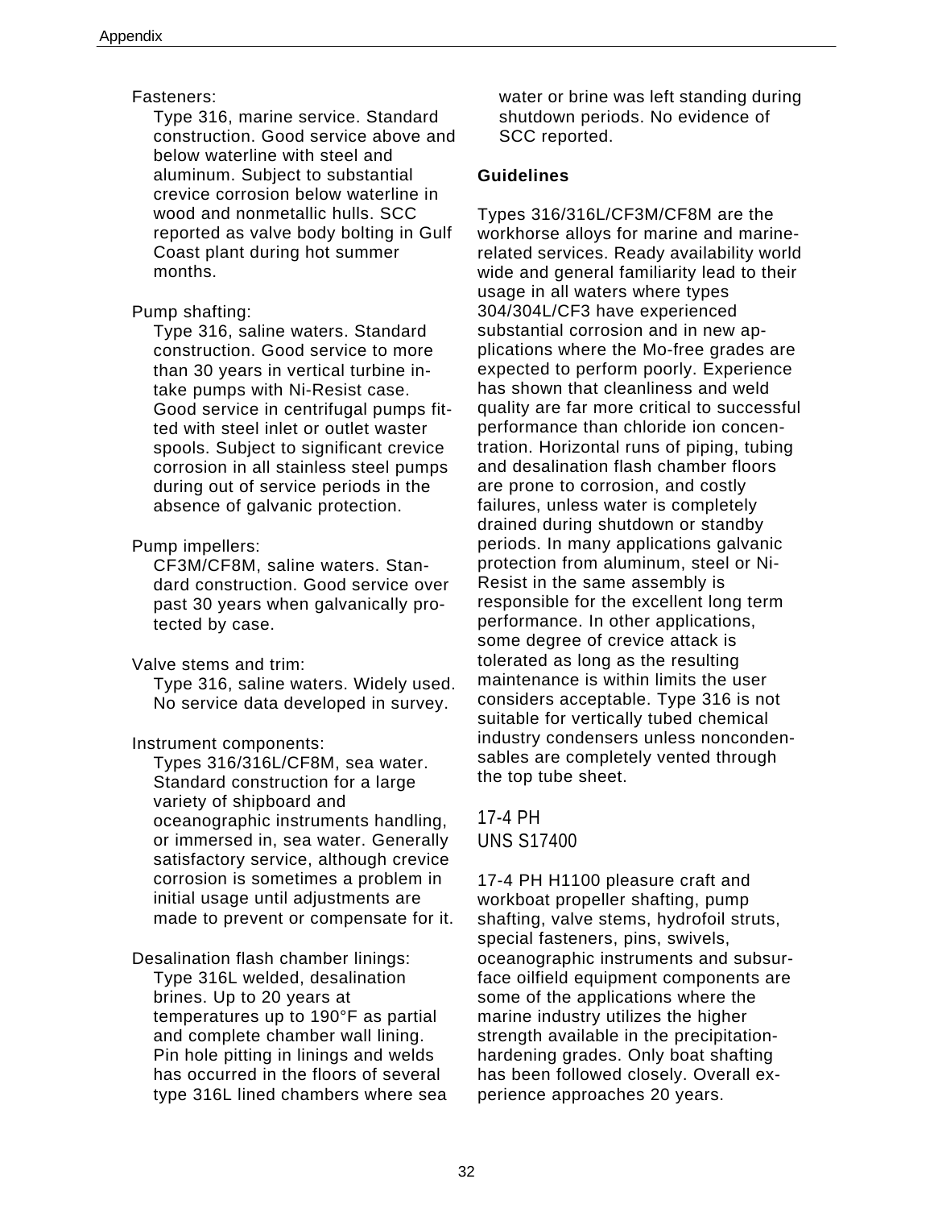Fasteners:

Type 316, marine service. Standard construction. Good service above and below waterline with steel and aluminum. Subject to substantial crevice corrosion below waterline in wood and nonmetallic hulls. SCC reported as valve body bolting in Gulf Coast plant during hot summer months.

Pump shafting:

Type 316, saline waters. Standard construction. Good service to more than 30 years in vertical turbine intake pumps with Ni-Resist case. Good service in centrifugal pumps fitted with steel inlet or outlet waster spools. Subject to significant crevice corrosion in all stainless steel pumps during out of service periods in the absence of galvanic protection.

Pump impellers:

CF3M/CF8M, saline waters. Standard construction. Good service over past 30 years when galvanically protected by case.

Valve stems and trim:

Type 316, saline waters. Widely used. No service data developed in survey.

Instrument components:

Types 316/316L/CF8M, sea water. Standard construction for a large variety of shipboard and oceanographic instruments handling, or immersed in, sea water. Generally satisfactory service, although crevice corrosion is sometimes a problem in initial usage until adjustments are made to prevent or compensate for it.

Desalination flash chamber linings:

Type 316L welded, desalination brines. Up to 20 years at temperatures up to 190°F as partial and complete chamber wall lining. Pin hole pitting in linings and welds has occurred in the floors of several type 316L lined chambers where sea water or brine was left standing during shutdown periods. No evidence of SCC reported.

**Guidelines**

Types 316/316L/CF3M/CF8M are the workhorse alloys for marine and marine-related services. Ready availability world wide and general familiarity lead to their usage in all waters where types 304/304L/CF3 have experienced substantial corrosion and in new applications where the Mo-free grades are expected to perform poorly. Experience has shown that cleanliness and weld quality are far more critical to successful performance than chloride ion concentration. Horizontal runs of piping, tubing and desalination flash chamber floors are prone to corrosion, and costly failures, unless water is completely drained during shutdown or standby periods. In many applications galvanic protection from aluminum, steel or Ni-Resist in the same assembly is responsible for the excellent long term performance. In other applications, some degree of crevice attack is tolerated as long as the resulting maintenance is within limits the user considers acceptable. Type 316 is not suitable for vertically tubed chemical industry condensers unless noncondensables are completely vented through the top tube sheet.

## 17-4 PH
## UNS S17400

17-4 PH H1100 pleasure craft and workboat propeller shafting, pump shafting, valve stems, hydrofoil struts, special fasteners, pins, swivels, oceanographic instruments and subsurface oilfield equipment components are some of the applications where the marine industry utilizes the higher strength available in the precipitation-hardening grades. Only boat shafting has been followed closely. Overall experience approaches 20 years.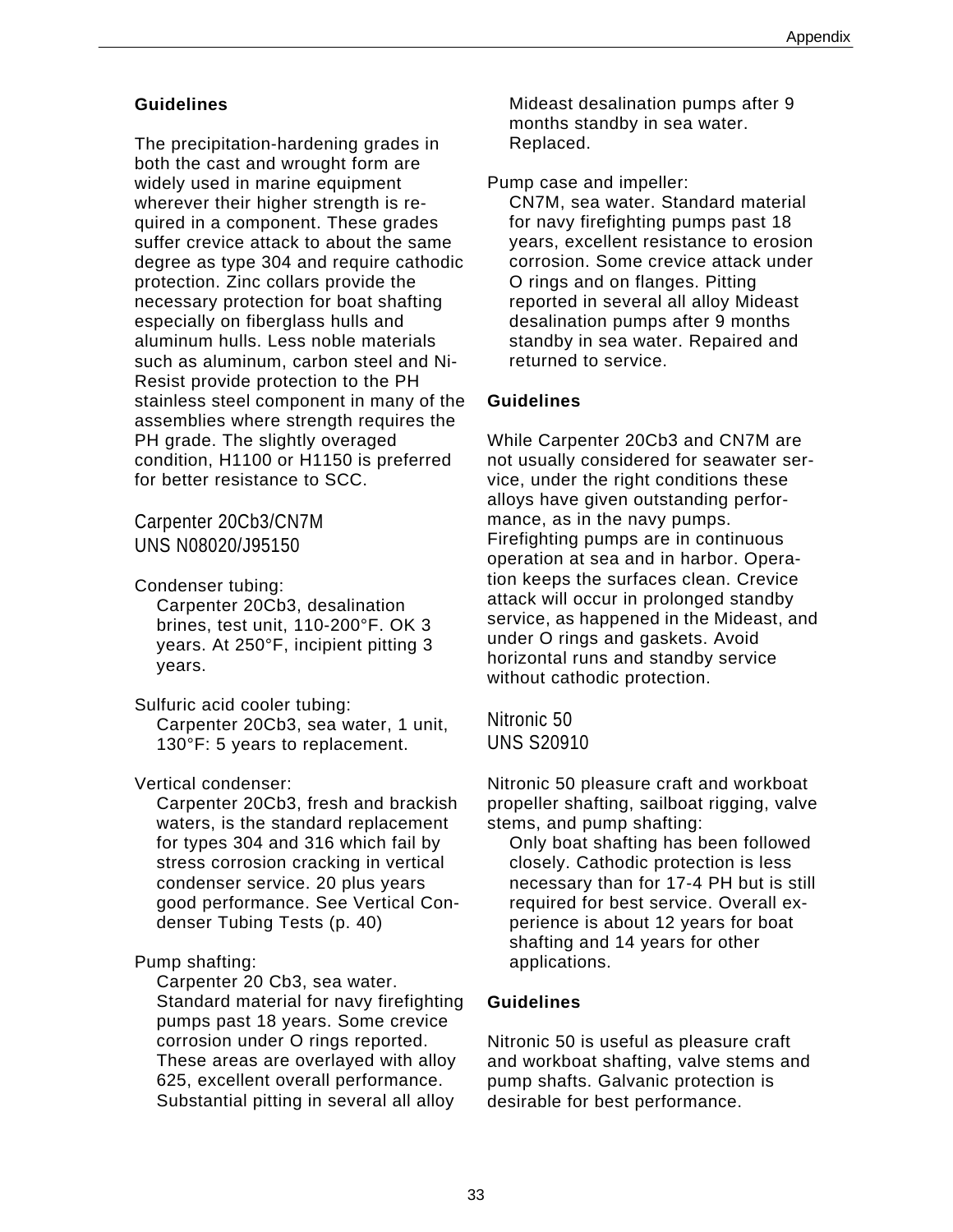**Guidelines**

The precipitation-hardening grades in both the cast and wrought form are widely used in marine equipment wherever their higher strength is required in a component. These grades suffer crevice attack to about the same degree as type 304 and require cathodic protection. Zinc collars provide the necessary protection for boat shafting especially on fiberglass hulls and aluminum hulls. Less noble materials such as aluminum, carbon steel and Ni-Resist provide protection to the PH stainless steel component in many of the assemblies where strength requires the PH grade. The slightly overaged condition, H1100 or H1150 is preferred for better resistance to SCC.

## Carpenter 20Cb3/CN7M
## UNS N08020/J95150

Condenser tubing:
Carpenter 20Cb3, desalination brines, test unit, 110-200°F. OK 3 years. At 250°F, incipient pitting 3 years.

Sulfuric acid cooler tubing:
Carpenter 20Cb3, sea water, 1 unit, 130°F: 5 years to replacement.

Vertical condenser:
Carpenter 20Cb3, fresh and brackish waters, is the standard replacement for types 304 and 316 which fail by stress corrosion cracking in vertical condenser service. 20 plus years good performance. See Vertical Condenser Tubing Tests (p. 40)

Pump shafting:
Carpenter 20 Cb3, sea water. Standard material for navy firefighting pumps past 18 years. Some crevice corrosion under O rings reported. These areas are overlayed with alloy 625, excellent overall performance. Substantial pitting in several all alloy Mideast desalination pumps after 9 months standby in sea water. Replaced.

Pump case and impeller:
CN7M, sea water. Standard material for navy firefighting pumps past 18 years, excellent resistance to erosion corrosion. Some crevice attack under O rings and on flanges. Pitting reported in several all alloy Mideast desalination pumps after 9 months standby in sea water. Repaired and returned to service.

**Guidelines**

While Carpenter 20Cb3 and CN7M are not usually considered for seawater service, under the right conditions these alloys have given outstanding performance, as in the navy pumps. Firefighting pumps are in continuous operation at sea and in harbor. Operation keeps the surfaces clean. Crevice attack will occur in prolonged standby service, as happened in the Mideast, and under O rings and gaskets. Avoid horizontal runs and standby service without cathodic protection.

## Nitronic 50
## UNS S20910

Nitronic 50 pleasure craft and workboat propeller shafting, sailboat rigging, valve stems, and pump shafting:
Only boat shafting has been followed closely. Cathodic protection is less necessary than for 17-4 PH but is still required for best service. Overall experience is about 12 years for boat shafting and 14 years for other applications.

**Guidelines**

Nitronic 50 is useful as pleasure craft and workboat shafting, valve stems and pump shafts. Galvanic protection is desirable for best performance.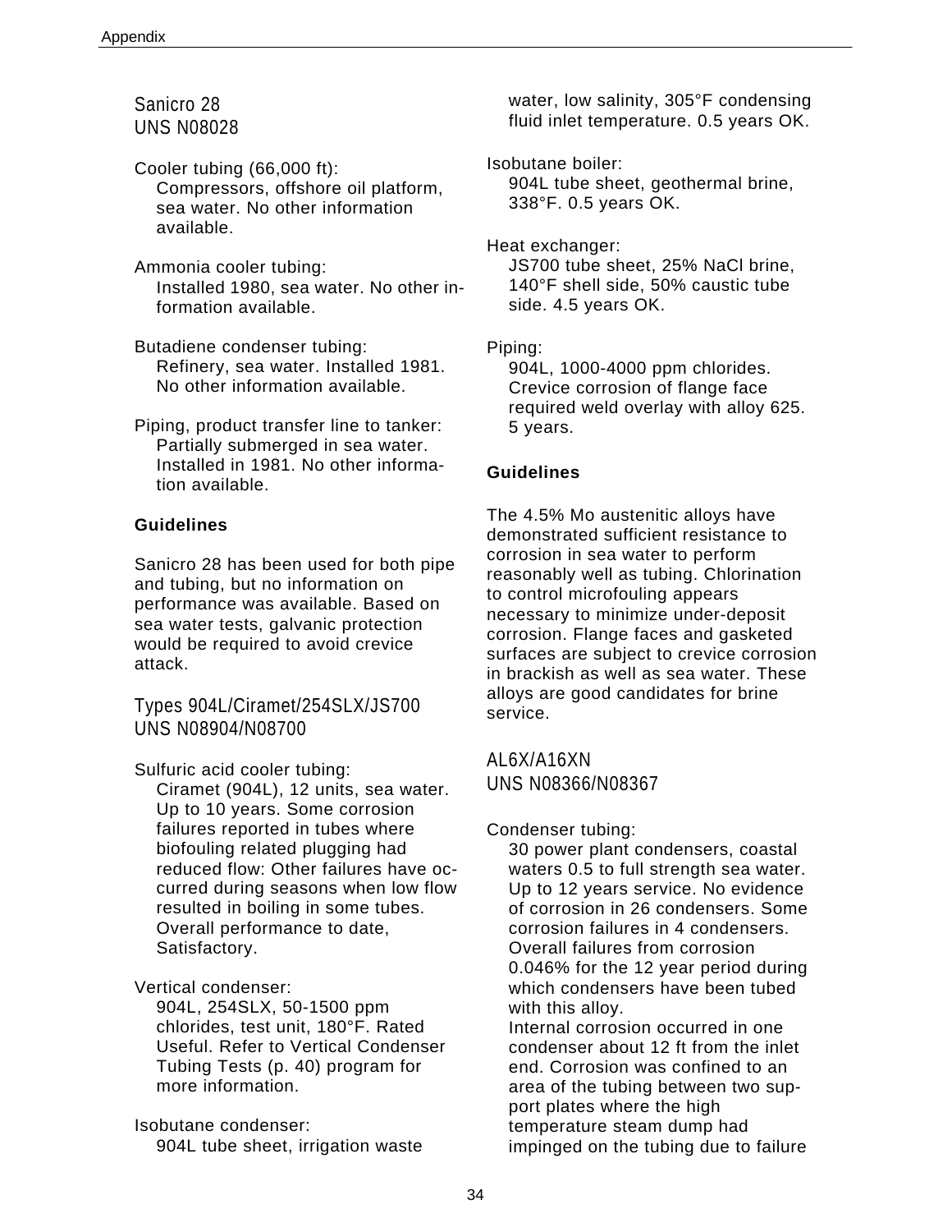## Sanicro 28
## UNS N08028

Cooler tubing (66,000 ft):
Compressors, offshore oil platform, sea water. No other information available.

Ammonia cooler tubing:
Installed 1980, sea water. No other information available.

Butadiene condenser tubing:
Refinery, sea water. Installed 1981. No other information available.

Piping, product transfer line to tanker:
Partially submerged in sea water. Installed in 1981. No other information available.

**Guidelines**

Sanicro 28 has been used for both pipe and tubing, but no information on performance was available. Based on sea water tests, galvanic protection would be required to avoid crevice attack.

## Types 904L/Ciramet/254SLX/JS700
## UNS N08904/N08700

Sulfuric acid cooler tubing:
Ciramet (904L), 12 units, sea water. Up to 10 years. Some corrosion failures reported in tubes where biofouling related plugging had reduced flow: Other failures have occurred during seasons when low flow resulted in boiling in some tubes. Overall performance to date, Satisfactory.

Vertical condenser:
904L, 254SLX, 50-1500 ppm chlorides, test unit, 180°F. Rated Useful. Refer to Vertical Condenser Tubing Tests (p. 40) program for more information.

Isobutane condenser:
904L tube sheet, irrigation waste water, low salinity, 305°F condensing fluid inlet temperature. 0.5 years OK.

Isobutane boiler:
904L tube sheet, geothermal brine, 338°F. 0.5 years OK.

Heat exchanger:
JS700 tube sheet, 25% NaCl brine, 140°F shell side, 50% caustic tube side. 4.5 years OK.

Piping:
904L, 1000-4000 ppm chlorides. Crevice corrosion of flange face required weld overlay with alloy 625. 5 years.

**Guidelines**

The 4.5% Mo austenitic alloys have demonstrated sufficient resistance to corrosion in sea water to perform reasonably well as tubing. Chlorination to control microfouling appears necessary to minimize under-deposit corrosion. Flange faces and gasketed surfaces are subject to crevice corrosion in brackish as well as sea water. These alloys are good candidates for brine service.

## AL6X/A16XN
## UNS N08366/N08367

Condenser tubing:
30 power plant condensers, coastal waters 0.5 to full strength sea water. Up to 12 years service. No evidence of corrosion in 26 condensers. Some corrosion failures in 4 condensers. Overall failures from corrosion 0.046% for the 12 year period during which condensers have been tubed with this alloy.
Internal corrosion occurred in one condenser about 12 ft from the inlet end. Corrosion was confined to an area of the tubing between two support plates where the high temperature steam dump had impinged on the tubing due to failure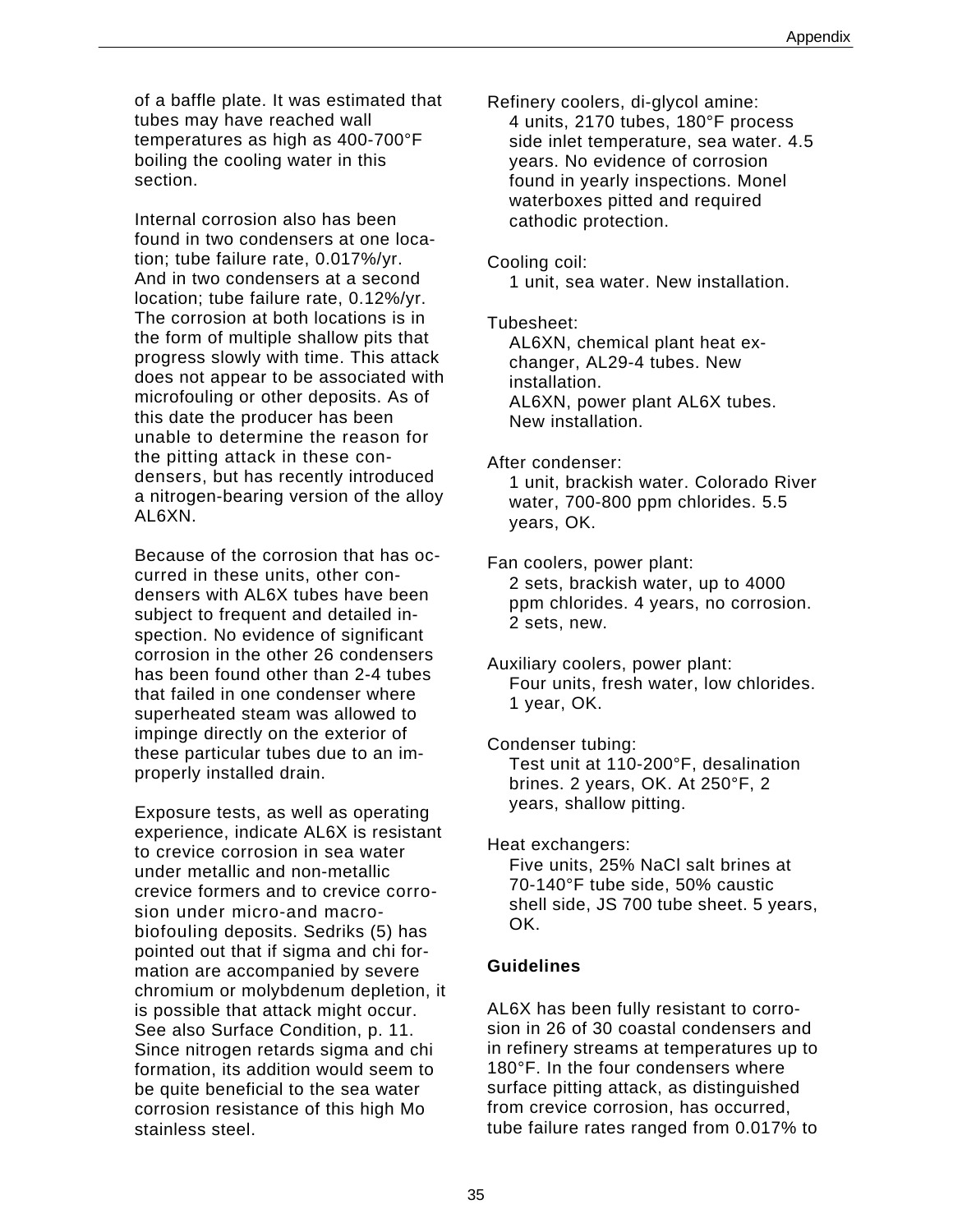of a baffle plate. It was estimated that tubes may have reached wall temperatures as high as 400-700°F boiling the cooling water in this section.

Internal corrosion also has been found in two condensers at one location; tube failure rate, 0.017%/yr. And in two condensers at a second location; tube failure rate, 0.12%/yr. The corrosion at both locations is in the form of multiple shallow pits that progress slowly with time. This attack does not appear to be associated with microfouling or other deposits. As of this date the producer has been unable to determine the reason for the pitting attack in these condensers, but has recently introduced a nitrogen-bearing version of the alloy AL6XN.

Because of the corrosion that has occurred in these units, other condensers with AL6X tubes have been subject to frequent and detailed inspection. No evidence of significant corrosion in the other 26 condensers has been found other than 2-4 tubes that failed in one condenser where superheated steam was allowed to impinge directly on the exterior of these particular tubes due to an improperly installed drain.

Exposure tests, as well as operating experience, indicate AL6X is resistant to crevice corrosion in sea water under metallic and non-metallic crevice formers and to crevice corrosion under micro-and macro-biofouling deposits. Sedriks (5) has pointed out that if sigma and chi formation are accompanied by severe chromium or molybdenum depletion, it is possible that attack might occur. See also Surface Condition, p. 11. Since nitrogen retards sigma and chi formation, its addition would seem to be quite beneficial to the sea water corrosion resistance of this high Mo stainless steel.

Refinery coolers, di-glycol amine:
4 units, 2170 tubes, 180°F process side inlet temperature, sea water. 4.5 years. No evidence of corrosion found in yearly inspections. Monel waterboxes pitted and required cathodic protection.

Cooling coil:
1 unit, sea water. New installation.

Tubesheet:
AL6XN, chemical plant heat exchanger, AL29-4 tubes. New installation.
AL6XN, power plant AL6X tubes. New installation.

After condenser:
1 unit, brackish water. Colorado River water, 700-800 ppm chlorides. 5.5 years, OK.

Fan coolers, power plant:
2 sets, brackish water, up to 4000 ppm chlorides. 4 years, no corrosion.
2 sets, new.

Auxiliary coolers, power plant:
Four units, fresh water, low chlorides. 1 year, OK.

Condenser tubing:
Test unit at 110-200°F, desalination brines. 2 years, OK. At 250°F, 2 years, shallow pitting.

Heat exchangers:
Five units, 25% NaCl salt brines at 70-140°F tube side, 50% caustic shell side, JS 700 tube sheet. 5 years, OK.

**Guidelines**

AL6X has been fully resistant to corrosion in 26 of 30 coastal condensers and in refinery streams at temperatures up to 180°F. In the four condensers where surface pitting attack, as distinguished from crevice corrosion, has occurred, tube failure rates ranged from 0.017% to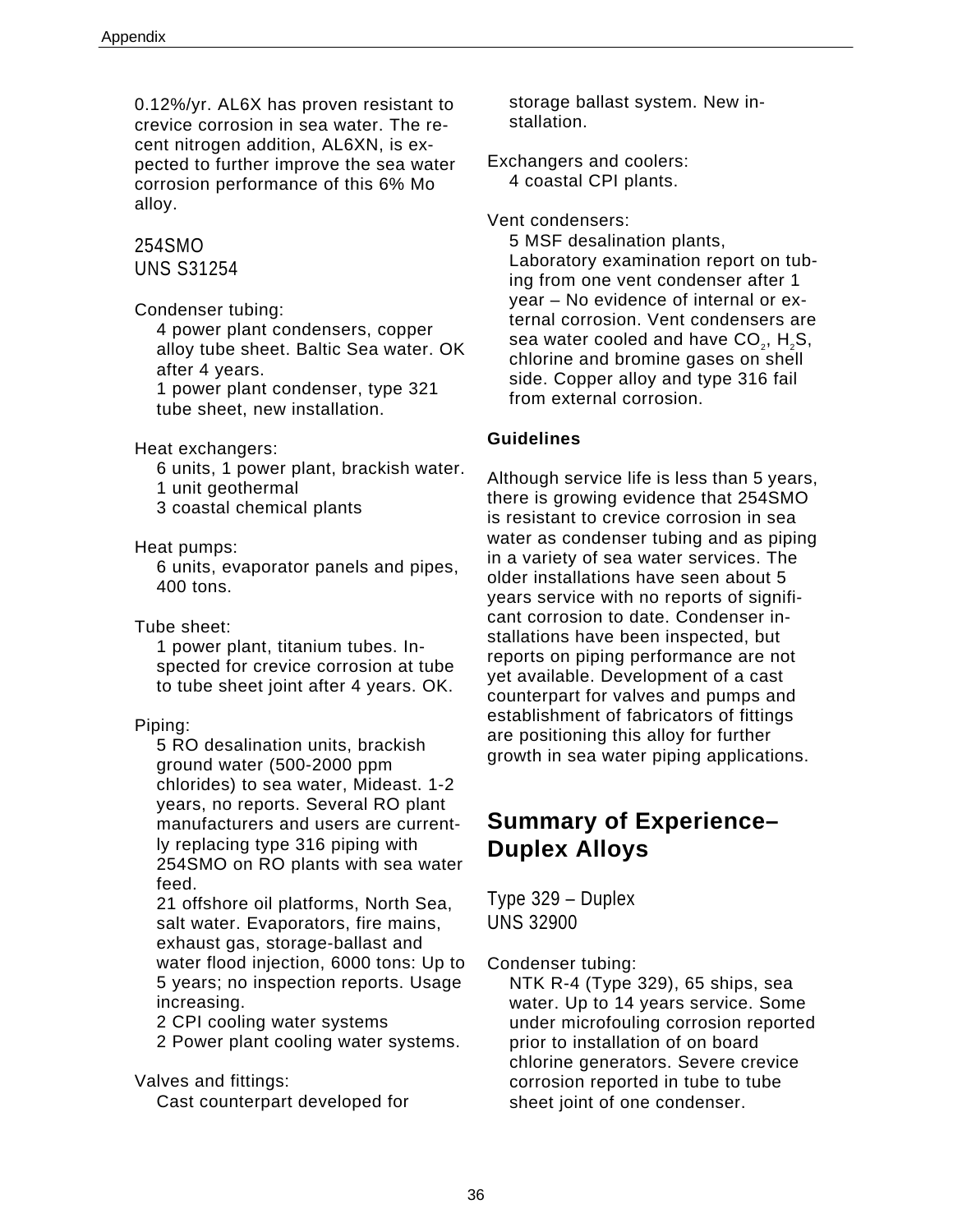0.12%/yr. AL6X has proven resistant to crevice corrosion in sea water. The recent nitrogen addition, AL6XN, is expected to further improve the sea water corrosion performance of this 6% Mo alloy.

### 254SMO
### UNS S31254

Condenser tubing:
4 power plant condensers, copper alloy tube sheet. Baltic Sea water. OK after 4 years.
1 power plant condenser, type 321 tube sheet, new installation.

Heat exchangers:
6 units, 1 power plant, brackish water.
1 unit geothermal
3 coastal chemical plants

Heat pumps:
6 units, evaporator panels and pipes, 400 tons.

Tube sheet:
1 power plant, titanium tubes. Inspected for crevice corrosion at tube to tube sheet joint after 4 years. OK.

Piping:
5 RO desalination units, brackish ground water (500-2000 ppm chlorides) to sea water, Mideast. 1-2 years, no reports. Several RO plant manufacturers and users are currently replacing type 316 piping with 254SMO on RO plants with sea water feed.
21 offshore oil platforms, North Sea, salt water. Evaporators, fire mains, exhaust gas, storage-ballast and water flood injection, 6000 tons: Up to 5 years; no inspection reports. Usage increasing.
2 CPI cooling water systems
2 Power plant cooling water systems.

Valves and fittings:
Cast counterpart developed for storage ballast system. New installation.

Exchangers and coolers:
4 coastal CPI plants.

Vent condensers:
5 MSF desalination plants, Laboratory examination report on tubing from one vent condenser after 1 year – No evidence of internal or external corrosion. Vent condensers are sea water cooled and have $CO_2$, $H_2S$, chlorine and bromine gases on shell side. Copper alloy and type 316 fail from external corrosion.

**Guidelines**

Although service life is less than 5 years, there is growing evidence that 254SMO is resistant to crevice corrosion in sea water as condenser tubing and as piping in a variety of sea water services. The older installations have seen about 5 years service with no reports of significant corrosion to date. Condenser installations have been inspected, but reports on piping performance are not yet available. Development of a cast counterpart for valves and pumps and establishment of fabricators of fittings are positioning this alloy for further growth in sea water piping applications.

## Summary of Experience–Duplex Alloys

### Type 329 – Duplex
### UNS 32900

Condenser tubing:
NTK R-4 (Type 329), 65 ships, sea water. Up to 14 years service. Some under microfouling corrosion reported prior to installation of on board chlorine generators. Severe crevice corrosion reported in tube to tube sheet joint of one condenser.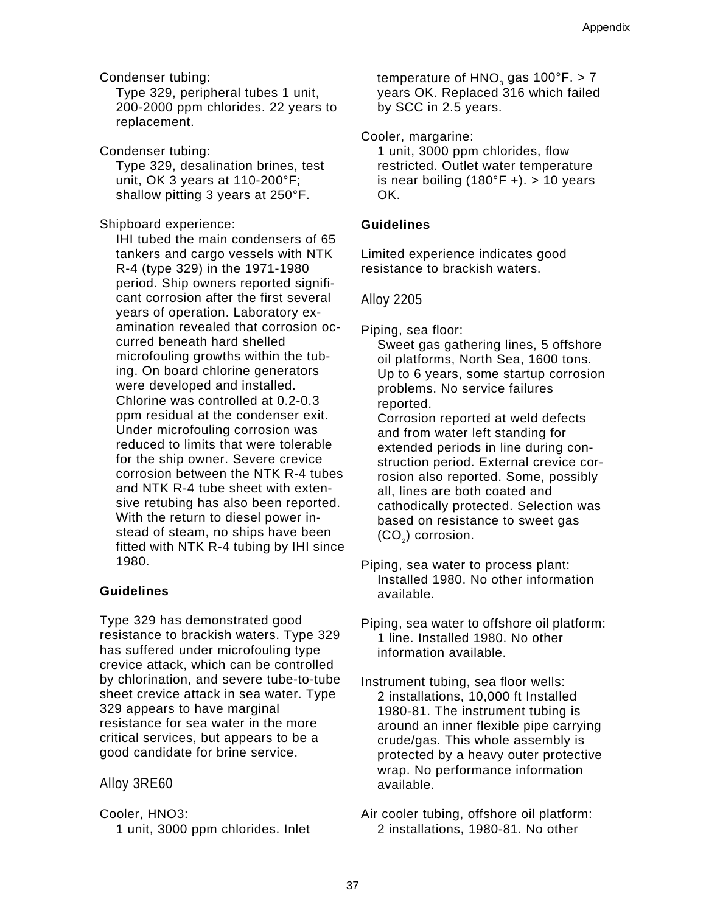Condenser tubing:
Type 329, peripheral tubes 1 unit, 200-2000 ppm chlorides. 22 years to replacement.

Condenser tubing:
Type 329, desalination brines, test unit, OK 3 years at 110-200°F; shallow pitting 3 years at 250°F.

Shipboard experience:
IHI tubed the main condensers of 65 tankers and cargo vessels with NTK R-4 (type 329) in the 1971-1980 period. Ship owners reported significant corrosion after the first several years of operation. Laboratory examination revealed that corrosion occurred beneath hard shelled microfouling growths within the tubing. On board chlorine generators were developed and installed. Chlorine was controlled at 0.2-0.3 ppm residual at the condenser exit. Under microfouling corrosion was reduced to limits that were tolerable for the ship owner. Severe crevice corrosion between the NTK R-4 tubes and NTK R-4 tube sheet with extensive retubing has also been reported. With the return to diesel power instead of steam, no ships have been fitted with NTK R-4 tubing by IHI since 1980.

**Guidelines**

Type 329 has demonstrated good resistance to brackish waters. Type 329 has suffered under microfouling type crevice attack, which can be controlled by chlorination, and severe tube-to-tube sheet crevice attack in sea water. Type 329 appears to have marginal resistance for sea water in the more critical services, but appears to be a good candidate for brine service.

## Alloy 3RE60

Cooler, HNO3:
1 unit, 3000 ppm chlorides. Inlet temperature of $HNO_3$ gas 100°F. > 7 years OK. Replaced 316 which failed by SCC in 2.5 years.

Cooler, margarine:
1 unit, 3000 ppm chlorides, flow restricted. Outlet water temperature is near boiling (180°F +). > 10 years OK.

**Guidelines**

Limited experience indicates good resistance to brackish waters.

## Alloy 2205

Piping, sea floor:
Sweet gas gathering lines, 5 offshore oil platforms, North Sea, 1600 tons. Up to 6 years, some startup corrosion problems. No service failures reported.
Corrosion reported at weld defects and from water left standing for extended periods in line during construction period. External crevice corrosion also reported. Some, possibly all, lines are both coated and cathodically protected. Selection was based on resistance to sweet gas ($CO_2$) corrosion.

Piping, sea water to process plant:
Installed 1980. No other information available.

Piping, sea water to offshore oil platform:
1 line. Installed 1980. No other information available.

Instrument tubing, sea floor wells:
2 installations, 10,000 ft Installed 1980-81. The instrument tubing is around an inner flexible pipe carrying crude/gas. This whole assembly is protected by a heavy outer protective wrap. No performance information available.

Air cooler tubing, offshore oil platform:
2 installations, 1980-81. No other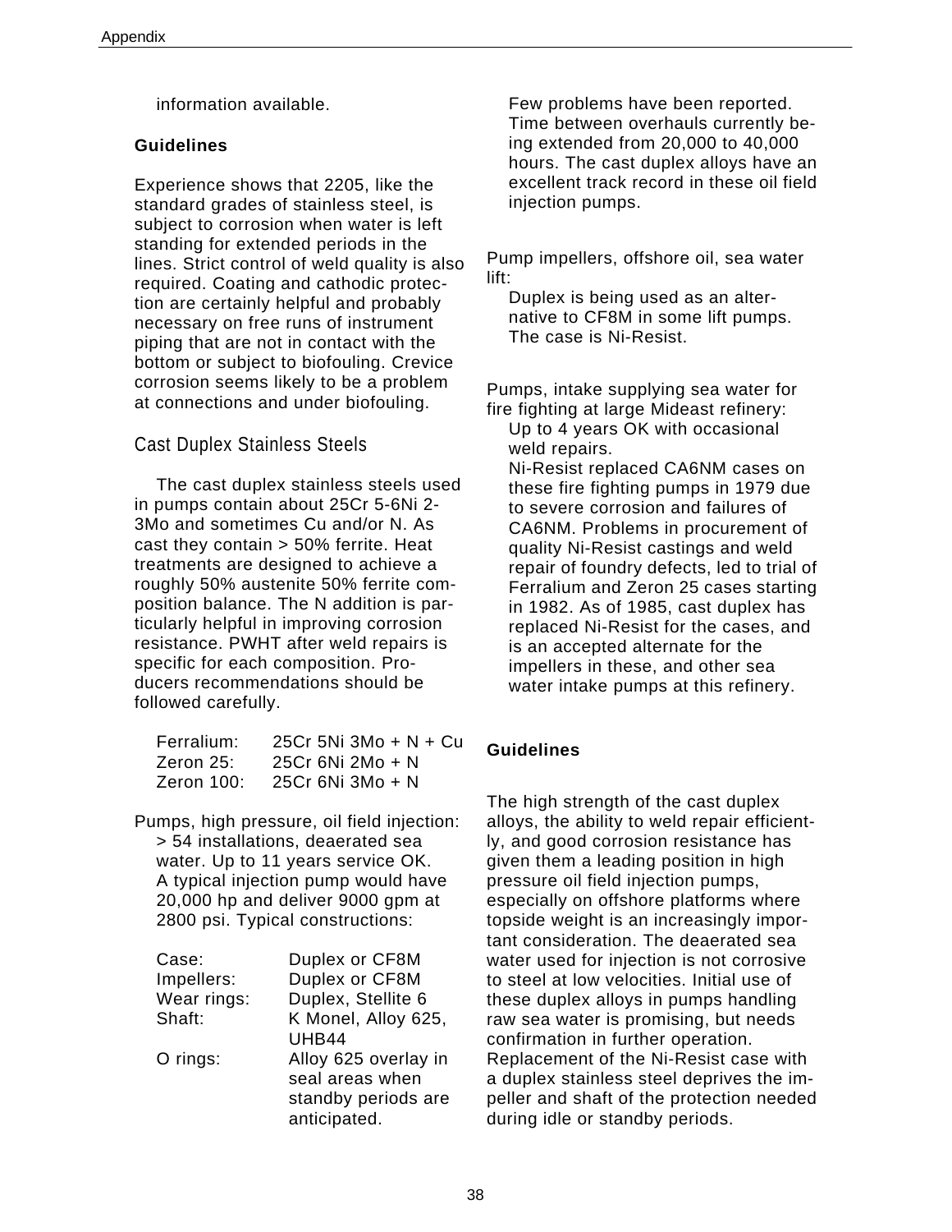information available.

**Guidelines**

Experience shows that 2205, like the standard grades of stainless steel, is subject to corrosion when water is left standing for extended periods in the lines. Strict control of weld quality is also required. Coating and cathodic protection are certainly helpful and probably necessary on free runs of instrument piping that are not in contact with the bottom or subject to biofouling. Crevice corrosion seems likely to be a problem at connections and under biofouling.

## Cast Duplex Stainless Steels

The cast duplex stainless steels used in pumps contain about 25Cr 5-6Ni 2-3Mo and sometimes Cu and/or N. As cast they contain > 50% ferrite. Heat treatments are designed to achieve a roughly 50% austenite 50% ferrite composition balance. The N addition is particularly helpful in improving corrosion resistance. PWHT after weld repairs is specific for each composition. Producers recommendations should be followed carefully.

| | |
|---|---|
| Ferralium: | 25Cr 5Ni 3Mo + N + Cu |
| Zeron 25: | 25Cr 6Ni 2Mo + N |
| Zeron 100: | 25Cr 6Ni 3Mo + N |

Pumps, high pressure, oil field injection:
> 54 installations, deaerated sea water. Up to 11 years service OK. A typical injection pump would have 20,000 hp and deliver 9000 gpm at 2800 psi. Typical constructions:

| | |
|---|---|
| Case: | Duplex or CF8M |
| Impellers: | Duplex or CF8M |
| Wear rings: | Duplex, Stellite 6 |
| Shaft: | K Monel, Alloy 625, UHB44 |
| O rings: | Alloy 625 overlay in seal areas when standby periods are anticipated. |

Few problems have been reported. Time between overhauls currently being extended from 20,000 to 40,000 hours. The cast duplex alloys have an excellent track record in these oil field injection pumps.

Pump impellers, offshore oil, sea water lift:
Duplex is being used as an alternative to CF8M in some lift pumps. The case is Ni-Resist.

Pumps, intake supplying sea water for fire fighting at large Mideast refinery:
Up to 4 years OK with occasional weld repairs.
Ni-Resist replaced CA6NM cases on these fire fighting pumps in 1979 due to severe corrosion and failures of CA6NM. Problems in procurement of quality Ni-Resist castings and weld repair of foundry defects, led to trial of Ferralium and Zeron 25 cases starting in 1982. As of 1985, cast duplex has replaced Ni-Resist for the cases, and is an accepted alternate for the impellers in these, and other sea water intake pumps at this refinery.

**Guidelines**

The high strength of the cast duplex alloys, the ability to weld repair efficiently, and good corrosion resistance has given them a leading position in high pressure oil field injection pumps, especially on offshore platforms where topside weight is an increasingly important consideration. The deaerated sea water used for injection is not corrosive to steel at low velocities. Initial use of these duplex alloys in pumps handling raw sea water is promising, but needs confirmation in further operation. Replacement of the Ni-Resist case with a duplex stainless steel deprives the impeller and shaft of the protection needed during idle or standby periods.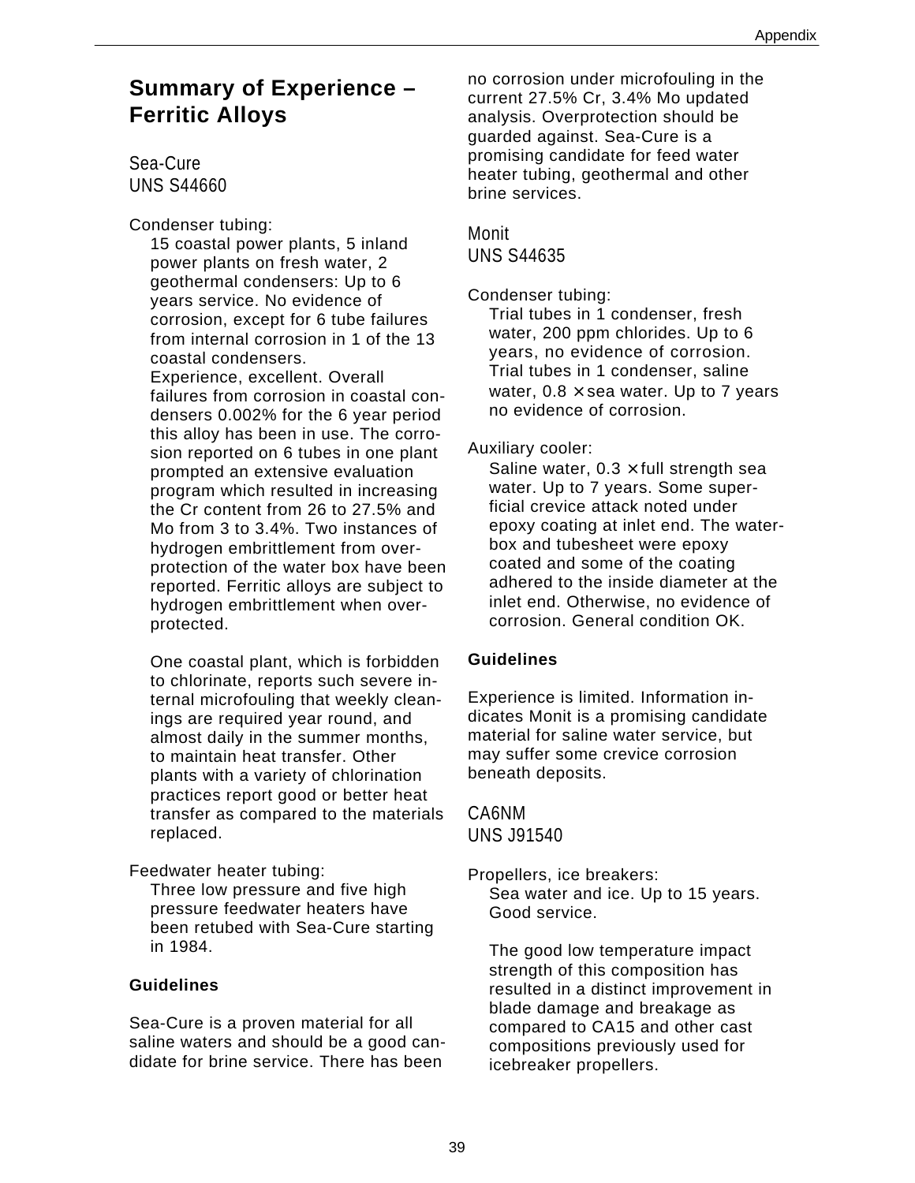## Summary of Experience – Ferritic Alloys

### Sea-Cure
### UNS S44660

Condenser tubing:

15 coastal power plants, 5 inland power plants on fresh water, 2 geothermal condensers: Up to 6 years service. No evidence of corrosion, except for 6 tube failures from internal corrosion in 1 of the 13 coastal condensers.

Experience, excellent. Overall failures from corrosion in coastal condensers 0.002% for the 6 year period this alloy has been in use. The corrosion reported on 6 tubes in one plant prompted an extensive evaluation program which resulted in increasing the Cr content from 26 to 27.5% and Mo from 3 to 3.4%. Two instances of hydrogen embrittlement from overprotection of the water box have been reported. Ferritic alloys are subject to hydrogen embrittlement when overprotected.

One coastal plant, which is forbidden to chlorinate, reports such severe internal microfouling that weekly cleanings are required year round, and almost daily in the summer months, to maintain heat transfer. Other plants with a variety of chlorination practices report good or better heat transfer as compared to the materials replaced.

Feedwater heater tubing:

Three low pressure and five high pressure feedwater heaters have been retubed with Sea-Cure starting in 1984.

**Guidelines**

Sea-Cure is a proven material for all saline waters and should be a good candidate for brine service. There has been no corrosion under microfouling in the current 27.5% Cr, 3.4% Mo updated analysis. Overprotection should be guarded against. Sea-Cure is a promising candidate for feed water heater tubing, geothermal and other brine services.

### Monit
### UNS S44635

Condenser tubing:

Trial tubes in 1 condenser, fresh water, 200 ppm chlorides. Up to 6 years, no evidence of corrosion. Trial tubes in 1 condenser, saline water, 0.8 × sea water. Up to 7 years no evidence of corrosion.

Auxiliary cooler:

Saline water, 0.3 × full strength sea water. Up to 7 years. Some superficial crevice attack noted under epoxy coating at inlet end. The waterbox and tubesheet were epoxy coated and some of the coating adhered to the inside diameter at the inlet end. Otherwise, no evidence of corrosion. General condition OK.

**Guidelines**

Experience is limited. Information indicates Monit is a promising candidate material for saline water service, but may suffer some crevice corrosion beneath deposits.

### CA6NM
### UNS J91540

Propellers, ice breakers:

Sea water and ice. Up to 15 years. Good service.

The good low temperature impact strength of this composition has resulted in a distinct improvement in blade damage and breakage as compared to CA15 and other cast compositions previously used for icebreaker propellers.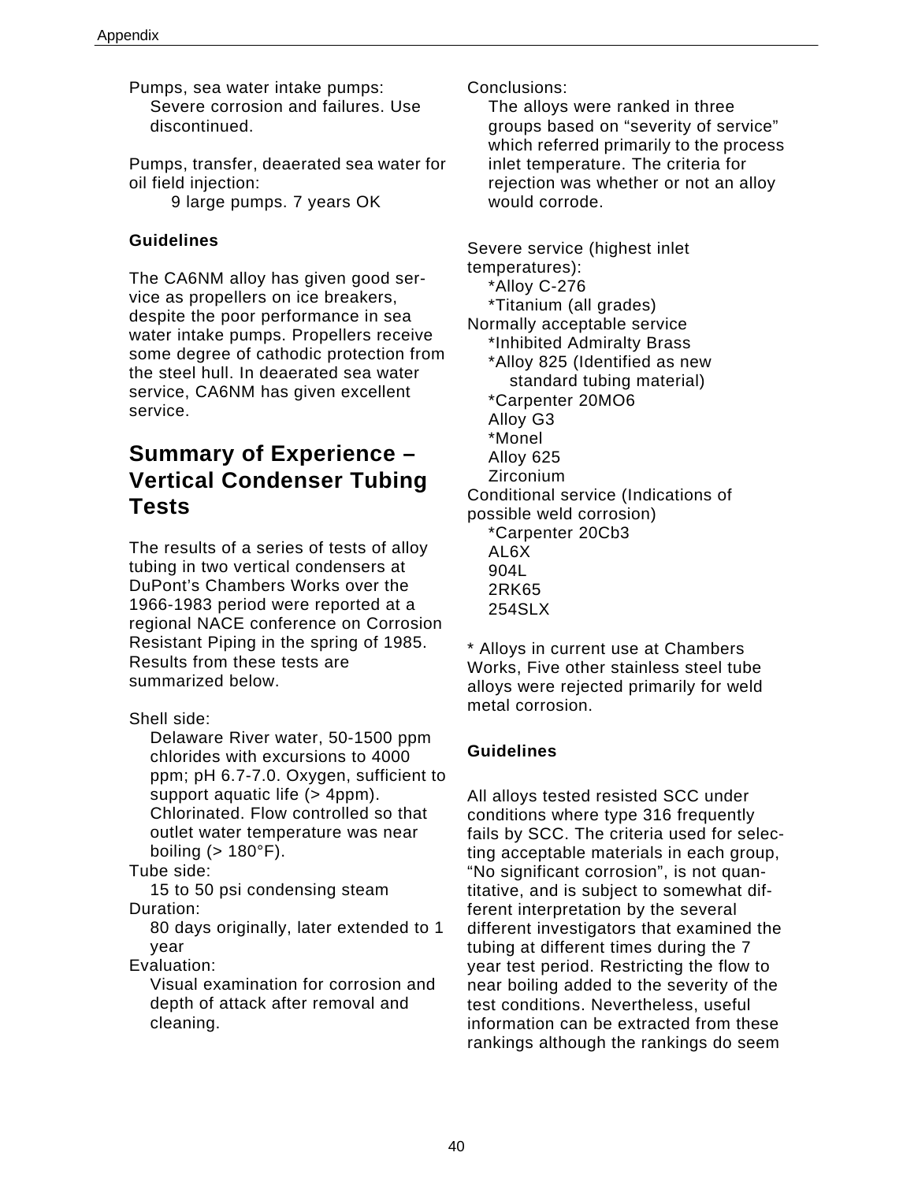Pumps, sea water intake pumps:
Severe corrosion and failures. Use discontinued.

Pumps, transfer, deaerated sea water for oil field injection:
9 large pumps. 7 years OK

### Guidelines

The CA6NM alloy has given good service as propellers on ice breakers, despite the poor performance in sea water intake pumps. Propellers receive some degree of cathodic protection from the steel hull. In deaerated sea water service, CA6NM has given excellent service.

## Summary of Experience – Vertical Condenser Tubing Tests

The results of a series of tests of alloy tubing in two vertical condensers at DuPont's Chambers Works over the 1966-1983 period were reported at a regional NACE conference on Corrosion Resistant Piping in the spring of 1985. Results from these tests are summarized below.

Shell side:
Delaware River water, 50-1500 ppm chlorides with excursions to 4000 ppm; pH 6.7-7.0. Oxygen, sufficient to support aquatic life (> 4ppm). Chlorinated. Flow controlled so that outlet water temperature was near boiling (> 180°F).

Tube side:
15 to 50 psi condensing steam

Duration:
80 days originally, later extended to 1 year

Evaluation:
Visual examination for corrosion and depth of attack after removal and cleaning.

Conclusions:
The alloys were ranked in three groups based on "severity of service" which referred primarily to the process inlet temperature. The criteria for rejection was whether or not an alloy would corrode.

Severe service (highest inlet temperatures):
- *Alloy C-276
- *Titanium (all grades)

Normally acceptable service
- *Inhibited Admiralty Brass
- *Alloy 825 (Identified as new standard tubing material)
- *Carpenter 20MO6
- Alloy G3
- *Monel
- Alloy 625
- Zirconium

Conditional service (Indications of possible weld corrosion)
- *Carpenter 20Cb3
- AL6X
- 904L
- 2RK65
- 254SLX

* Alloys in current use at Chambers Works, Five other stainless steel tube alloys were rejected primarily for weld metal corrosion.

### Guidelines

All alloys tested resisted SCC under conditions where type 316 frequently fails by SCC. The criteria used for selecting acceptable materials in each group, "No significant corrosion", is not quantitative, and is subject to somewhat different interpretation by the several different investigators that examined the tubing at different times during the 7 year test period. Restricting the flow to near boiling added to the severity of the test conditions. Nevertheless, useful information can be extracted from these rankings although the rankings do seem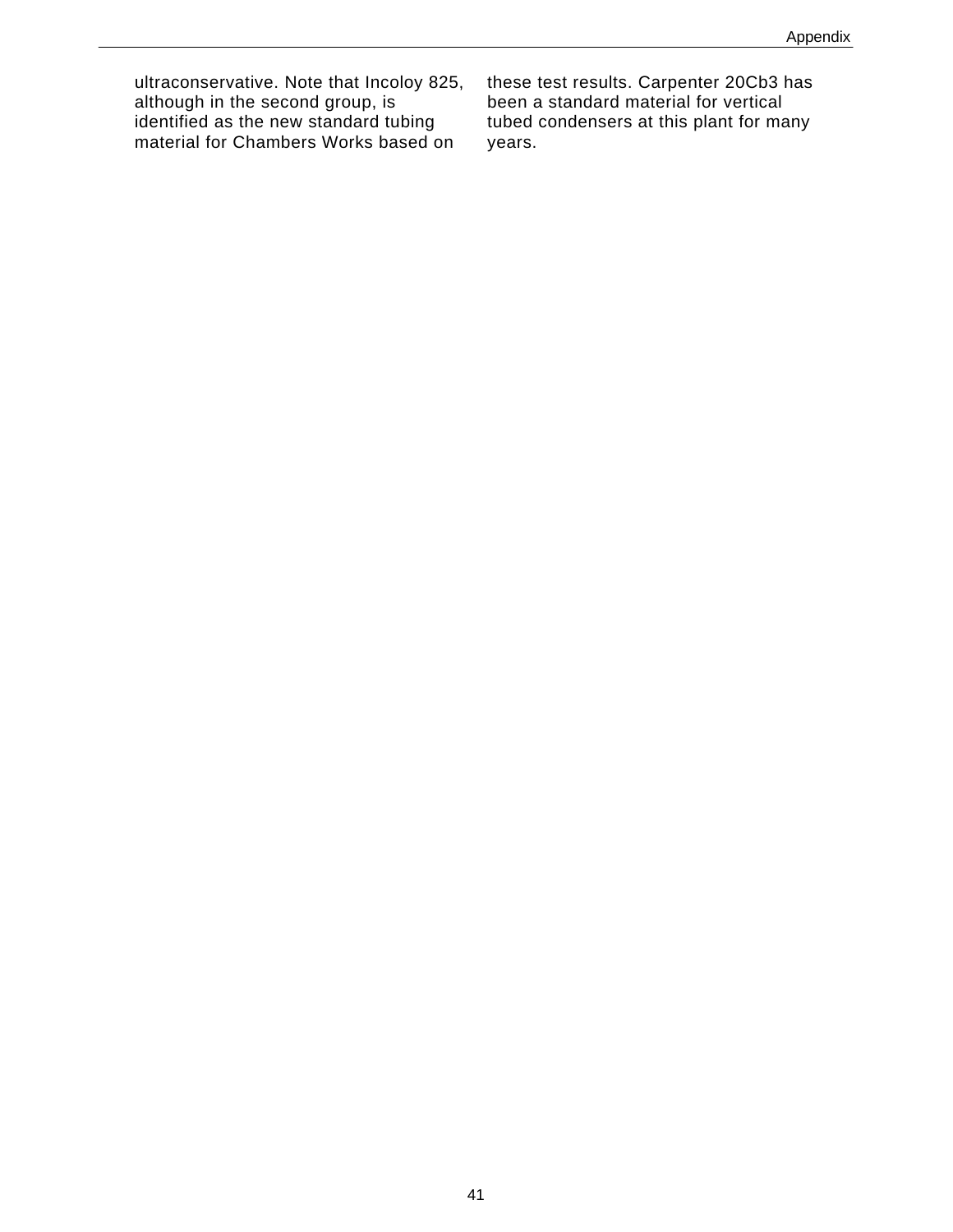ultraconservative. Note that Incoloy 825, although in the second group, is identified as the new standard tubing material for Chambers Works based on these test results. Carpenter 20Cb3 has been a standard material for vertical tubed condensers at this plant for many years.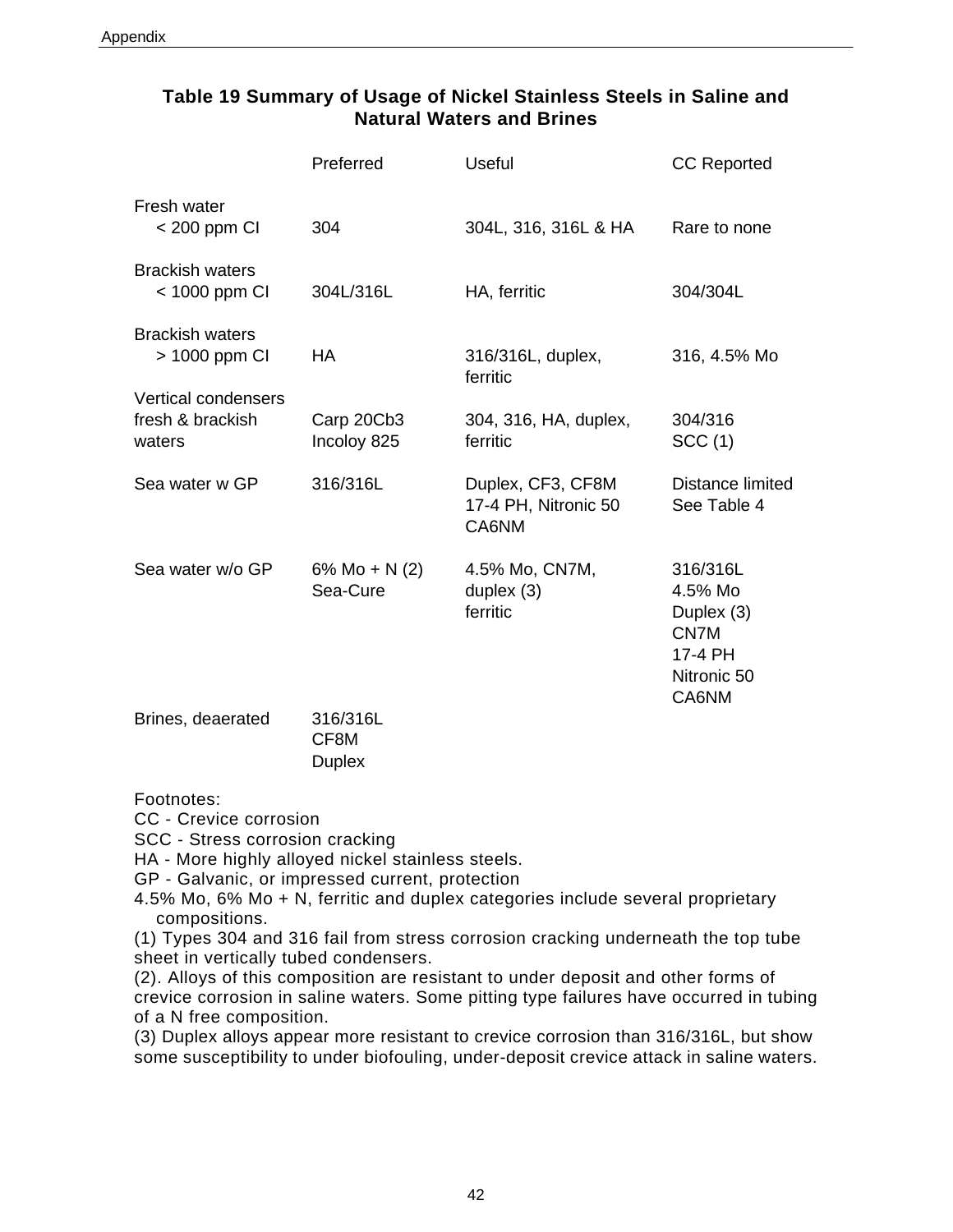## Table 19 Summary of Usage of Nickel Stainless Steels in Saline and Natural Waters and Brines

| | Preferred | Useful | CC Reported |
|---|---|---|---|
| Fresh water < 200 ppm Cl | 304 | 304L, 316, 316L & HA | Rare to none |
| Brackish waters < 1000 ppm Cl | 304L/316L | HA, ferritic | 304/304L |
| Brackish waters > 1000 ppm Cl | HA | 316/316L, duplex, ferritic | 316, 4.5% Mo |
| Vertical condensers fresh & brackish waters | Carp 20Cb3 Incoloy 825 | 304, 316, HA, duplex, ferritic | 304/316 SCC (1) |
| Sea water w GP | 316/316L | Duplex, CF3, CF8M 17-4 PH, Nitronic 50 CA6NM | Distance limited See Table 4 |
| Sea water w/o GP | 6% Mo + N (2) Sea-Cure | 4.5% Mo, CN7M, duplex (3) ferritic | 316/316L 4.5% Mo Duplex (3) CN7M 17-4 PH Nitronic 50 CA6NM |
| Brines, deaerated | 316/316L CF8M Duplex | | |

Footnotes:
CC - Crevice corrosion
SCC - Stress corrosion cracking
HA - More highly alloyed nickel stainless steels.
GP - Galvanic, or impressed current, protection
4.5% Mo, 6% Mo + N, ferritic and duplex categories include several proprietary compositions.
(1) Types 304 and 316 fail from stress corrosion cracking underneath the top tube sheet in vertically tubed condensers.
(2). Alloys of this composition are resistant to under deposit and other forms of crevice corrosion in saline waters. Some pitting type failures have occurred in tubing of a N free composition.
(3) Duplex alloys appear more resistant to crevice corrosion than 316/316L, but show some susceptibility to under biofouling, under-deposit crevice attack in saline waters.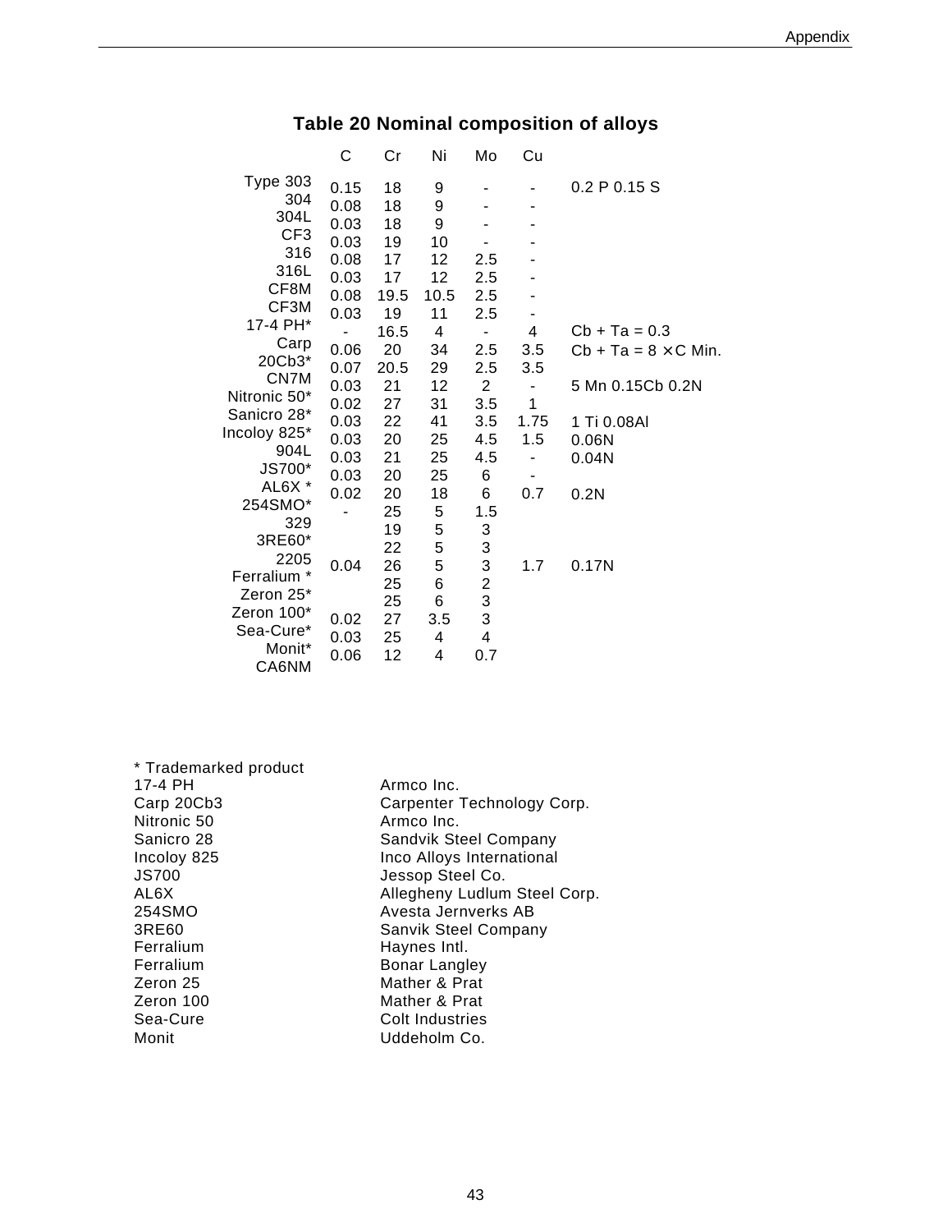## Table 20 Nominal composition of alloys

| | C | Cr | Ni | Mo | Cu | |
|---|---|---|---|---|---|---|
| Type 303 | 0.15 | 18 | 9 | - | - | 0.2 P 0.15 S |
| 304 | 0.08 | 18 | 9 | - | - | |
| 304L | 0.03 | 18 | 9 | - | - | |
| CF3 | 0.03 | 19 | 10 | - | - | |
| 316 | 0.08 | 17 | 12 | 2.5 | - | |
| 316L | 0.03 | 17 | 12 | 2.5 | - | |
| CF8M | 0.08 | 19.5 | 10.5 | 2.5 | - | |
| CF3M | 0.03 | 19 | 11 | 2.5 | - | |
| 17-4 PH* | - | 16.5 | 4 | - | 4 | Cb + Ta = 0.3 |
| Carp 20Cb3* | 0.06 | 20 | 34 | 2.5 | 3.5 | Cb + Ta = 8 × C Min. |
| CN7M | 0.07 | 20.5 | 29 | 2.5 | 3.5 | |
| Nitronic 50* | 0.03 | 21 | 12 | 2 | - | 5 Mn 0.15Cb 0.2N |
| Sanicro 28* | 0.02 | 27 | 31 | 3.5 | 1 | |
| Incoloy 825* | 0.03 | 22 | 41 | 3.5 | 1.75 | 1 Ti 0.08Al |
| 904L | 0.03 | 20 | 25 | 4.5 | 1.5 | 0.06N |
| JS700* | 0.03 | 21 | 25 | 4.5 | - | 0.04N |
| AL6X * | 0.03 | 20 | 25 | 6 | - | |
| 254SMO* | 0.02 | 20 | 18 | 6 | 0.7 | 0.2N |
| 329 | - | 25 | 5 | 1.5 | | |
| 3RE60* | | 19 | 5 | 3 | | |
| 2205 | | 22 | 5 | 3 | | |
| Ferralium * | 0.04 | 26 | 5 | 3 | 1.7 | 0.17N |
| Zeron 25* | | 25 | 6 | 2 | | |
| Zeron 100* | | 25 | 6 | 3 | | |
| Sea-Cure* | 0.02 | 27 | 3.5 | 3 | | |
| Monit* | 0.03 | 25 | 4 | 4 | | |
| CA6NM | 0.06 | 12 | 4 | 0.7 | | |

\* Trademarked product

| | |
|---|---|
| 17-4 PH | Armco Inc. |
| Carp 20Cb3 | Carpenter Technology Corp. |
| Nitronic 50 | Armco Inc. |
| Sanicro 28 | Sandvik Steel Company |
| Incoloy 825 | Inco Alloys International |
| JS700 | Jessop Steel Co. |
| AL6X | Allegheny Ludlum Steel Corp. |
| 254SMO | Avesta Jernverks AB |
| 3RE60 | Sanvik Steel Company |
| Ferralium | Haynes Intl. |
| Ferralium | Bonar Langley |
| Zeron 25 | Mather & Prat |
| Zeron 100 | Mather & Prat |
| Sea-Cure | Colt Industries |
| Monit | Uddeholm Co. |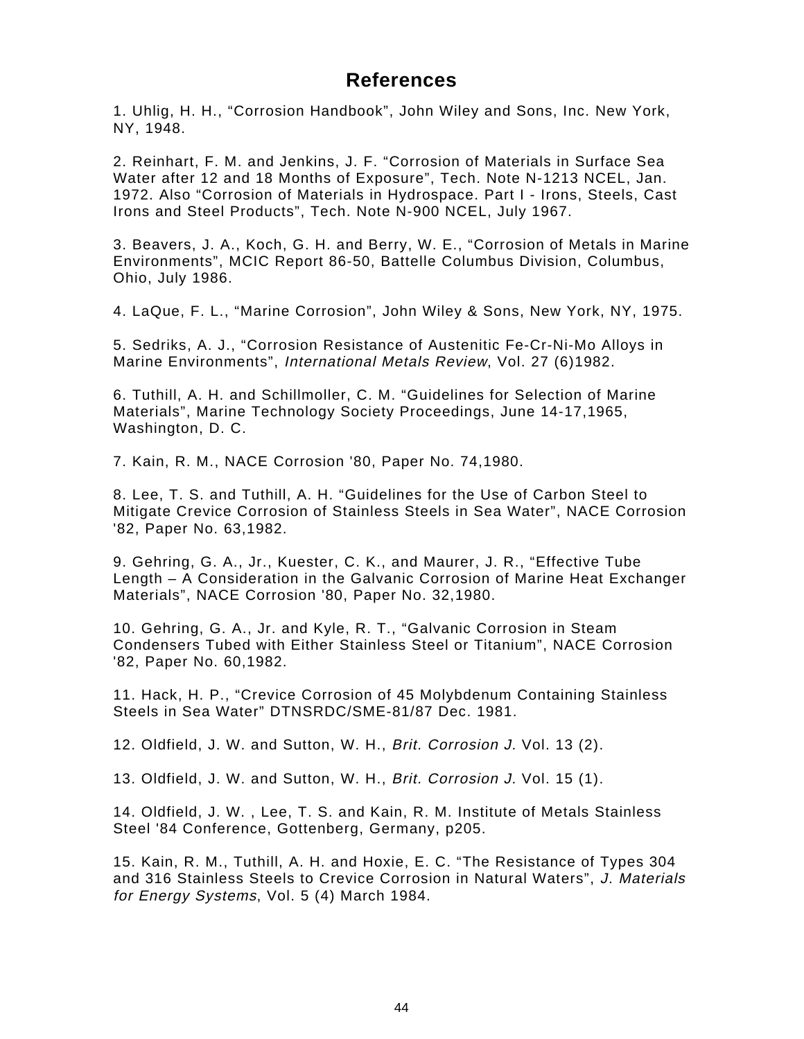# References

1. Uhlig, H. H., “Corrosion Handbook”, John Wiley and Sons, Inc. New York, NY, 1948.

2. Reinhart, F. M. and Jenkins, J. F. “Corrosion of Materials in Surface Sea Water after 12 and 18 Months of Exposure”, Tech. Note N-1213 NCEL, Jan. 1972. Also “Corrosion of Materials in Hydrospace. Part I - Irons, Steels, Cast Irons and Steel Products”, Tech. Note N-900 NCEL, July 1967.

3. Beavers, J. A., Koch, G. H. and Berry, W. E., “Corrosion of Metals in Marine Environments”, MCIC Report 86-50, Battelle Columbus Division, Columbus, Ohio, July 1986.

4. LaQue, F. L., “Marine Corrosion”, John Wiley & Sons, New York, NY, 1975.

5. Sedriks, A. J., “Corrosion Resistance of Austenitic Fe-Cr-Ni-Mo Alloys in Marine Environments”, *International Metals Review*, Vol. 27 (6)1982.

6. Tuthill, A. H. and Schillmoller, C. M. “Guidelines for Selection of Marine Materials”, Marine Technology Society Proceedings, June 14-17,1965, Washington, D. C.

7. Kain, R. M., NACE Corrosion '80, Paper No. 74,1980.

8. Lee, T. S. and Tuthill, A. H. “Guidelines for the Use of Carbon Steel to Mitigate Crevice Corrosion of Stainless Steels in Sea Water”, NACE Corrosion '82, Paper No. 63,1982.

9. Gehring, G. A., Jr., Kuester, C. K., and Maurer, J. R., “Effective Tube Length – A Consideration in the Galvanic Corrosion of Marine Heat Exchanger Materials”, NACE Corrosion '80, Paper No. 32,1980.

10. Gehring, G. A., Jr. and Kyle, R. T., “Galvanic Corrosion in Steam Condensers Tubed with Either Stainless Steel or Titanium”, NACE Corrosion '82, Paper No. 60,1982.

11. Hack, H. P., “Crevice Corrosion of 45 Molybdenum Containing Stainless Steels in Sea Water” DTNSRDC/SME-81/87 Dec. 1981.

12. Oldfield, J. W. and Sutton, W. H., *Brit. Corrosion J.* Vol. 13 (2).

13. Oldfield, J. W. and Sutton, W. H., *Brit. Corrosion J.* Vol. 15 (1).

14. Oldfield, J. W. , Lee, T. S. and Kain, R. M. Institute of Metals Stainless Steel '84 Conference, Gottenberg, Germany, p205.

15. Kain, R. M., Tuthill, A. H. and Hoxie, E. C. “The Resistance of Types 304 and 316 Stainless Steels to Crevice Corrosion in Natural Waters”, *J. Materials for Energy Systems*, Vol. 5 (4) March 1984.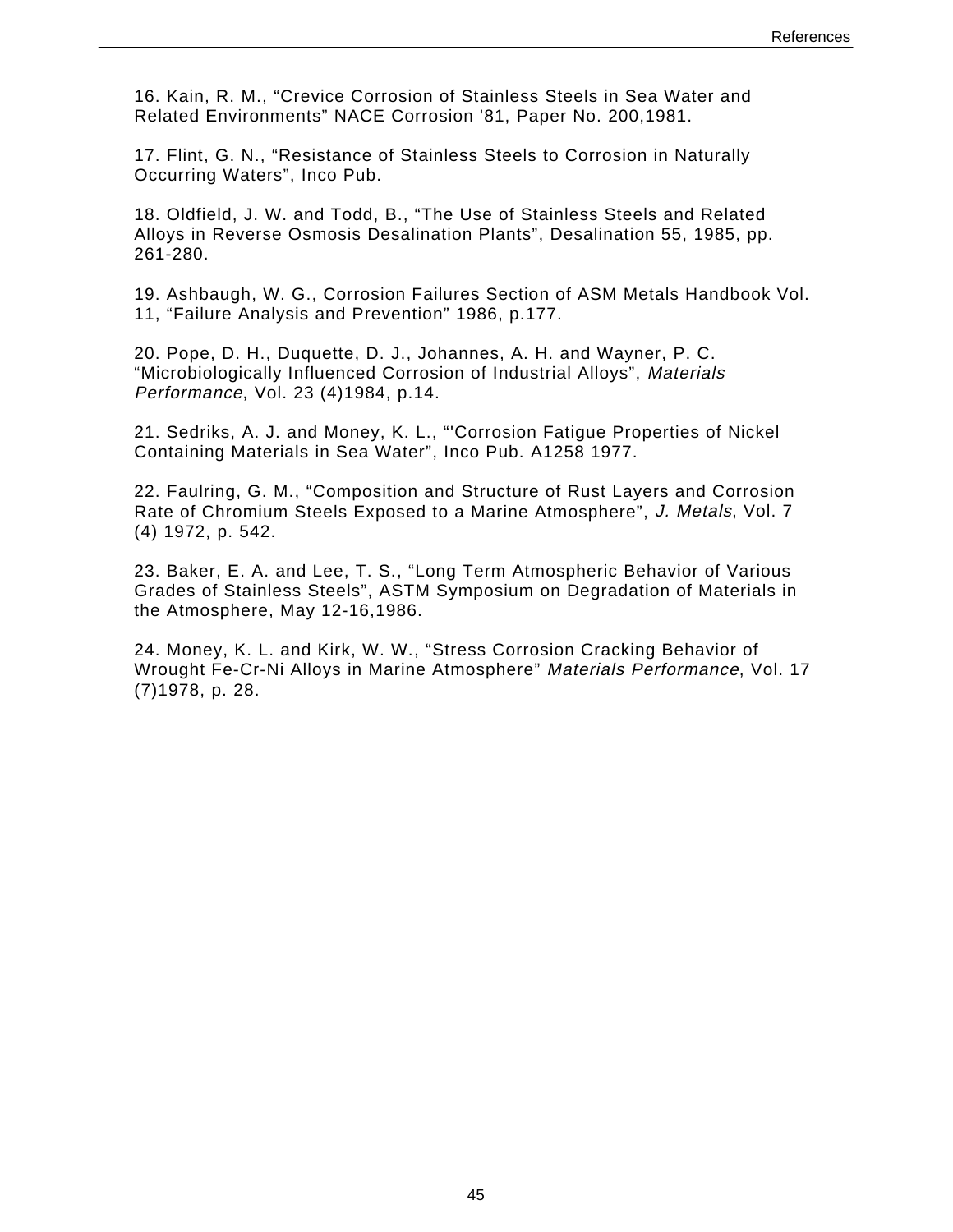16. Kain, R. M., “Crevice Corrosion of Stainless Steels in Sea Water and Related Environments” NACE Corrosion '81, Paper No. 200,1981.

17. Flint, G. N., “Resistance of Stainless Steels to Corrosion in Naturally Occurring Waters”, Inco Pub.

18. Oldfield, J. W. and Todd, B., “The Use of Stainless Steels and Related Alloys in Reverse Osmosis Desalination Plants”, Desalination 55, 1985, pp. 261-280.

19. Ashbaugh, W. G., Corrosion Failures Section of ASM Metals Handbook Vol. 11, “Failure Analysis and Prevention” 1986, p.177.

20. Pope, D. H., Duquette, D. J., Johannes, A. H. and Wayner, P. C. “Microbiologically Influenced Corrosion of Industrial Alloys”, *Materials Performance*, Vol. 23 (4)1984, p.14.

21. Sedriks, A. J. and Money, K. L., “'Corrosion Fatigue Properties of Nickel Containing Materials in Sea Water”, Inco Pub. A1258 1977.

22. Faulring, G. M., “Composition and Structure of Rust Layers and Corrosion Rate of Chromium Steels Exposed to a Marine Atmosphere”, *J. Metals*, Vol. 7 (4) 1972, p. 542.

23. Baker, E. A. and Lee, T. S., “Long Term Atmospheric Behavior of Various Grades of Stainless Steels”, ASTM Symposium on Degradation of Materials in the Atmosphere, May 12-16,1986.

24. Money, K. L. and Kirk, W. W., “Stress Corrosion Cracking Behavior of Wrought Fe-Cr-Ni Alloys in Marine Atmosphere” *Materials Performance*, Vol. 17 (7)1978, p. 28.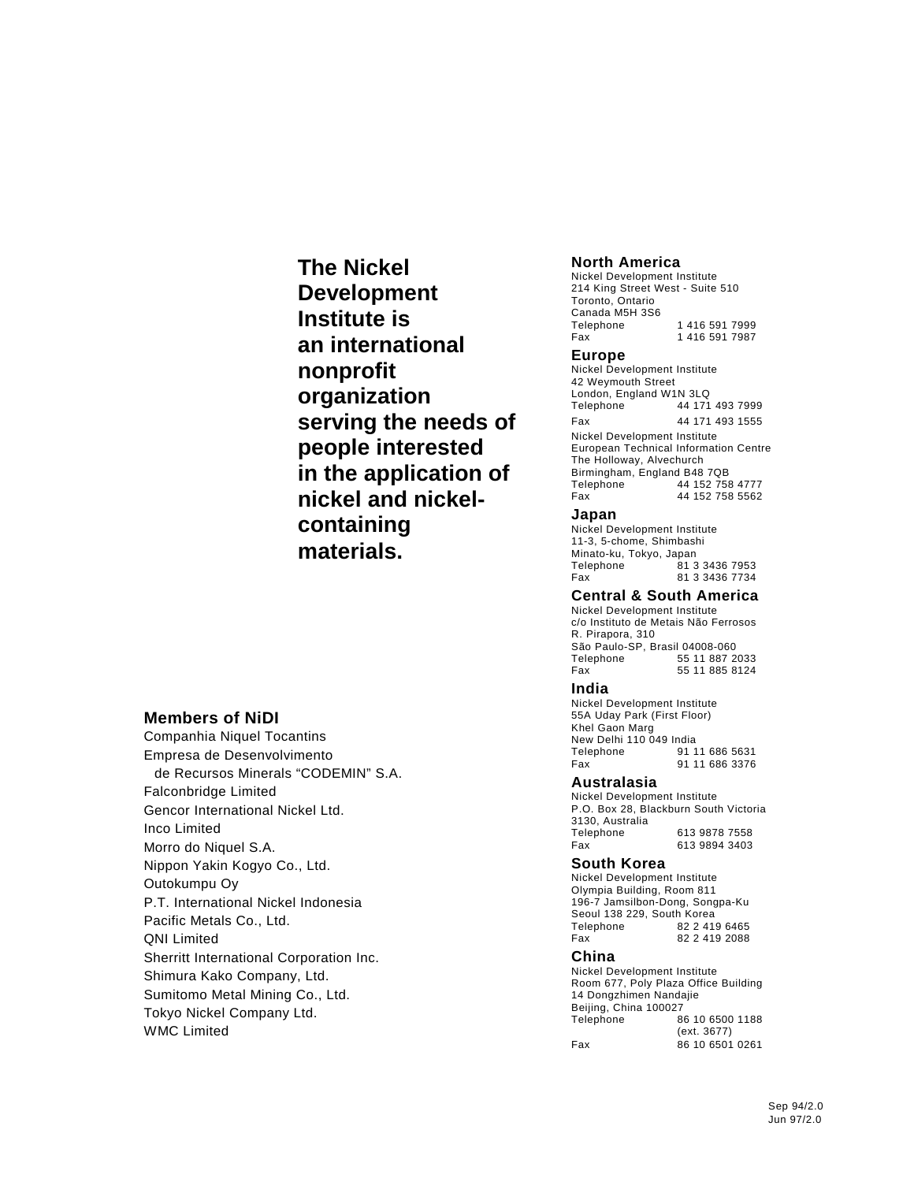**The Nickel Development Institute is an international nonprofit organization serving the needs of people interested in the application of nickel and nickel-containing materials.**

### Members of NiDI

Companhia Niquel Tocantins
Empresa de Desenvolvimento de Recursos Minerals "CODEMIN" S.A.
Falconbridge Limited
Gencor International Nickel Ltd.
Inco Limited
Morro do Niquel S.A.
Nippon Yakin Kogyo Co., Ltd.
Outokumpu Oy
P.T. International Nickel Indonesia
Pacific Metals Co., Ltd.
QNI Limited
Sherritt International Corporation Inc.
Shimura Kako Company, Ltd.
Sumitomo Metal Mining Co., Ltd.
Tokyo Nickel Company Ltd.
WMC Limited

### North America

Nickel Development Institute
214 King Street West - Suite 510
Toronto, Ontario
Canada M5H 3S6
Telephone 1 416 591 7999
Fax 1 416 591 7987

### Europe

Nickel Development Institute
42 Weymouth Street
London, England W1N 3LQ
Telephone 44 171 493 7999
Fax 44 171 493 1555

Nickel Development Institute
European Technical Information Centre
The Holloway, Alvechurch
Birmingham, England B48 7QB
Telephone 44 152 758 4777
Fax 44 152 758 5562

### Japan

Nickel Development Institute
11-3, 5-chome, Shimbashi
Minato-ku, Tokyo, Japan
Telephone 81 3 3436 7953
Fax 81 3 3436 7734

### Central & South America

Nickel Development Institute
c/o Instituto de Metais Não Ferrosos
R. Pirapora, 310
São Paulo-SP, Brasil 04008-060
Telephone 55 11 887 2033
Fax 55 11 885 8124

### India

Nickel Development Institute
55A Uday Park (First Floor)
Khel Gaon Marg
New Delhi 110 049 India
Telephone 91 11 686 5631
Fax 91 11 686 3376

### Australasia

Nickel Development Institute
P.O. Box 28, Blackburn South Victoria
3130, Australia
Telephone 613 9878 7558
Fax 613 9894 3403

### South Korea

Nickel Development Institute
Olympia Building, Room 811
196-7 Jamsilbon-Dong, Songpa-Ku
Seoul 138 229, South Korea
Telephone 82 2 419 6465
Fax 82 2 419 2088

### China

Nickel Development Institute
Room 677, Poly Plaza Office Building
14 Dongzhimen Nandajie
Beijing, China 100027
Telephone 86 10 6500 1188 (ext. 3677)
Fax 86 10 6501 0261

Sep 94/2.0
Jun 97/2.0